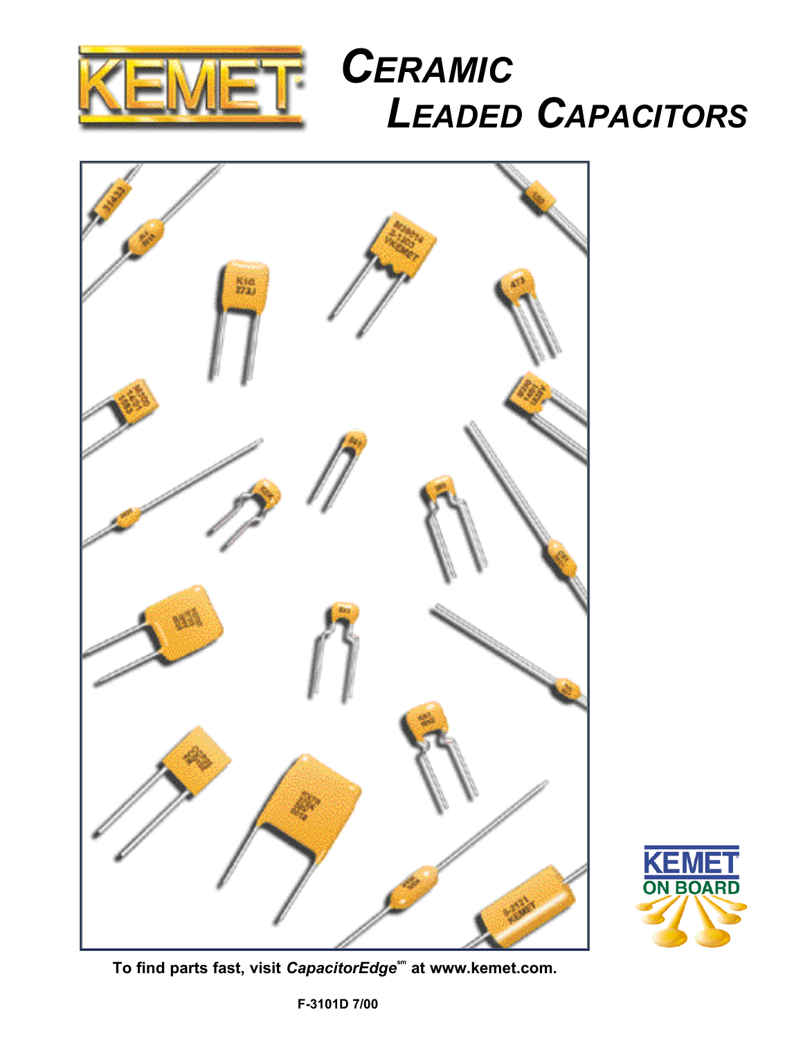# CERAMIC LEADED CAPACITORS

To find parts fast, visit **CapacitorEdge**^sm at **www.kemet.com.**

F-3101D 7/00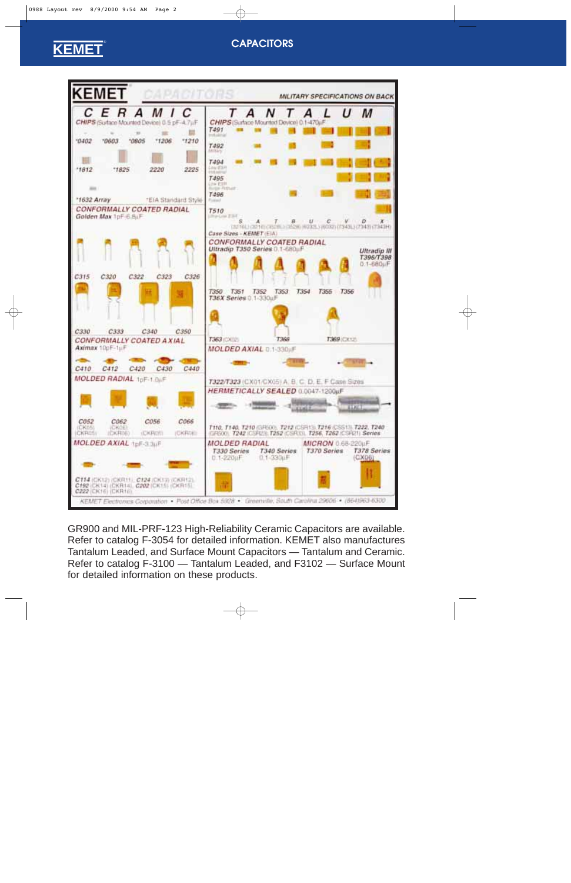KEMET CAPACITORS — MILITARY SPECIFICATIONS ON BACK

## CERAMIC

**CHIPS** (Surface Mounted Device) 0.5 pF-4.7µF

*0402 *0603 *0805 *1206 *1210

*1812 *1825 2220 2225

*1632 Array — *EIA Standard Style

**CONFORMALLY COATED RADIAL**

Golden Max 1pF-6.8µF

C315 C320 C322 C323 C326

C330 C333 C340 C350

**CONFORMALLY COATED AXIAL**

Aximax 10pF-1µF

C410 C412 C420 C430 C440

**MOLDED RADIAL** 1pF-1.0µF

C052 (CK05) (CKR05) — C062 (CK06) (CKR06) — C056 (CKR05) — C066 (CKR06)

**MOLDED AXIAL** 1pF-3.3µF

C114 (CK12) (CKR11), C124 (CK13) (CKR12), C192 (CK14) (CKR14), C202 (CK15) (CKR15), C222 (CK16) (CKR16)

## TANTALUM

**CHIPS** (Surface Mounted Device) 0.1-470µF

T491 Industrial

T492 Military

T494 Low ESR Industrial

T495 Low ESR Surge Robust

T496 Fused

T510 Ultra-Low ESR

S (3216L), A (3216), T (3528L), B (3528), U (6032L), C (6032), V (7343L), D (7343), X (7343H)

Case Sizes - KEMET (EIA)

**CONFORMALLY COATED RADIAL**

Ultradip T350 Series 0.1-680µF

Ultradip III T396/T398 0.1-680µF

T350 T351 T352 T353 T354 T355 T356

T36X Series 0.1-330µF

T363 (CX02) T368 T369 (CX12)

**MOLDED AXIAL** 0.1-330µF

T322/T323 (CX01/CX05) A, B, C, D, E, F Case Sizes

**HERMETICALLY SEALED** 0.0047-1200µF

T110, T140, T210 (GR500), T212 (CSR13), T216 (CSS13), T222, T240 (GR500), T242 (CSR23), T252 (CSR33), T256, T262 (CSR21) Series

**MOLDED RADIAL**

T330 Series 0.1-220µF — T340 Series 0.1-330µF

**MICRON** 0.68-220µF

T370 Series — T378 Series (CX06)

KEMET Electronics Corporation • Post Office Box 5928 • Greenville, South Carolina 29606 • (864)963-6300

GR900 and MIL-PRF-123 High-Reliability Ceramic Capacitors are available. Refer to catalog F-3054 for detailed information. KEMET also manufactures Tantalum Leaded, and Surface Mount Capacitors — Tantalum and Ceramic. Refer to catalog F-3100 — Tantalum Leaded, and F3102 — Surface Mount for detailed information on these products.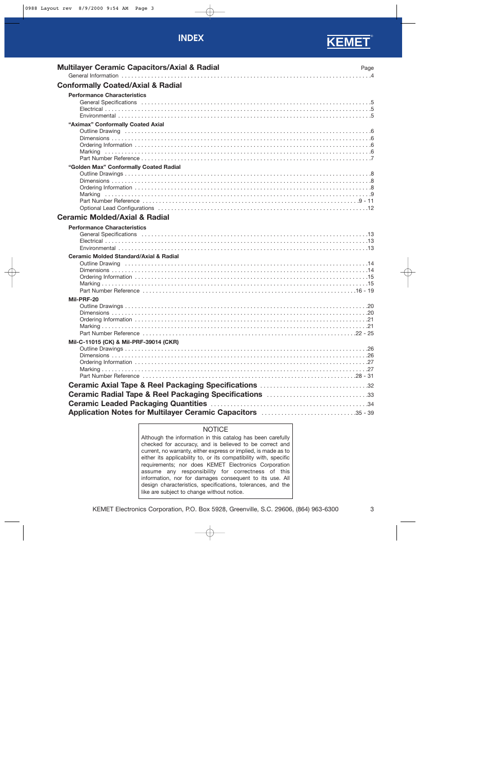# INDEX

KEMET

| | Page |
|---|---|
| **Multilayer Ceramic Capacitors/Axial & Radial** | |
| General Information | 4 |
| **Conformally Coated/Axial & Radial** | |
| **Performance Characteristics** | |
| General Specifications | 5 |
| Electrical | 5 |
| Environmental | 5 |
| **"Aximax" Conformally Coated Axial** | |
| Outline Drawing | 6 |
| Dimensions | 6 |
| Ordering Information | 6 |
| Marking | 6 |
| Part Number Reference | 7 |
| **"Golden Max" Conformally Coated Radial** | |
| Outline Drawings | 8 |
| Dimensions | 8 |
| Ordering Information | 8 |
| Marking | 9 |
| Part Number Reference | 9 - 11 |
| Optional Lead Configurations | 12 |
| **Ceramic Molded/Axial & Radial** | |
| **Performance Characteristics** | |
| General Specifications | 13 |
| Electrical | 13 |
| Environmental | 13 |
| **Ceramic Molded Standard/Axial & Radial** | |
| Outline Drawing | 14 |
| Dimensions | 14 |
| Ordering Information | 15 |
| Marking | 15 |
| Part Number Reference | 16 - 19 |
| **Mil-PRF-20** | |
| Outline Drawings | 20 |
| Dimensions | 20 |
| Ordering Information | 21 |
| Marking | 21 |
| Part Number Reference | 22 - 25 |
| **Mil-C-11015 (CK) & Mil-PRF-39014 (CKR)** | |
| Outline Drawings | 26 |
| Dimensions | 26 |
| Ordering Information | 27 |
| Marking | 27 |
| Part Number Reference | 28 - 31 |
| **Ceramic Axial Tape & Reel Packaging Specifications** | 32 |
| **Ceramic Radial Tape & Reel Packaging Specifications** | 33 |
| **Ceramic Leaded Packaging Quantities** | 34 |
| **Application Notes for Multilayer Ceramic Capacitors** | 35 - 39 |

NOTICE

Although the information in this catalog has been carefully checked for accuracy, and is believed to be correct and current, no warranty, either express or implied, is made as to either its applicability to, or its compatibility with, specific requirements; nor does KEMET Electronics Corporation assume any responsibility for correctness of this information, nor for damages consequent to its use. All design characteristics, specifications, tolerances, and the like are subject to change without notice.

KEMET Electronics Corporation, P.O. Box 5928, Greenville, S.C. 29606, (864) 963-6300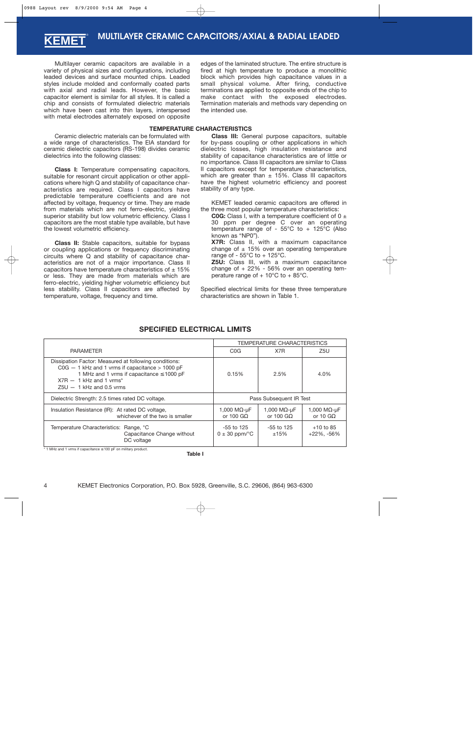# MULTILAYER CERAMIC CAPACITORS/AXIAL & RADIAL LEADED

Multilayer ceramic capacitors are available in a variety of physical sizes and configurations, including leaded devices and surface mounted chips. Leaded styles include molded and conformally coated parts with axial and radial leads. However, the basic capacitor element is similar for all styles. It is called a chip and consists of formulated dielectric materials which have been cast into thin layers, interspersed with metal electrodes alternately exposed on opposite edges of the laminated structure. The entire structure is fired at high temperature to produce a monolithic block which provides high capacitance values in a small physical volume. After firing, conductive terminations are applied to opposite ends of the chip to make contact with the exposed electrodes. Termination materials and methods vary depending on the intended use.

## TEMPERATURE CHARACTERISTICS

Ceramic dielectric materials can be formulated with a wide range of characteristics. The EIA standard for ceramic dielectric capacitors (RS-198) divides ceramic dielectrics into the following classes:

**Class I:** Temperature compensating capacitors, suitable for resonant circuit application or other applications where high Q and stability of capacitance characteristics are required. Class I capacitors have predictable temperature coefficients and are not affected by voltage, frequency or time. They are made from materials which are not ferro-electric, yielding superior stability but low volumetric efficiency. Class I capacitors are the most stable type available, but have the lowest volumetric efficiency.

**Class II:** Stable capacitors, suitable for bypass or coupling applications or frequency discriminating circuits where Q and stability of capacitance characteristics are not of major importance. Class II capacitors have temperature characteristics of ± 15% or less. They are made from materials which are ferro-electric, yielding higher volumetric efficiency but less stability. Class II capacitors are affected by temperature, voltage, frequency and time.

**Class III:** General purpose capacitors, suitable for by-pass coupling or other applications in which dielectric losses, high insulation resistance and stability of capacitance characteristics are of little or no importance. Class III capacitors are similar to Class II capacitors except for temperature characteristics, which are greater than ± 15%. Class III capacitors have the highest volumetric efficiency and poorest stability of any type.

KEMET leaded ceramic capacitors are offered in the three most popular temperature characteristics:

**C0G:** Class I, with a temperature coefficient of 0 ± 30 ppm per degree C over an operating temperature range of - 55°C to + 125°C (Also known as "NP0").

**X7R:** Class II, with a maximum capacitance change of ± 15% over an operating temperature range of - 55°C to + 125°C.

**Z5U:** Class III, with a maximum capacitance change of + 22% - 56% over an operating temperature range of + 10°C to + 85°C.

Specified electrical limits for these three temperature characteristics are shown in Table 1.

## SPECIFIED ELECTRICAL LIMITS

| PARAMETER | TEMPERATURE CHARACTERISTICS | | |
|---|---|---|---|
| | C0G | X7R | Z5U |
| Dissipation Factor: Measured at following conditions:<br>C0G — 1 kHz and 1 vrms if capacitance > 1000 pF<br>1 MHz and 1 vrms if capacitance ≤ 1000 pF<br>X7R — 1 kHz and 1 vrms*<br>Z5U — 1 kHz and 0.5 vrms | 0.15% | 2.5% | 4.0% |
| Dielectric Strength: 2.5 times rated DC voltage. | Pass Subsequent IR Test | | |
| Insulation Resistance (IR): At rated DC voltage, whichever of the two is smaller | 1,000 MΩ-µF or 100 GΩ | 1,000 MΩ-µF or 100 GΩ | 1,000 MΩ-µF or 10 GΩ |
| Temperature Characteristics: Range, °C<br>Capacitance Change without DC voltage | -55 to 125<br>0 ± 30 ppm/°C | -55 to 125<br>±15% | +10 to 85<br>+22%, -56% |

* 1 MHz and 1 vrms if capacitance ≤ 100 pF on military product.

Table I

KEMET Electronics Corporation, P.O. Box 5928, Greenville, S.C. 29606, (864) 963-6300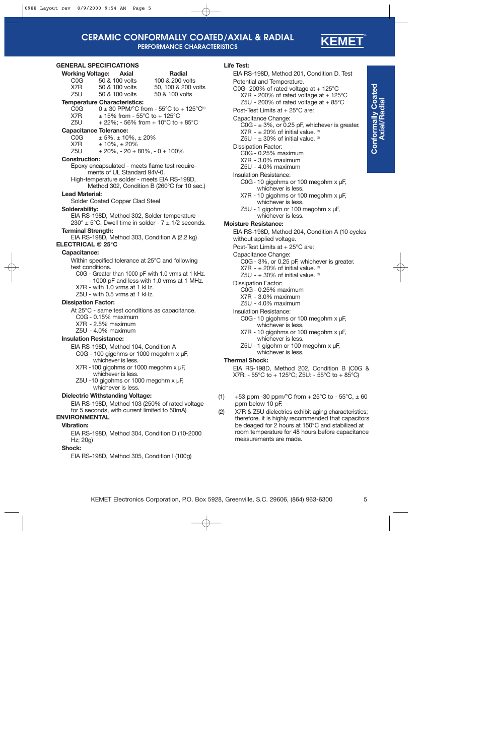# CERAMIC CONFORMALLY COATED/AXIAL & RADIAL

## PERFORMANCE CHARACTERISTICS

### GENERAL SPECIFICATIONS

**Working Voltage:**

| | Axial | Radial |
|---|---|---|
| C0G | 50 & 100 volts | 100 & 200 volts |
| X7R | 50 & 100 volts | 50, 100 & 200 volts |
| Z5U | 50 & 100 volts | 50 & 100 volts |

**Temperature Characteristics:**

| | |
|---|---|
| C0G | 0 ± 30 PPM/°C from - 55°C to + 125°C[1] |
| X7R | ± 15% from - 55°C to + 125°C |
| Z5U | + 22%; - 56% from + 10°C to + 85°C |

**Capacitance Tolerance:**

| | |
|---|---|
| C0G | ± 5%, ± 10%, ± 20% |
| X7R | ± 10%, ± 20% |
| Z5U | ± 20%, - 20 + 80%, - 0 + 100% |

**Construction:**

Epoxy encapsulated - meets flame test requirements of UL Standard 94V-0.

High-temperature solder - meets EIA RS-198D, Method 302, Condition B (260°C for 10 sec.)

**Lead Material:**

Solder Coated Copper Clad Steel

**Solderability:**

EIA RS-198D, Method 302, Solder temperature - 230° ± 5°C. Dwell time in solder - 7 ± 1/2 seconds.

**Terminal Strength:**

EIA RS-198D, Method 303, Condition A (2.2 kg)

### ELECTRICAL @ 25°C

**Capacitance:**

Within specified tolerance at 25°C and following test conditions.

- C0G - Greater than 1000 pF with 1.0 vrms at 1 kHz.
  - 1000 pF and less with 1.0 vrms at 1 MHz.
- X7R - with 1.0 vrms at 1 kHz.
- Z5U - with 0.5 vrms at 1 kHz.

**Dissipation Factor:**

At 25°C - same test conditions as capacitance.

- C0G - 0.15% maximum
- X7R - 2.5% maximum
- Z5U - 4.0% maximum

**Insulation Resistance:**

EIA RS-198D, Method 104, Condition A

- C0G - 100 gigohms or 1000 megohm x µF, whichever is less.
- X7R -100 gigohms or 1000 megohm x µF, whichever is less.
- Z5U -10 gigohms or 1000 megohm x µF, whichever is less.

**Dielectric Withstanding Voltage:**

EIA RS-198D, Method 103 (250% of rated voltage for 5 seconds, with current limited to 50mA)

### ENVIRONMENTAL

**Vibration:**

EIA RS-198D, Method 304, Condition D (10-2000 Hz; 20g)

**Shock:**

EIA RS-198D, Method 305, Condition I (100g)

**Life Test:**

EIA RS-198D, Method 201, Condition D. Test Potential and Temperature.

- C0G- 200% of rated voltage at + 125°C
- X7R - 200% of rated voltage at + 125°C
- Z5U - 200% of rated voltage at + 85°C

Post-Test Limits at + 25°C are:

Capacitance Change:

- C0G - ± 3%, or 0.25 pF, whichever is greater.
- X7R - ± 20% of initial value. [2]
- Z5U - ± 30% of initial value. [2]

Dissipation Factor:

- C0G - 0.25% maximum
- X7R - 3.0% maximum
- Z5U - 4.0% maximum

Insulation Resistance:

- C0G - 10 gigohms or 100 megohm x µF, whichever is less.
- X7R - 10 gigohms or 100 megohm x µF, whichever is less.
- Z5U - 1 gigohm or 100 megohm x µF, whichever is less.

**Moisture Resistance:**

EIA RS-198D, Method 204, Condition A (10 cycles without applied voltage.

Post-Test Limits at + 25°C are:

Capacitance Change:

- C0G - 3%, or 0.25 pF, whichever is greater.
- X7R - ± 20% of initial value. [2]
- Z5U - ± 30% of initial value. [2]

Dissipation Factor:

- C0G - 0.25% maximum
- X7R - 3.0% maximum
- Z5U - 4.0% maximum

Insulation Resistance:

- C0G - 10 gigohms or 100 megohm x µF, whichever is less.
- X7R - 10 gigohms or 100 megohm x µF, whichever is less.
- Z5U - 1 gigohm or 100 megohm x µF, whichever is less.

**Thermal Shock:**

EIA RS-198D, Method 202, Condition B (C0G & X7R: - 55°C to + 125°C; Z5U: - 55°C to + 85°C)

(1) +53 ppm -30 ppm/°C from + 25°C to - 55°C, ± 60 ppm below 10 pF.

(2) X7R & Z5U dielectrics exhibit aging characteristics; therefore, it is highly recommended that capacitors be deaged for 2 hours at 150°C and stabilized at room temperature for 48 hours before capacitance measurements are made.

KEMET Electronics Corporation, P.O. Box 5928, Greenville, S.C. 29606, (864) 963-6300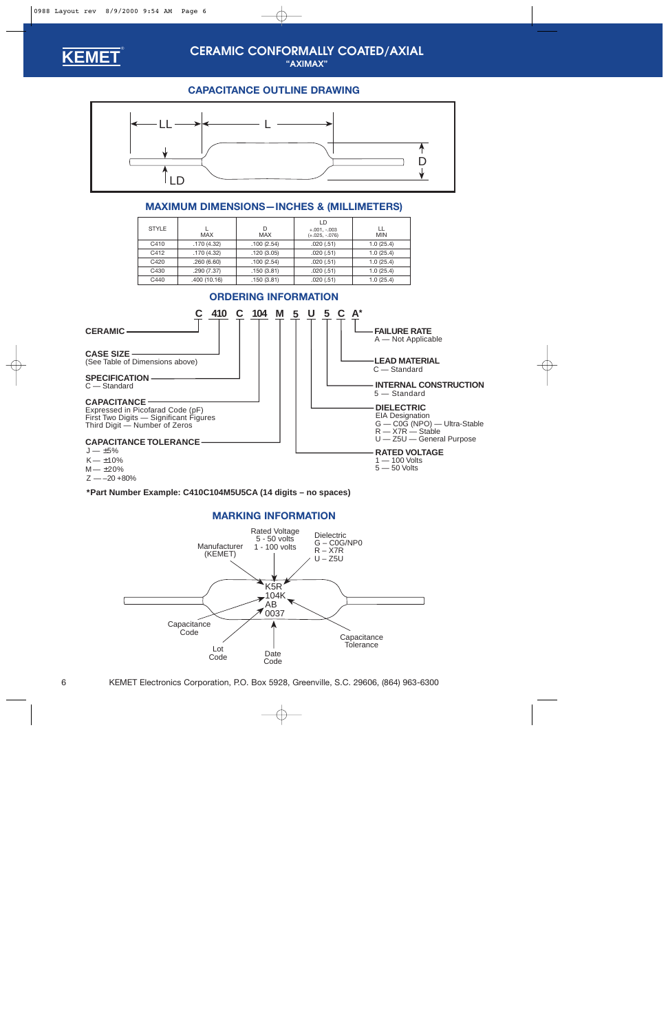# CERAMIC CONFORMALLY COATED/AXIAL

## "AXIMAX"

### CAPACITANCE OUTLINE DRAWING

LL L D LD

### MAXIMUM DIMENSIONS—INCHES & (MILLIMETERS)

| STYLE | L MAX | D MAX | LD +.001, -.003 (+.025, -.076) | LL MIN |
|---|---|---|---|---|
| C410 | .170 (4.32) | .100 (2.54) | .020 (.51) | 1.0 (25.4) |
| C412 | .170 (4.32) | .120 (3.05) | .020 (.51) | 1.0 (25.4) |
| C420 | .260 (6.60) | .100 (2.54) | .020 (.51) | 1.0 (25.4) |
| C430 | .290 (7.37) | .150 (3.81) | .020 (.51) | 1.0 (25.4) |
| C440 | .400 (10.16) | .150 (3.81) | .020 (.51) | 1.0 (25.4) |

### ORDERING INFORMATION

**C 410 C 104 M 5 U 5 C A***

- **CERAMIC**
- **CASE SIZE** (See Table of Dimensions above)
- **SPECIFICATION** C — Standard
- **CAPACITANCE** Expressed in Picofarad Code (pF) First Two Digits — Significant Figures Third Digit — Number of Zeros
- **CAPACITANCE TOLERANCE**
  - J — ±5%
  - K — ±10%
  - M — ±20%
  - Z — −20 +80%
- **RATED VOLTAGE**
  - 1 — 100 Volts
  - 5 — 50 Volts
- **DIELECTRIC** EIA Designation
  - G — C0G (NPO) — Ultra-Stable
  - R — X7R — Stable
  - U — Z5U — General Purpose
- **INTERNAL CONSTRUCTION** 5 — Standard
- **LEAD MATERIAL** C — Standard
- **FAILURE RATE** A — Not Applicable

**\*Part Number Example: C410C104M5U5CA (14 digits – no spaces)**

### MARKING INFORMATION

K5R
104K
AB
0037

- Manufacturer (KEMET)
- Rated Voltage: 5 - 50 volts, 1 - 100 volts
- Dielectric: G – C0G/NP0, R – X7R, U – Z5U
- Capacitance Code
- Capacitance Tolerance
- Lot Code
- Date Code

KEMET Electronics Corporation, P.O. Box 5928, Greenville, S.C. 29606, (864) 963-6300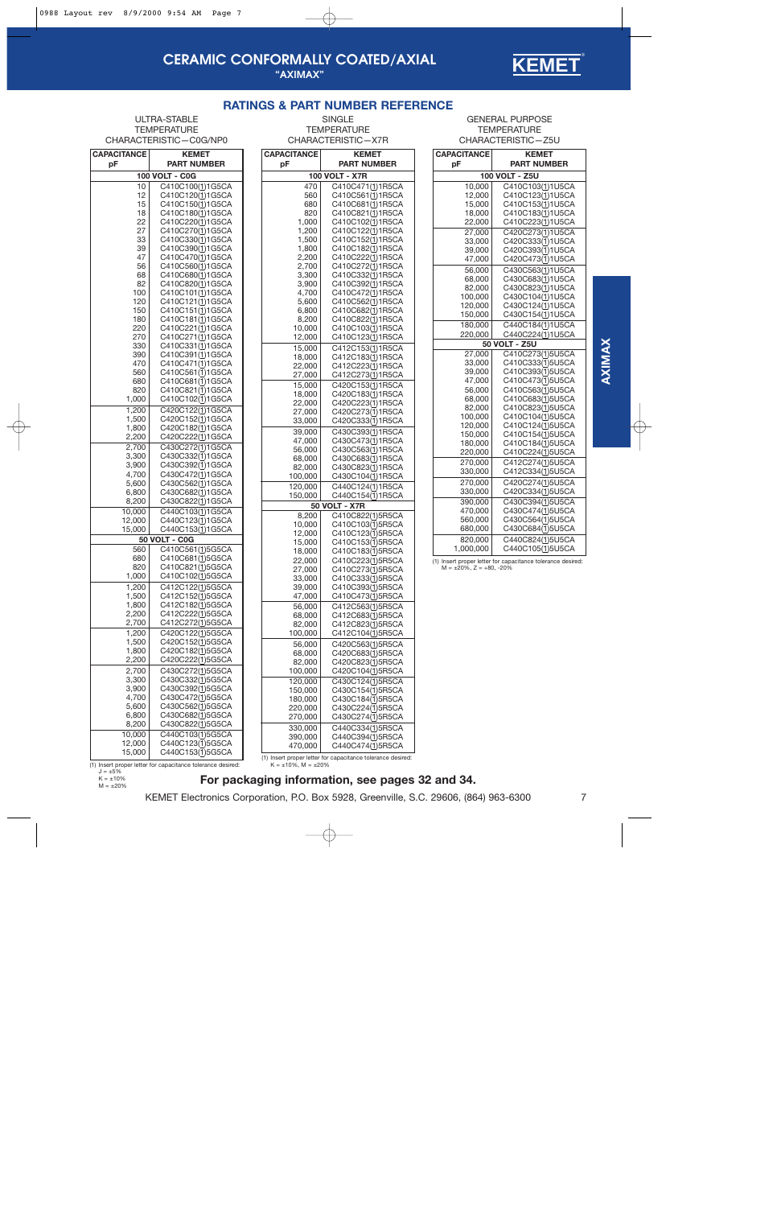# CERAMIC CONFORMALLY COATED/AXIAL
**"AXIMAX"**

KEMET

## RATINGS & PART NUMBER REFERENCE

### ULTRA-STABLE TEMPERATURE CHARACTERISTIC—C0G/NP0

| CAPACITANCE pF | KEMET PART NUMBER |
|---|---|
| **100 VOLT - C0G** | |
| 10 | C410C100(1)1G5CA |
| 12 | C410C120(1)1G5CA |
| 15 | C410C150(1)1G5CA |
| 18 | C410C180(1)1G5CA |
| 22 | C410C220(1)1G5CA |
| 27 | C410C270(1)1G5CA |
| 33 | C410C330(1)1G5CA |
| 39 | C410C390(1)1G5CA |
| 47 | C410C470(1)1G5CA |
| 56 | C410C560(1)1G5CA |
| 68 | C410C680(1)1G5CA |
| 82 | C410C820(1)1G5CA |
| 100 | C410C101(1)1G5CA |
| 120 | C410C121(1)1G5CA |
| 150 | C410C151(1)1G5CA |
| 180 | C410C181(1)1G5CA |
| 220 | C410C221(1)1G5CA |
| 270 | C410C271(1)1G5CA |
| 330 | C410C331(1)1G5CA |
| 390 | C410C391(1)1G5CA |
| 470 | C410C471(1)1G5CA |
| 560 | C410C561(1)1G5CA |
| 680 | C410C681(1)1G5CA |
| 820 | C410C821(1)1G5CA |
| 1,000 | C410C102(1)1G5CA |
| 1,200 | C420C122(1)1G5CA |
| 1,500 | C420C152(1)1G5CA |
| 1,800 | C420C182(1)1G5CA |
| 2,200 | C420C222(1)1G5CA |
| 2,700 | C430C272(1)1G5CA |
| 3,300 | C430C332(1)1G5CA |
| 3,900 | C430C392(1)1G5CA |
| 4,700 | C430C472(1)1G5CA |
| 5,600 | C430C562(1)1G5CA |
| 6,800 | C430C682(1)1G5CA |
| 8,200 | C430C822(1)1G5CA |
| 10,000 | C440C103(1)1G5CA |
| 12,000 | C440C123(1)1G5CA |
| 15,000 | C440C153(1)1G5CA |
| **50 VOLT - C0G** | |
| 560 | C410C561(1)5G5CA |
| 680 | C410C681(1)5G5CA |
| 820 | C410C821(1)5G5CA |
| 1,000 | C410C102(1)5G5CA |
| 1,200 | C412C122(1)5G5CA |
| 1,500 | C412C152(1)5G5CA |
| 1,800 | C412C182(1)5G5CA |
| 2,200 | C412C222(1)5G5CA |
| 2,700 | C412C272(1)5G5CA |
| 1,200 | C420C122(1)5G5CA |
| 1,500 | C420C152(1)5G5CA |
| 1,800 | C420C182(1)5G5CA |
| 2,200 | C420C222(1)5G5CA |
| 2,700 | C430C272(1)5G5CA |
| 3,300 | C430C332(1)5G5CA |
| 3,900 | C430C392(1)5G5CA |
| 4,700 | C430C472(1)5G5CA |
| 5,600 | C430C562(1)5G5CA |
| 6,800 | C430C682(1)5G5CA |
| 8,200 | C430C822(1)5G5CA |
| 10,000 | C440C103(1)5G5CA |
| 12,000 | C440C123(1)5G5CA |
| 15,000 | C440C153(1)5G5CA |

(1) Insert proper letter for capacitance tolerance desired:
J = ±5%
K = ±10%
M = ±20%

### SINGLE TEMPERATURE CHARACTERISTIC—X7R

| CAPACITANCE pF | KEMET PART NUMBER |
|---|---|
| **100 VOLT - X7R** | |
| 470 | C410C471(1)1R5CA |
| 560 | C410C561(1)1R5CA |
| 680 | C410C681(1)1R5CA |
| 820 | C410C821(1)1R5CA |
| 1,000 | C410C102(1)1R5CA |
| 1,200 | C410C122(1)1R5CA |
| 1,500 | C410C152(1)1R5CA |
| 1,800 | C410C182(1)1R5CA |
| 2,200 | C410C222(1)1R5CA |
| 2,700 | C410C272(1)1R5CA |
| 3,300 | C410C332(1)1R5CA |
| 3,900 | C410C392(1)1R5CA |
| 4,700 | C410C472(1)1R5CA |
| 5,600 | C410C562(1)1R5CA |
| 6,800 | C410C682(1)1R5CA |
| 8,200 | C410C822(1)1R5CA |
| 10,000 | C410C103(1)1R5CA |
| 12,000 | C410C123(1)1R5CA |
| 15,000 | C412C153(1)1R5CA |
| 18,000 | C412C183(1)1R5CA |
| 22,000 | C412C223(1)1R5CA |
| 27,000 | C412C273(1)1R5CA |
| 15,000 | C420C153(1)1R5CA |
| 18,000 | C420C183(1)1R5CA |
| 22,000 | C420C223(1)1R5CA |
| 27,000 | C420C273(1)1R5CA |
| 33,000 | C420C333(1)1R5CA |
| 39,000 | C430C393(1)1R5CA |
| 47,000 | C430C473(1)1R5CA |
| 56,000 | C430C563(1)1R5CA |
| 68,000 | C430C683(1)1R5CA |
| 82,000 | C430C823(1)1R5CA |
| 100,000 | C430C104(1)1R5CA |
| 120,000 | C440C124(1)1R5CA |
| 150,000 | C440C154(1)1R5CA |
| **50 VOLT - X7R** | |
| 8,200 | C410C822(1)5R5CA |
| 10,000 | C410C103(1)5R5CA |
| 12,000 | C410C123(1)5R5CA |
| 15,000 | C410C153(1)5R5CA |
| 18,000 | C410C183(1)5R5CA |
| 22,000 | C410C223(1)5R5CA |
| 27,000 | C410C273(1)5R5CA |
| 33,000 | C410C333(1)5R5CA |
| 39,000 | C410C393(1)5R5CA |
| 47,000 | C410C473(1)5R5CA |
| 56,000 | C412C563(1)5R5CA |
| 68,000 | C412C683(1)5R5CA |
| 82,000 | C412C823(1)5R5CA |
| 100,000 | C412C104(1)5R5CA |
| 56,000 | C420C563(1)5R5CA |
| 68,000 | C420C683(1)5R5CA |
| 82,000 | C420C823(1)5R5CA |
| 100,000 | C420C104(1)5R5CA |
| 120,000 | C430C124(1)5R5CA |
| 150,000 | C430C154(1)5R5CA |
| 180,000 | C430C184(1)5R5CA |
| 220,000 | C430C224(1)5R5CA |
| 270,000 | C430C274(1)5R5CA |
| 330,000 | C440C334(1)5R5CA |
| 390,000 | C440C394(1)5R5CA |
| 470,000 | C440C474(1)5R5CA |

(1) Insert proper letter for capacitance tolerance desired:
K = ±10%, M = ±20%

### GENERAL PURPOSE TEMPERATURE CHARACTERISTIC—Z5U

| CAPACITANCE pF | KEMET PART NUMBER |
|---|---|
| **100 VOLT - Z5U** | |
| 10,000 | C410C103(1)1U5CA |
| 12,000 | C410C123(1)1U5CA |
| 15,000 | C410C153(1)1U5CA |
| 18,000 | C410C183(1)1U5CA |
| 22,000 | C410C223(1)1U5CA |
| 27,000 | C420C273(1)1U5CA |
| 33,000 | C420C333(1)1U5CA |
| 39,000 | C420C393(1)1U5CA |
| 47,000 | C420C473(1)1U5CA |
| 56,000 | C430C563(1)1U5CA |
| 68,000 | C430C683(1)1U5CA |
| 82,000 | C430C823(1)1U5CA |
| 100,000 | C430C104(1)1U5CA |
| 120,000 | C430C124(1)1U5CA |
| 150,000 | C430C154(1)1U5CA |
| 180,000 | C440C184(1)1U5CA |
| 220,000 | C440C224(1)1U5CA |
| **50 VOLT - Z5U** | |
| 27,000 | C410C273(1)5U5CA |
| 33,000 | C410C333(1)5U5CA |
| 39,000 | C410C393(1)5U5CA |
| 47,000 | C410C473(1)5U5CA |
| 56,000 | C410C563(1)5U5CA |
| 68,000 | C410C683(1)5U5CA |
| 82,000 | C410C823(1)5U5CA |
| 100,000 | C410C104(1)5U5CA |
| 120,000 | C410C124(1)5U5CA |
| 150,000 | C410C154(1)5U5CA |
| 180,000 | C410C184(1)5U5CA |
| 220,000 | C410C224(1)5U5CA |
| 270,000 | C412C274(1)5U5CA |
| 330,000 | C412C334(1)5U5CA |
| 270,000 | C420C274(1)5U5CA |
| 330,000 | C420C334(1)5U5CA |
| 390,000 | C430C394(1)5U5CA |
| 470,000 | C430C474(1)5U5CA |
| 560,000 | C430C564(1)5U5CA |
| 680,000 | C430C684(1)5U5CA |
| 820,000 | C440C824(1)5U5CA |
| 1,000,000 | C440C105(1)5U5CA |

(1) Insert proper letter for capacitance tolerance desired:
M = ±20%, Z = +80, -20%

AXIMAX

**For packaging information, see pages 32 and 34.**

KEMET Electronics Corporation, P.O. Box 5928, Greenville, S.C. 29606, (864) 963-6300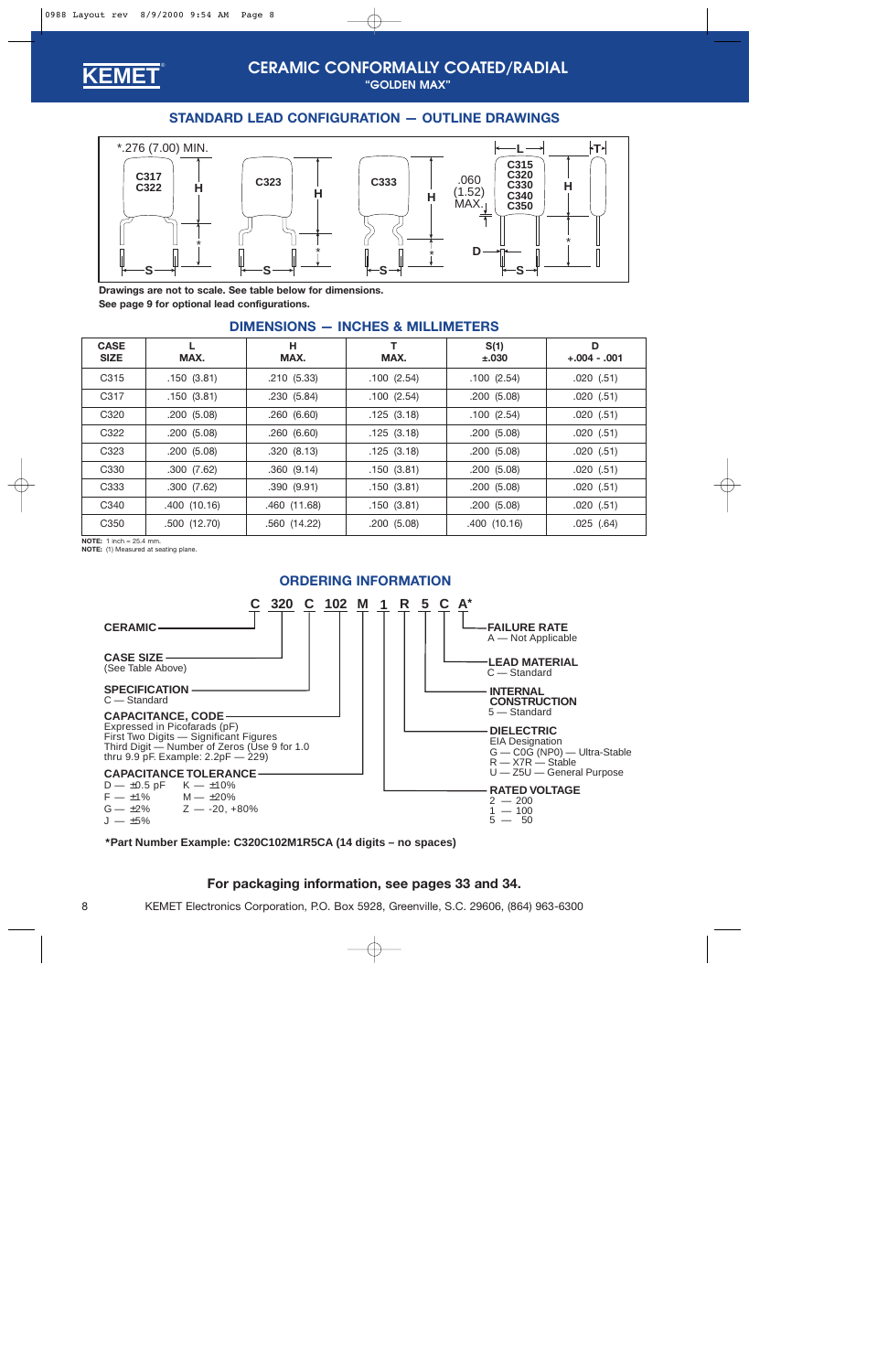# CERAMIC CONFORMALLY COATED/RADIAL

"GOLDEN MAX"

## STANDARD LEAD CONFIGURATION — OUTLINE DRAWINGS

**Drawings are not to scale. See table below for dimensions.**
**See page 9 for optional lead configurations.**

## DIMENSIONS — INCHES & MILLIMETERS

| CASE SIZE | L MAX. | H MAX. | T MAX. | S(1) ±.030 | D +.004 - .001 |
|---|---|---|---|---|---|
| C315 | .150 (3.81) | .210 (5.33) | .100 (2.54) | .100 (2.54) | .020 (.51) |
| C317 | .150 (3.81) | .230 (5.84) | .100 (2.54) | .200 (5.08) | .020 (.51) |
| C320 | .200 (5.08) | .260 (6.60) | .125 (3.18) | .100 (2.54) | .020 (.51) |
| C322 | .200 (5.08) | .260 (6.60) | .125 (3.18) | .200 (5.08) | .020 (.51) |
| C323 | .200 (5.08) | .320 (8.13) | .125 (3.18) | .200 (5.08) | .020 (.51) |
| C330 | .300 (7.62) | .360 (9.14) | .150 (3.81) | .200 (5.08) | .020 (.51) |
| C333 | .300 (7.62) | .390 (9.91) | .150 (3.81) | .200 (5.08) | .020 (.51) |
| C340 | .400 (10.16) | .460 (11.68) | .150 (3.81) | .200 (5.08) | .020 (.51) |
| C350 | .500 (12.70) | .560 (14.22) | .200 (5.08) | .400 (10.16) | .025 (.64) |

**NOTE:** 1 inch = 25.4 mm.
**NOTE:** (1) Measured at seating plane.

## ORDERING INFORMATION

**C 320 C 102 M 1 R 5 C A***

- **CERAMIC**
- **CASE SIZE** (See Table Above)
- **SPECIFICATION**
  - C — Standard
- **CAPACITANCE, CODE**
  - Expressed in Picofarads (pF)
  - First Two Digits — Significant Figures
  - Third Digit — Number of Zeros (Use 9 for 1.0 thru 9.9 pF. Example: 2.2pF — 229)
- **CAPACITANCE TOLERANCE**
  - D — ±0.5 pF
  - F — ±1%
  - G — ±2%
  - J — ±5%
  - K — ±10%
  - M — ±20%
  - Z — -20, +80%
- **RATED VOLTAGE**
  - 2 — 200
  - 1 — 100
  - 5 — 50
- **DIELECTRIC**
  - EIA Designation
  - G — C0G (NP0) — Ultra-Stable
  - R — X7R — Stable
  - U — Z5U — General Purpose
- **INTERNAL CONSTRUCTION**
  - 5 — Standard
- **LEAD MATERIAL**
  - C — Standard
- **FAILURE RATE**
  - A — Not Applicable

***Part Number Example: C320C102M1R5CA (14 digits – no spaces)**

**For packaging information, see pages 33 and 34.**

KEMET Electronics Corporation, P.O. Box 5928, Greenville, S.C. 29606, (864) 963-6300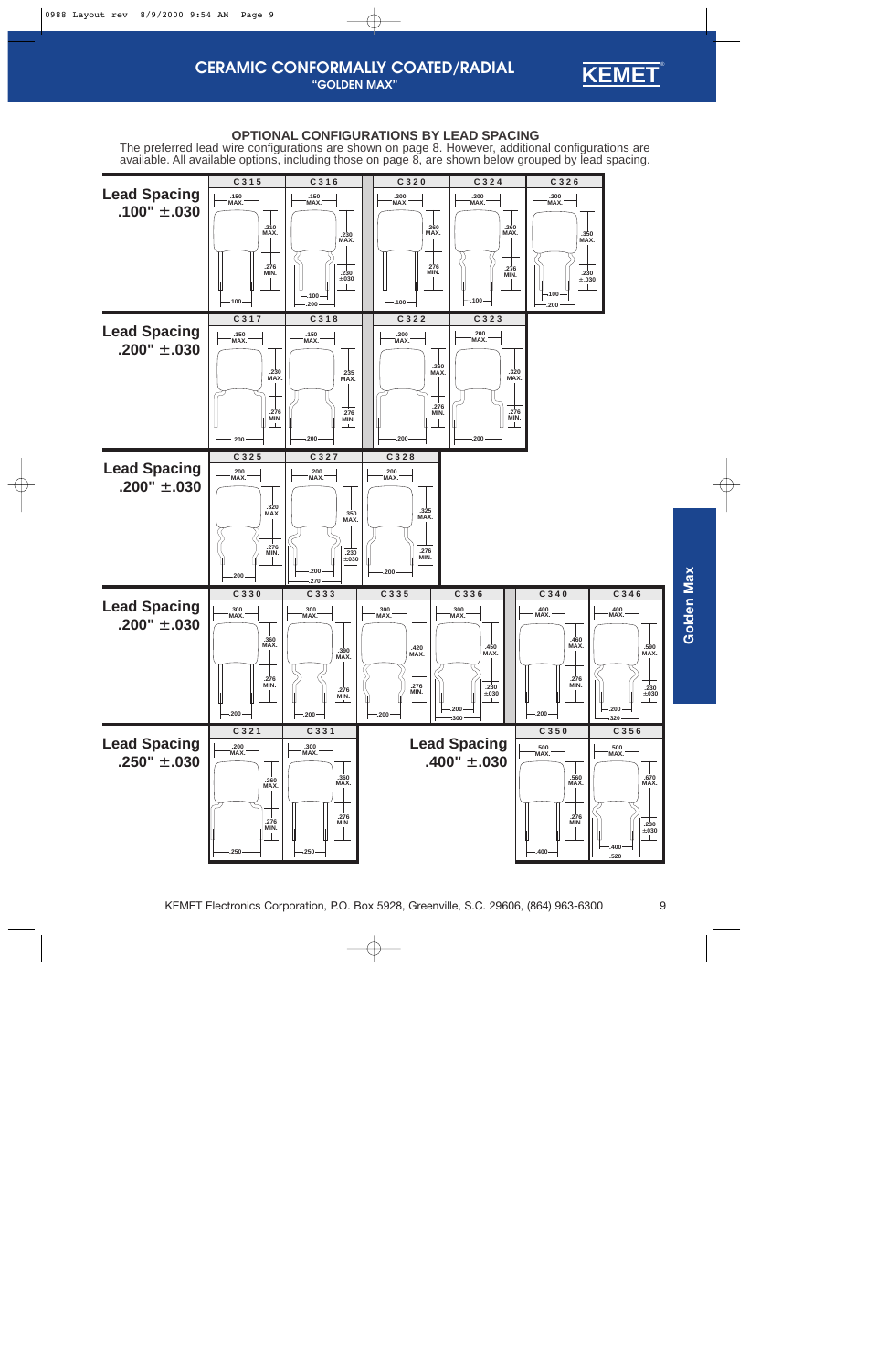# CERAMIC CONFORMALLY COATED/RADIAL

**"GOLDEN MAX"**

## OPTIONAL CONFIGURATIONS BY LEAD SPACING

The preferred lead wire configurations are shown on page 8. However, additional configurations are available. All available options, including those on page 8, are shown below grouped by lead spacing.

**Lead Spacing .100" ±.030**

| Style | Width | Height | Lead Length | Lead Spacing / Other |
|---|---|---|---|---|
| C315 | .150 MAX. | .210 MAX. | .276 MIN. | .100 |
| C316 | .150 MAX. | .230 MAX. | .230 ±.030 | .100 / .200 |
| C320 | .200 MAX. | .260 MAX. | .276 MIN. | .100 |
| C324 | .200 MAX. | .260 MAX. | .276 MIN. | .100 |
| C326 | .200 MAX. | .350 MAX. | .230 ±.030 | .100 / .200 |

**Lead Spacing .200" ±.030**

| Style | Width | Height | Lead Length | Lead Spacing / Other |
|---|---|---|---|---|
| C317 | .150 MAX. | .230 MAX. | .276 MIN. | .200 |
| C318 | .150 MAX. | .235 MAX. | .276 MIN. | .200 |
| C322 | .200 MAX. | .260 MAX. | .276 MIN. | .200 |
| C323 | .200 MAX. | .320 MAX. | .276 MIN. | .200 |

**Lead Spacing .200" ±.030**

| Style | Width | Height | Lead Length | Lead Spacing / Other |
|---|---|---|---|---|
| C325 | .200 MAX. | .320 MAX. | .276 MIN. | .200 |
| C327 | .200 MAX. | .350 MAX. | .230 ±.030 | .200 / .270 |
| C328 | .200 MAX. | .325 MAX. | .276 MIN. | .200 |

**Lead Spacing .200" ±.030**

| Style | Width | Height | Lead Length | Lead Spacing / Other |
|---|---|---|---|---|
| C330 | .300 MAX. | .360 MAX. | .276 MIN. | .200 |
| C333 | .300 MAX. | .390 MAX. | .276 MIN. | .200 |
| C335 | .300 MAX. | .420 MAX. | .276 MIN. | .200 |
| C336 | .300 MAX. | .450 MAX. | .230 ±.030 | .200 / .300 |
| C340 | .400 MAX. | .460 MAX. | .276 MIN. | .200 |
| C346 | .400 MAX. | .590 MAX. | .230 ±.030 | .200 / .320 |

**Lead Spacing .250" ±.030**

| Style | Width | Height | Lead Length | Lead Spacing / Other |
|---|---|---|---|---|
| C321 | .200 MAX. | .260 MAX. | .276 MIN. | .250 |
| C331 | .300 MAX. | .360 MAX. | .276 MIN. | .250 |

**Lead Spacing .400" ±.030**

| Style | Width | Height | Lead Length | Lead Spacing / Other |
|---|---|---|---|---|
| C350 | .500 MAX. | .560 MAX. | .276 MIN. | .400 |
| C356 | .500 MAX. | .670 MAX. | .230 ±.030 | .400 / .520 |

KEMET Electronics Corporation, P.O. Box 5928, Greenville, S.C. 29606, (864) 963-6300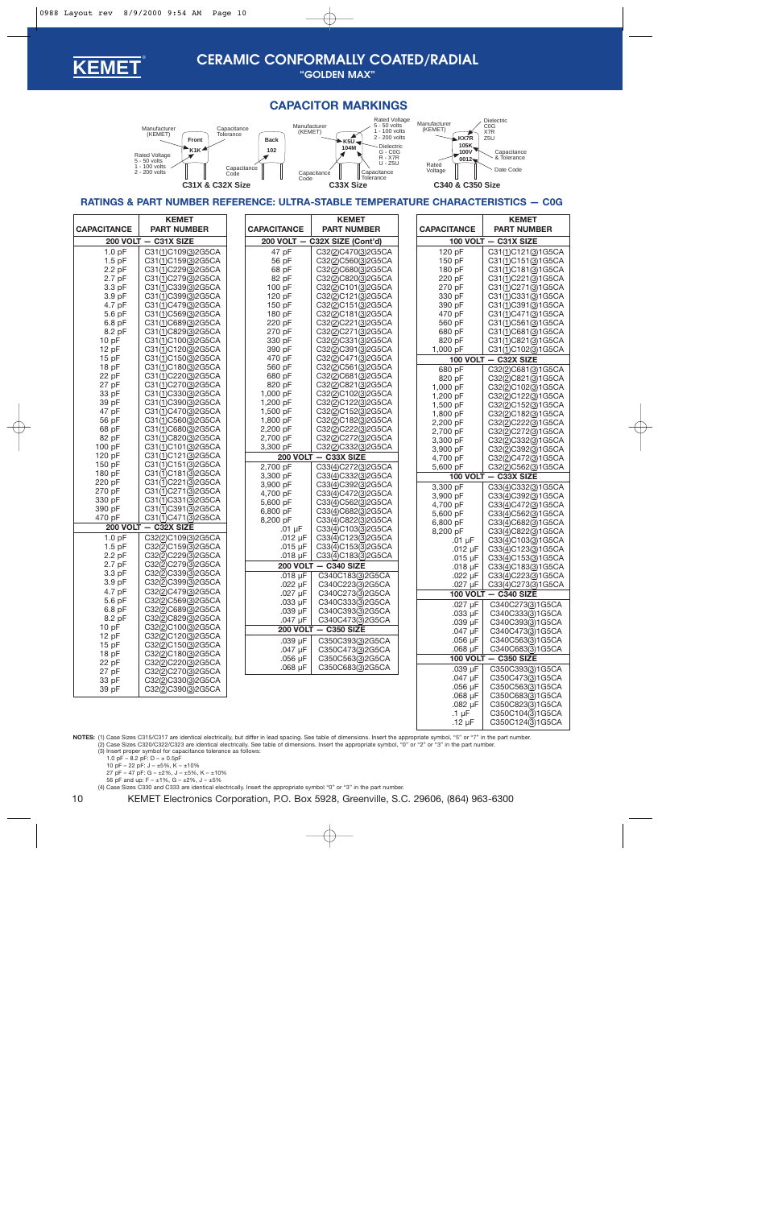# CERAMIC CONFORMALLY COATED/RADIAL

**"GOLDEN MAX"**

## CAPACITOR MARKINGS

C31X & C32X Size — Front: K1K; Back: 102. Labels: Manufacturer (KEMET), Capacitance Tolerance, Rated Voltage (5 - 50 volts, 1 - 100 volts, 2 - 200 volts), Capacitance Code

C33X Size — K5U / 104M. Labels: Manufacturer (KEMET), Rated Voltage (5 - 50 volts, 1 - 100 volts, 2 - 200 volts), Dielectric (G - C0G, R - X7R, U - Z5U), Capacitance Code, Capacitance Tolerance

C340 & C350 Size — KX7R / 105K / 100V / 0012. Labels: Manufacturer (KEMET), Dielectric (C0G, X7R, Z5U), Capacitance & Tolerance, Rated Voltage, Date Code

## RATINGS & PART NUMBER REFERENCE: ULTRA-STABLE TEMPERATURE CHARACTERISTICS — C0G

| CAPACITANCE | KEMET PART NUMBER |
|---|---|
| **200 VOLT — C31X SIZE** | |
| 1.0 pF | C31(1)C109(3)2G5CA |
| 1.5 pF | C31(1)C159(3)2G5CA |
| 2.2 pF | C31(1)C229(3)2G5CA |
| 2.7 pF | C31(1)C279(3)2G5CA |
| 3.3 pF | C31(1)C339(3)2G5CA |
| 3.9 pF | C31(1)C399(3)2G5CA |
| 4.7 pF | C31(1)C479(3)2G5CA |
| 5.6 pF | C31(1)C569(3)2G5CA |
| 6.8 pF | C31(1)C689(3)2G5CA |
| 8.2 pF | C31(1)C829(3)2G5CA |
| 10 pF | C31(1)C100(3)2G5CA |
| 12 pF | C31(1)C120(3)2G5CA |
| 15 pF | C31(1)C150(3)2G5CA |
| 18 pF | C31(1)C180(3)2G5CA |
| 22 pF | C31(1)C220(3)2G5CA |
| 27 pF | C31(1)C270(3)2G5CA |
| 33 pF | C31(1)C330(3)2G5CA |
| 39 pF | C31(1)C390(3)2G5CA |
| 47 pF | C31(1)C470(3)2G5CA |
| 56 pF | C31(1)C560(3)2G5CA |
| 68 pF | C31(1)C680(3)2G5CA |
| 82 pF | C31(1)C820(3)2G5CA |
| 100 pF | C31(1)C101(3)2G5CA |
| 120 pF | C31(1)C121(3)2G5CA |
| 150 pF | C31(1)C151(3)2G5CA |
| 180 pF | C31(1)C181(3)2G5CA |
| 220 pF | C31(1)C221(3)2G5CA |
| 270 pF | C31(1)C271(3)2G5CA |
| 330 pF | C31(1)C331(3)2G5CA |
| 390 pF | C31(1)C391(3)2G5CA |
| 470 pF | C31(1)C471(3)2G5CA |
| **200 VOLT — C32X SIZE** | |
| 1.0 pF | C32(2)C109(3)2G5CA |
| 1.5 pF | C32(2)C159(3)2G5CA |
| 2.2 pF | C32(2)C229(3)2G5CA |
| 2.7 pF | C32(2)C279(3)2G5CA |
| 3.3 pF | C32(2)C339(3)2G5CA |
| 3.9 pF | C32(2)C399(3)2G5CA |
| 4.7 pF | C32(2)C479(3)2G5CA |
| 5.6 pF | C32(2)C569(3)2G5CA |
| 6.8 pF | C32(2)C689(3)2G5CA |
| 8.2 pF | C32(2)C829(3)2G5CA |
| 10 pF | C32(2)C100(3)2G5CA |
| 12 pF | C32(2)C120(3)2G5CA |
| 15 pF | C32(2)C150(3)2G5CA |
| 18 pF | C32(2)C180(3)2G5CA |
| 22 pF | C32(2)C220(3)2G5CA |
| 27 pF | C32(2)C270(3)2G5CA |
| 33 pF | C32(2)C330(3)2G5CA |
| 39 pF | C32(2)C390(3)2G5CA |

| CAPACITANCE | KEMET PART NUMBER |
|---|---|
| **200 VOLT — C32X SIZE (Cont'd)** | |
| 47 pF | C32(2)C470(3)2G5CA |
| 56 pF | C32(2)C560(3)2G5CA |
| 68 pF | C32(2)C680(3)2G5CA |
| 82 pF | C32(2)C820(3)2G5CA |
| 100 pF | C32(2)C101(3)2G5CA |
| 120 pF | C32(2)C121(3)2G5CA |
| 150 pF | C32(2)C151(3)2G5CA |
| 180 pF | C32(2)C181(3)2G5CA |
| 220 pF | C32(2)C221(3)2G5CA |
| 270 pF | C32(2)C271(3)2G5CA |
| 330 pF | C32(2)C331(3)2G5CA |
| 390 pF | C32(2)C391(3)2G5CA |
| 470 pF | C32(2)C471(3)2G5CA |
| 560 pF | C32(2)C561(3)2G5CA |
| 680 pF | C32(2)C681(3)2G5CA |
| 820 pF | C32(2)C821(3)2G5CA |
| 1,000 pF | C32(2)C102(3)2G5CA |
| 1,200 pF | C32(2)C122(3)2G5CA |
| 1,500 pF | C32(2)C152(3)2G5CA |
| 1,800 pF | C32(2)C182(3)2G5CA |
| 2,200 pF | C32(2)C222(3)2G5CA |
| 2,700 pF | C32(2)C272(3)2G5CA |
| 3,300 pF | C32(2)C332(3)2G5CA |
| **200 VOLT — C33X SIZE** | |
| 2,700 pF | C33(4)C272(3)2G5CA |
| 3,300 pF | C33(4)C332(3)2G5CA |
| 3,900 pF | C33(4)C392(3)2G5CA |
| 4,700 pF | C33(4)C472(3)2G5CA |
| 5,600 pF | C33(4)C562(3)2G5CA |
| 6,800 pF | C33(4)C682(3)2G5CA |
| 8,200 pF | C33(4)C822(3)2G5CA |
| .01 µF | C33(4)C103(3)2G5CA |
| .012 µF | C33(4)C123(3)2G5CA |
| .015 µF | C33(4)C153(3)2G5CA |
| .018 µF | C33(4)C183(3)2G5CA |
| **200 VOLT — C340 SIZE** | |
| .018 µF | C340C183(3)2G5CA |
| .022 µF | C340C223(3)2G5CA |
| .027 µF | C340C273(3)2G5CA |
| .033 µF | C340C333(3)2G5CA |
| .039 µF | C340C393(3)2G5CA |
| .047 µF | C340C473(3)2G5CA |
| **200 VOLT — C350 SIZE** | |
| .039 µF | C350C393(3)2G5CA |
| .047 µF | C350C473(3)2G5CA |
| .056 µF | C350C563(3)2G5CA |
| .068 µF | C350C683(3)2G5CA |

| CAPACITANCE | KEMET PART NUMBER |
|---|---|
| **100 VOLT — C31X SIZE** | |
| 120 pF | C31(1)C121(3)1G5CA |
| 150 pF | C31(1)C151(3)1G5CA |
| 180 pF | C31(1)C181(3)1G5CA |
| 220 pF | C31(1)C221(3)1G5CA |
| 270 pF | C31(1)C271(3)1G5CA |
| 330 pF | C31(1)C331(3)1G5CA |
| 390 pF | C31(1)C391(3)1G5CA |
| 470 pF | C31(1)C471(3)1G5CA |
| 560 pF | C31(1)C561(3)1G5CA |
| 680 pF | C31(1)C681(3)1G5CA |
| 820 pF | C31(1)C821(3)1G5CA |
| 1,000 pF | C31(1)C102(3)1G5CA |
| **100 VOLT — C32X SIZE** | |
| 680 pF | C32(2)C681(3)1G5CA |
| 820 pF | C32(2)C821(3)1G5CA |
| 1,000 pF | C32(2)C102(3)1G5CA |
| 1,200 pF | C32(2)C122(3)1G5CA |
| 1,500 pF | C32(2)C152(3)1G5CA |
| 1,800 pF | C32(2)C182(3)1G5CA |
| 2,200 pF | C32(2)C222(3)1G5CA |
| 2,700 pF | C32(2)C272(3)1G5CA |
| 3,300 pF | C32(2)C332(3)1G5CA |
| 3,900 pF | C32(2)C392(3)1G5CA |
| 4,700 pF | C32(2)C472(3)1G5CA |
| 5,600 pF | C32(2)C562(3)1G5CA |
| **100 VOLT — C33X SIZE** | |
| 3,300 pF | C33(4)C332(3)1G5CA |
| 3,900 pF | C33(4)C392(3)1G5CA |
| 4,700 pF | C33(4)C472(3)1G5CA |
| 5,600 pF | C33(4)C562(3)1G5CA |
| 6,800 pF | C33(4)C682(3)1G5CA |
| 8,200 pF | C33(4)C822(3)1G5CA |
| .01 µF | C33(4)C103(3)1G5CA |
| .012 µF | C33(4)C123(3)1G5CA |
| .015 µF | C33(4)C153(3)1G5CA |
| .018 µF | C33(4)C183(3)1G5CA |
| .022 µF | C33(4)C223(3)1G5CA |
| .027 µF | C33(4)C273(3)1G5CA |
| **100 VOLT — C340 SIZE** | |
| .027 µF | C340C273(3)1G5CA |
| .033 µF | C340C333(3)1G5CA |
| .039 µF | C340C393(3)1G5CA |
| .047 µF | C340C473(3)1G5CA |
| .056 µF | C340C563(3)1G5CA |
| .068 µF | C340C683(3)1G5CA |
| **100 VOLT — C350 SIZE** | |
| .039 µF | C350C393(3)1G5CA |
| .047 µF | C350C473(3)1G5CA |
| .056 µF | C350C563(3)1G5CA |
| .068 µF | C350C683(3)1G5CA |
| .082 µF | C350C823(3)1G5CA |
| .1 µF | C350C104(3)1G5CA |
| .12 µF | C350C124(3)1G5CA |

**NOTES:** (1) Case Sizes C315/C317 are identical electrically, but differ in lead spacing. See table of dimensions. Insert the appropriate symbol, "5" or "7" in the part number.
(2) Case Sizes C320/C322/C323 are identical electrically. See table of dimensions. Insert the appropriate symbol, "0" or "2" or "3" in the part number.
(3) Insert proper symbol for capacitance tolerance as follows:
1.0 pF – 8.2 pF: D = ± 0.5pF
10 pF – 22 pF: J = ±5%, K = ±10%
27 pF – 47 pF: G = ±2%, J = ±5%, K = ±10%
56 pF and up: F = ±1%, G = ±2%, J = ±5%
(4) Case Sizes C330 and C333 are identical electrically. Insert the appropriate symbol "0" or "3" in the part number.

KEMET Electronics Corporation, P.O. Box 5928, Greenville, S.C. 29606, (864) 963-6300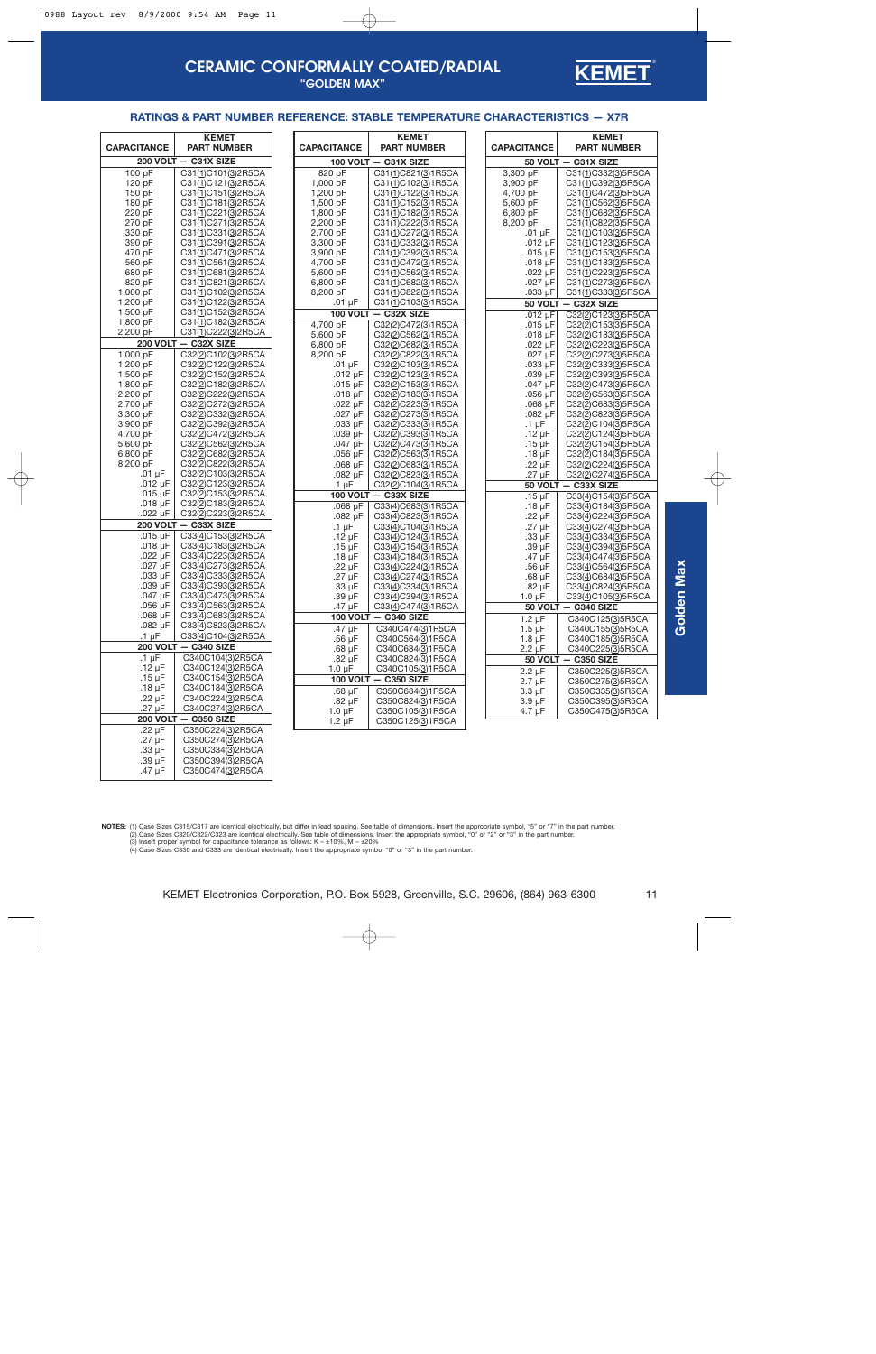# CERAMIC CONFORMALLY COATED/RADIAL

**"GOLDEN MAX"**

KEMET

## RATINGS & PART NUMBER REFERENCE: STABLE TEMPERATURE CHARACTERISTICS — X7R

| CAPACITANCE | KEMET PART NUMBER |
|---|---|
| **200 VOLT — C31X SIZE** | |
| 100 pF | C31(1)C101(3)2R5CA |
| 120 pF | C31(1)C121(3)2R5CA |
| 150 pF | C31(1)C151(3)2R5CA |
| 180 pF | C31(1)C181(3)2R5CA |
| 220 pF | C31(1)C221(3)2R5CA |
| 270 pF | C31(1)C271(3)2R5CA |
| 330 pF | C31(1)C331(3)2R5CA |
| 390 pF | C31(1)C391(3)2R5CA |
| 470 pF | C31(1)C471(3)2R5CA |
| 560 pF | C31(1)C561(3)2R5CA |
| 680 pF | C31(1)C681(3)2R5CA |
| 820 pF | C31(1)C821(3)2R5CA |
| 1,000 pF | C31(1)C102(3)2R5CA |
| 1,200 pF | C31(1)C122(3)2R5CA |
| 1,500 pF | C31(1)C152(3)2R5CA |
| 1,800 pF | C31(1)C182(3)2R5CA |
| 2,200 pF | C31(1)C222(3)2R5CA |
| **200 VOLT — C32X SIZE** | |
| 1,000 pF | C32(2)C102(3)2R5CA |
| 1,200 pF | C32(2)C122(3)2R5CA |
| 1,500 pF | C32(2)C152(3)2R5CA |
| 1,800 pF | C32(2)C182(3)2R5CA |
| 2,200 pF | C32(2)C222(3)2R5CA |
| 2,700 pF | C32(2)C272(3)2R5CA |
| 3,300 pF | C32(2)C332(3)2R5CA |
| 3,900 pF | C32(2)C392(3)2R5CA |
| 4,700 pF | C32(2)C472(3)2R5CA |
| 5,600 pF | C32(2)C562(3)2R5CA |
| 6,800 pF | C32(2)C682(3)2R5CA |
| 8,200 pF | C32(2)C822(3)2R5CA |
| .01 µF | C32(2)C103(3)2R5CA |
| .012 µF | C32(2)C123(3)2R5CA |
| .015 µF | C32(2)C153(3)2R5CA |
| .018 µF | C32(2)C183(3)2R5CA |
| .022 µF | C32(2)C223(3)2R5CA |
| **200 VOLT — C33X SIZE** | |
| .015 µF | C33(4)C153(3)2R5CA |
| .018 µF | C33(4)C183(3)2R5CA |
| .022 µF | C33(4)C223(3)2R5CA |
| .027 µF | C33(4)C273(3)2R5CA |
| .033 µF | C33(4)C333(3)2R5CA |
| .039 µF | C33(4)C393(3)2R5CA |
| .047 µF | C33(4)C473(3)2R5CA |
| .056 µF | C33(4)C563(3)2R5CA |
| .068 µF | C33(4)C683(3)2R5CA |
| .082 µF | C33(4)C823(3)2R5CA |
| .1 µF | C33(4)C104(3)2R5CA |
| **200 VOLT — C340 SIZE** | |
| .1 µF | C340C104(3)2R5CA |
| .12 µF | C340C124(3)2R5CA |
| .15 µF | C340C154(3)2R5CA |
| .18 µF | C340C184(3)2R5CA |
| .22 µF | C340C224(3)2R5CA |
| .27 µF | C340C274(3)2R5CA |
| **200 VOLT — C350 SIZE** | |
| .22 µF | C350C224(3)2R5CA |
| .27 µF | C350C274(3)2R5CA |
| .33 µF | C350C334(3)2R5CA |
| .39 µF | C350C394(3)2R5CA |
| .47 µF | C350C474(3)2R5CA |

| CAPACITANCE | KEMET PART NUMBER |
|---|---|
| **100 VOLT — C31X SIZE** | |
| 820 pF | C31(1)C821(3)1R5CA |
| 1,000 pF | C31(1)C102(3)1R5CA |
| 1,200 pF | C31(1)C122(3)1R5CA |
| 1,500 pF | C31(1)C152(3)1R5CA |
| 1,800 pF | C31(1)C182(3)1R5CA |
| 2,200 pF | C31(1)C222(3)1R5CA |
| 2,700 pF | C31(1)C272(3)1R5CA |
| 3,300 pF | C31(1)C332(3)1R5CA |
| 3,900 pF | C31(1)C392(3)1R5CA |
| 4,700 pF | C31(1)C472(3)1R5CA |
| 5,600 pF | C31(1)C562(3)1R5CA |
| 6,800 pF | C31(1)C682(3)1R5CA |
| 8,200 pF | C31(1)C822(3)1R5CA |
| .01 µF | C31(1)C103(3)1R5CA |
| **100 VOLT — C32X SIZE** | |
| 4,700 pF | C32(2)C472(3)1R5CA |
| 5,600 pF | C32(2)C562(3)1R5CA |
| 6,800 pF | C32(2)C682(3)1R5CA |
| 8,200 pF | C32(2)C822(3)1R5CA |
| .01 µF | C32(2)C103(3)1R5CA |
| .012 µF | C32(2)C123(3)1R5CA |
| .015 µF | C32(2)C153(3)1R5CA |
| .018 µF | C32(2)C183(3)1R5CA |
| .022 µF | C32(2)C223(3)1R5CA |
| .027 µF | C32(2)C273(3)1R5CA |
| .033 µF | C32(2)C333(3)1R5CA |
| .039 µF | C32(2)C393(3)1R5CA |
| .047 µF | C32(2)C473(3)1R5CA |
| .056 µF | C32(2)C563(3)1R5CA |
| .068 µF | C32(2)C683(3)1R5CA |
| .082 µF | C32(2)C823(3)1R5CA |
| .1 µF | C32(2)C104(3)1R5CA |
| **100 VOLT — C33X SIZE** | |
| .068 µF | C33(4)C683(3)1R5CA |
| .082 µF | C33(4)C823(3)1R5CA |
| .1 µF | C33(4)C104(3)1R5CA |
| .12 µF | C33(4)C124(3)1R5CA |
| .15 µF | C33(4)C154(3)1R5CA |
| .18 µF | C33(4)C184(3)1R5CA |
| .22 µF | C33(4)C224(3)1R5CA |
| .27 µF | C33(4)C274(3)1R5CA |
| .33 µF | C33(4)C334(3)1R5CA |
| .39 µF | C33(4)C394(3)1R5CA |
| .47 µF | C33(4)C474(3)1R5CA |
| **100 VOLT — C340 SIZE** | |
| .47 µF | C340C474(3)1R5CA |
| .56 µF | C340C564(3)1R5CA |
| .68 µF | C340C684(3)1R5CA |
| .82 µF | C340C824(3)1R5CA |
| 1.0 µF | C340C105(3)1R5CA |
| **100 VOLT — C350 SIZE** | |
| .68 µF | C350C684(3)1R5CA |
| .82 µF | C350C824(3)1R5CA |
| 1.0 µF | C350C105(3)1R5CA |
| 1.2 µF | C350C125(3)1R5CA |

| CAPACITANCE | KEMET PART NUMBER |
|---|---|
| **50 VOLT — C31X SIZE** | |
| 3,300 pF | C31(1)C332(3)5R5CA |
| 3,900 pF | C31(1)C392(3)5R5CA |
| 4,700 pF | C31(1)C472(3)5R5CA |
| 5,600 pF | C31(1)C562(3)5R5CA |
| 6,800 pF | C31(1)C682(3)5R5CA |
| 8,200 pF | C31(1)C822(3)5R5CA |
| .01 µF | C31(1)C103(3)5R5CA |
| .012 µF | C31(1)C123(3)5R5CA |
| .015 µF | C31(1)C153(3)5R5CA |
| .018 µF | C31(1)C183(3)5R5CA |
| .022 µF | C31(1)C223(3)5R5CA |
| .027 µF | C31(1)C273(3)5R5CA |
| .033 µF | C31(1)C333(3)5R5CA |
| **50 VOLT — C32X SIZE** | |
| .012 µF | C32(2)C123(3)5R5CA |
| .015 µF | C32(2)C153(3)5R5CA |
| .018 µF | C32(2)C183(3)5R5CA |
| .022 µF | C32(2)C223(3)5R5CA |
| .027 µF | C32(2)C273(3)5R5CA |
| .033 µF | C32(2)C333(3)5R5CA |
| .039 µF | C32(2)C393(3)5R5CA |
| .047 µF | C32(2)C473(3)5R5CA |
| .056 µF | C32(2)C563(3)5R5CA |
| .068 µF | C32(2)C683(3)5R5CA |
| .082 µF | C32(2)C823(3)5R5CA |
| .1 µF | C32(2)C104(3)5R5CA |
| .12 µF | C32(2)C124(3)5R5CA |
| .15 µF | C32(2)C154(3)5R5CA |
| .18 µF | C32(2)C184(3)5R5CA |
| .22 µF | C32(2)C224(3)5R5CA |
| .27 µF | C32(2)C274(3)5R5CA |
| **50 VOLT — C33X SIZE** | |
| .15 µF | C33(4)C154(3)5R5CA |
| .18 µF | C33(4)C184(3)5R5CA |
| .22 µF | C33(4)C224(3)5R5CA |
| .27 µF | C33(4)C274(3)5R5CA |
| .33 µF | C33(4)C334(3)5R5CA |
| .39 µF | C33(4)C394(3)5R5CA |
| .47 µF | C33(4)C474(3)5R5CA |
| .56 µF | C33(4)C564(3)5R5CA |
| .68 µF | C33(4)C684(3)5R5CA |
| .82 µF | C33(4)C824(3)5R5CA |
| 1.0 µF | C33(4)C105(3)5R5CA |
| **50 VOLT — C340 SIZE** | |
| 1.2 µF | C340C125(3)5R5CA |
| 1.5 µF | C340C155(3)5R5CA |
| 1.8 µF | C340C185(3)5R5CA |
| 2.2 µF | C340C225(3)5R5CA |
| **50 VOLT — C350 SIZE** | |
| 2.2 µF | C350C225(3)5R5CA |
| 2.7 µF | C350C275(3)5R5CA |
| 3.3 µF | C350C335(3)5R5CA |
| 3.9 µF | C350C395(3)5R5CA |
| 4.7 µF | C350C475(3)5R5CA |

Golden Max

**NOTES:** (1) Case Sizes C315/C317 are identical electrically, but differ in lead spacing. See table of dimensions. Insert the appropriate symbol, "5" or "7" in the part number.
(2) Case Sizes C320/C322/C323 are identical electrically. See table of dimensions. Insert the appropriate symbol, "0" or "2" or "3" in the part number.
(3) Insert proper symbol for capacitance tolerance as follows: K = ±10%, M = ±20%
(4) Case Sizes C330 and C333 are identical electrically. Insert the appropriate symbol "0" or "3" in the part number.

KEMET Electronics Corporation, P.O. Box 5928, Greenville, S.C. 29606, (864) 963-6300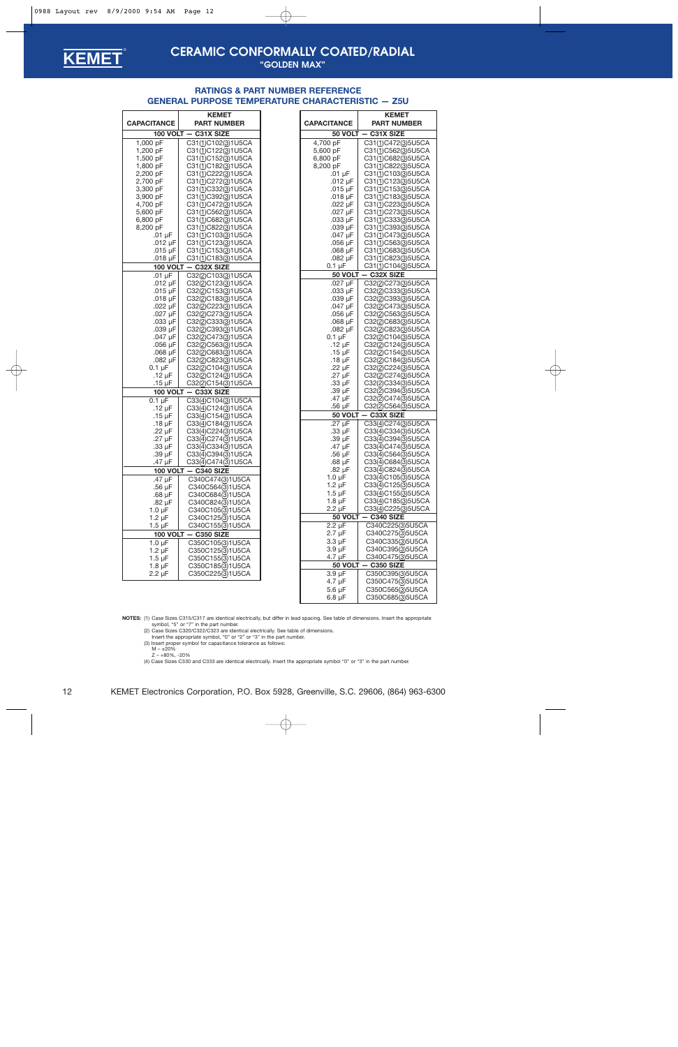# CERAMIC CONFORMALLY COATED/RADIAL

**"GOLDEN MAX"**

## RATINGS & PART NUMBER REFERENCE
## GENERAL PURPOSE TEMPERATURE CHARACTERISTIC — Z5U

| CAPACITANCE | KEMET PART NUMBER |
|---|---|
| **100 VOLT — C31X SIZE** | |
| 1,000 pF | C31(1)C102(3)1U5CA |
| 1,200 pF | C31(1)C122(3)1U5CA |
| 1,500 pF | C31(1)C152(3)1U5CA |
| 1,800 pF | C31(1)C182(3)1U5CA |
| 2,200 pF | C31(1)C222(3)1U5CA |
| 2,700 pF | C31(1)C272(3)1U5CA |
| 3,300 pF | C31(1)C332(3)1U5CA |
| 3,900 pF | C31(1)C392(3)1U5CA |
| 4,700 pF | C31(1)C472(3)1U5CA |
| 5,600 pF | C31(1)C562(3)1U5CA |
| 6,800 pF | C31(1)C682(3)1U5CA |
| 8,200 pF | C31(1)C822(3)1U5CA |
| .01 µF | C31(1)C103(3)1U5CA |
| .012 µF | C31(1)C123(3)1U5CA |
| .015 µF | C31(1)C153(3)1U5CA |
| .018 µF | C31(1)C183(3)1U5CA |
| **100 VOLT — C32X SIZE** | |
| .01 µF | C32(2)C103(3)1U5CA |
| .012 µF | C32(2)C123(3)1U5CA |
| .015 µF | C32(2)C153(3)1U5CA |
| .018 µF | C32(2)C183(3)1U5CA |
| .022 µF | C32(2)C223(3)1U5CA |
| .027 µF | C32(2)C273(3)1U5CA |
| .033 µF | C32(2)C333(3)1U5CA |
| .039 µF | C32(2)C393(3)1U5CA |
| .047 µF | C32(2)C473(3)1U5CA |
| .056 µF | C32(2)C563(3)1U5CA |
| .068 µF | C32(2)C683(3)1U5CA |
| .082 µF | C32(2)C823(3)1U5CA |
| 0.1 µF | C32(2)C104(3)1U5CA |
| .12 µF | C32(2)C124(3)1U5CA |
| .15 µF | C32(2)C154(3)1U5CA |
| **100 VOLT — C33X SIZE** | |
| 0.1 µF | C33(4)C104(3)1U5CA |
| .12 µF | C33(4)C124(3)1U5CA |
| .15 µF | C33(4)C154(3)1U5CA |
| .18 µF | C33(4)C184(3)1U5CA |
| .22 µF | C33(4)C224(3)1U5CA |
| .27 µF | C33(4)C274(3)1U5CA |
| .33 µF | C33(4)C334(3)1U5CA |
| .39 µF | C33(4)C394(3)1U5CA |
| .47 µF | C33(4)C474(3)1U5CA |
| **100 VOLT — C340 SIZE** | |
| .47 µF | C340C474(3)1U5CA |
| .56 µF | C340C564(3)1U5CA |
| .68 µF | C340C684(3)1U5CA |
| .82 µF | C340C824(3)1U5CA |
| 1.0 µF | C340C105(3)1U5CA |
| 1.2 µF | C340C125(3)1U5CA |
| 1.5 µF | C340C155(3)1U5CA |
| **100 VOLT — C350 SIZE** | |
| 1.0 µF | C350C105(3)1U5CA |
| 1.2 µF | C350C125(3)1U5CA |
| 1.5 µF | C350C155(3)1U5CA |
| 1.8 µF | C350C185(3)1U5CA |
| 2.2 µF | C350C225(3)1U5CA |

| CAPACITANCE | KEMET PART NUMBER |
|---|---|
| **50 VOLT — C31X SIZE** | |
| 4,700 pF | C31(1)C472(3)5U5CA |
| 5,600 pF | C31(1)C562(3)5U5CA |
| 6,800 pF | C31(1)C682(3)5U5CA |
| 8,200 pF | C31(1)C822(3)5U5CA |
| .01 µF | C31(1)C103(3)5U5CA |
| .012 µF | C31(1)C123(3)5U5CA |
| .015 µF | C31(1)C153(3)5U5CA |
| .018 µF | C31(1)C183(3)5U5CA |
| .022 µF | C31(1)C223(3)5U5CA |
| .027 µF | C31(1)C273(3)5U5CA |
| .033 µF | C31(1)C333(3)5U5CA |
| .039 µF | C31(1)C393(3)5U5CA |
| .047 µF | C31(1)C473(3)5U5CA |
| .056 µF | C31(1)C563(3)5U5CA |
| .068 µF | C31(1)C683(3)5U5CA |
| .082 µF | C31(1)C823(3)5U5CA |
| 0.1 µF | C31(1)C104(3)5U5CA |
| **50 VOLT — C32X SIZE** | |
| .027 µF | C32(2)C273(3)5U5CA |
| .033 µF | C32(2)C333(3)5U5CA |
| .039 µF | C32(2)C393(3)5U5CA |
| .047 µF | C32(2)C473(3)5U5CA |
| .056 µF | C32(2)C563(3)5U5CA |
| .068 µF | C32(2)C683(3)5U5CA |
| .082 µF | C32(2)C823(3)5U5CA |
| 0.1 µF | C32(2)C104(3)5U5CA |
| .12 µF | C32(2)C124(3)5U5CA |
| .15 µF | C32(2)C154(3)5U5CA |
| .18 µF | C32(2)C184(3)5U5CA |
| .22 µF | C32(2)C224(3)5U5CA |
| .27 µF | C32(2)C274(3)5U5CA |
| .33 µF | C32(2)C334(3)5U5CA |
| .39 µF | C32(2)C394(3)5U5CA |
| .47 µF | C32(2)C474(3)5U5CA |
| .56 µF | C32(2)C564(3)5U5CA |
| **50 VOLT — C33X SIZE** | |
| .27 µF | C33(4)C274(3)5U5CA |
| .33 µF | C33(4)C334(3)5U5CA |
| .39 µF | C33(4)C394(3)5U5CA |
| .47 µF | C33(4)C474(3)5U5CA |
| .56 µF | C33(4)C564(3)5U5CA |
| .68 µF | C33(4)C684(3)5U5CA |
| .82 µF | C33(4)C824(3)5U5CA |
| 1.0 µF | C33(4)C105(3)5U5CA |
| 1.2 µF | C33(4)C125(3)5U5CA |
| 1.5 µF | C33(4)C155(3)5U5CA |
| 1.8 µF | C33(4)C185(3)5U5CA |
| 2.2 µF | C33(4)C225(3)5U5CA |
| **50 VOLT — C340 SIZE** | |
| 2.2 µF | C340C225(3)5U5CA |
| 2.7 µF | C340C275(3)5U5CA |
| 3.3 µF | C340C335(3)5U5CA |
| 3.9 µF | C340C395(3)5U5CA |
| 4.7 µF | C340C475(3)5U5CA |
| **50 VOLT — C350 SIZE** | |
| 3.9 µF | C350C395(3)5U5CA |
| 4.7 µF | C350C475(3)5U5CA |
| 5.6 µF | C350C565(3)5U5CA |
| 6.8 µF | C350C685(3)5U5CA |

**NOTES:** (1) Case Sizes C315/C317 are identical electrically, but differ in lead spacing. See table of dimensions. Insert the appropriate symbol, "5" or "7" in the part number.
(2) Case Sizes C320/C322/C323 are identical electrically. See table of dimensions. Insert the appropriate symbol, "0" or "2" or "3" in the part number.
(3) Insert proper symbol for capacitance tolerance as follows:
M = ±20%
Z = +80%, -20%
(4) Case Sizes C330 and C333 are identical electrically. Insert the appropriate symbol "0" or "3" in the part number.

KEMET Electronics Corporation, P.O. Box 5928, Greenville, S.C. 29606, (864) 963-6300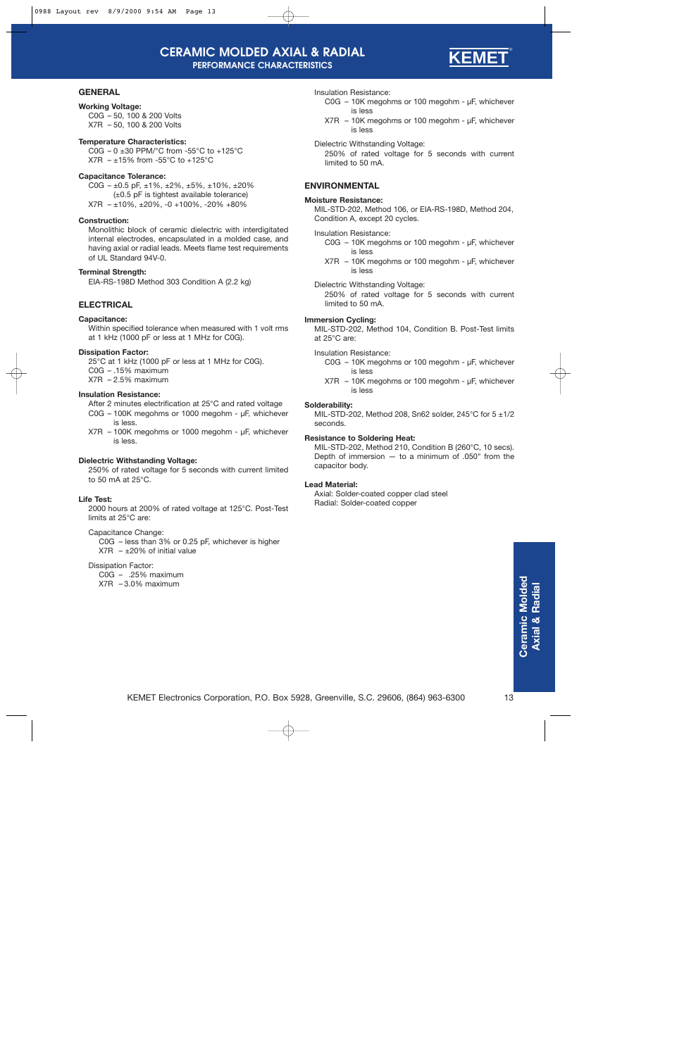# CERAMIC MOLDED AXIAL & RADIAL

## PERFORMANCE CHARACTERISTICS

### GENERAL

**Working Voltage:**

C0G – 50, 100 & 200 Volts
X7R – 50, 100 & 200 Volts

**Temperature Characteristics:**

C0G – 0 ±30 PPM/°C from -55°C to +125°C
X7R – ±15% from -55°C to +125°C

**Capacitance Tolerance:**

C0G – ±0.5 pF, ±1%, ±2%, ±5%, ±10%, ±20% (±0.5 pF is tightest available tolerance)
X7R – ±10%, ±20%, -0 +100%, -20% +80%

**Construction:**

Monolithic block of ceramic dielectric with interdigitated internal electrodes, encapsulated in a molded case, and having axial or radial leads. Meets flame test requirements of UL Standard 94V-0.

**Terminal Strength:**

EIA-RS-198D Method 303 Condition A (2.2 kg)

### ELECTRICAL

**Capacitance:**

Within specified tolerance when measured with 1 volt rms at 1 kHz (1000 pF or less at 1 MHz for C0G).

**Dissipation Factor:**

25°C at 1 kHz (1000 pF or less at 1 MHz for C0G).
C0G – .15% maximum
X7R – 2.5% maximum

**Insulation Resistance:**

After 2 minutes electrification at 25°C and rated voltage
C0G – 100K megohms or 1000 megohm - μF, whichever is less.
X7R – 100K megohms or 1000 megohm - μF, whichever is less.

**Dielectric Withstanding Voltage:**

250% of rated voltage for 5 seconds with current limited to 50 mA at 25°C.

**Life Test:**

2000 hours at 200% of rated voltage at 125°C. Post-Test limits at 25°C are:

Capacitance Change:
C0G – less than 3% or 0.25 pF, whichever is higher
X7R – ±20% of initial value

Dissipation Factor:
C0G – .25% maximum
X7R – 3.0% maximum

Insulation Resistance:
C0G – 10K megohms or 100 megohm - μF, whichever is less
X7R – 10K megohms or 100 megohm - μF, whichever is less

Dielectric Withstanding Voltage:
250% of rated voltage for 5 seconds with current limited to 50 mA.

### ENVIRONMENTAL

**Moisture Resistance:**

MIL-STD-202, Method 106, or EIA-RS-198D, Method 204, Condition A, except 20 cycles.

Insulation Resistance:
C0G – 10K megohms or 100 megohm - μF, whichever is less
X7R – 10K megohms or 100 megohm - μF, whichever is less

Dielectric Withstanding Voltage:
250% of rated voltage for 5 seconds with current limited to 50 mA.

**Immersion Cycling:**

MIL-STD-202, Method 104, Condition B. Post-Test limits at 25°C are:

Insulation Resistance:
C0G – 10K megohms or 100 megohm - μF, whichever is less
X7R – 10K megohms or 100 megohm - μF, whichever is less

**Solderability:**

MIL-STD-202, Method 208, Sn62 solder, 245°C for 5 ±1/2 seconds.

**Resistance to Soldering Heat:**

MIL-STD-202, Method 210, Condition B (260°C, 10 secs). Depth of immersion — to a minimum of .050" from the capacitor body.

**Lead Material:**

Axial: Solder-coated copper clad steel
Radial: Solder-coated copper

KEMET Electronics Corporation, P.O. Box 5928, Greenville, S.C. 29606, (864) 963-6300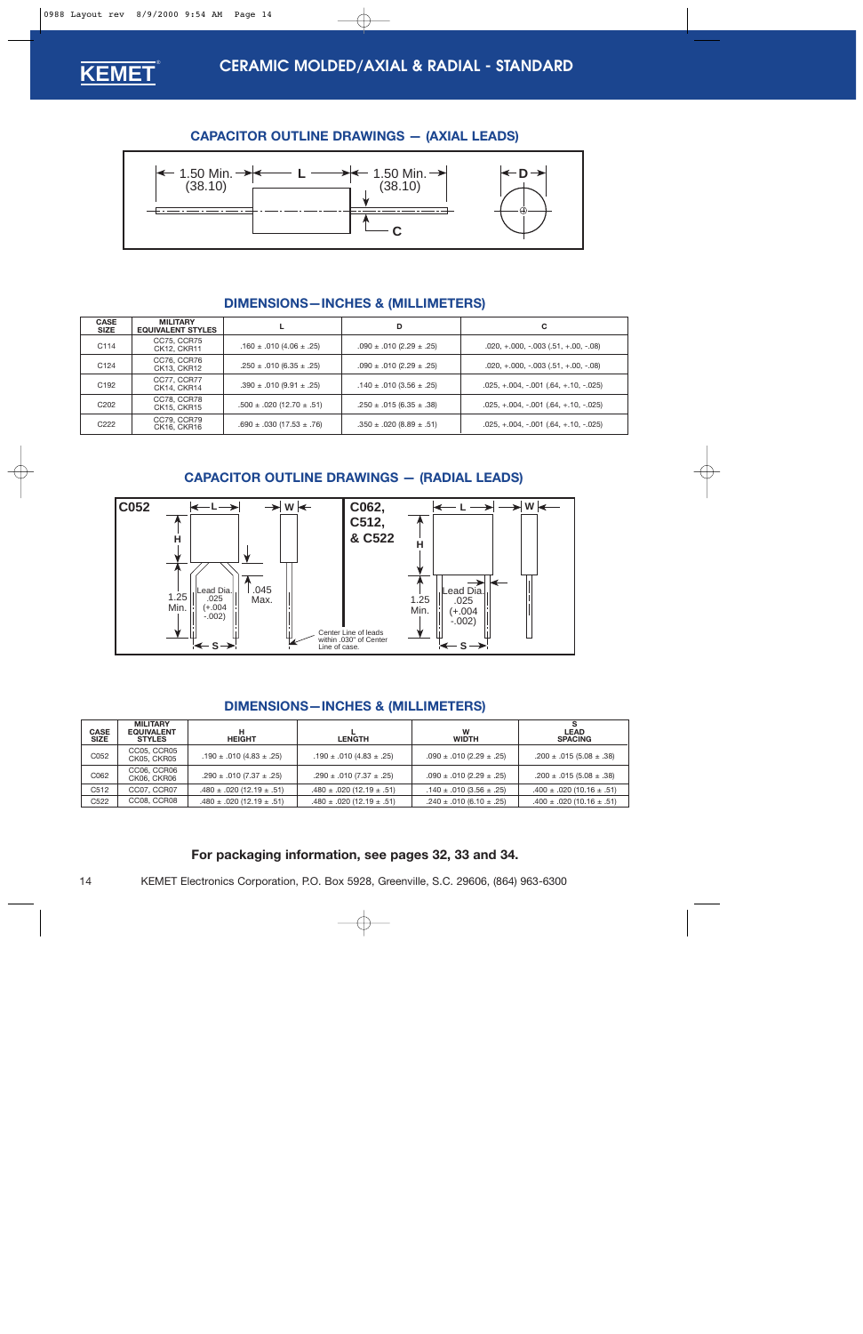# CERAMIC MOLDED/AXIAL & RADIAL - STANDARD

## CAPACITOR OUTLINE DRAWINGS — (AXIAL LEADS)

## DIMENSIONS—INCHES & (MILLIMETERS)

| CASE SIZE | MILITARY EQUIVALENT STYLES | L | D | C |
|---|---|---|---|---|
| C114 | CC75, CCR75 CK12, CKR11 | .160 ± .010 (4.06 ± .25) | .090 ± .010 (2.29 ± .25) | .020, +.000, -.003 (.51, +.00, -.08) |
| C124 | CC76, CCR76 CK13, CKR12 | .250 ± .010 (6.35 ± .25) | .090 ± .010 (2.29 ± .25) | .020, +.000, -.003 (.51, +.00, -.08) |
| C192 | CC77, CCR77 CK14, CKR14 | .390 ± .010 (9.91 ± .25) | .140 ± .010 (3.56 ± .25) | .025, +.004, -.001 (.64, +.10, -.025) |
| C202 | CC78, CCR78 CK15, CKR15 | .500 ± .020 (12.70 ± .51) | .250 ± .015 (6.35 ± .38) | .025, +.004, -.001 (.64, +.10, -.025) |
| C222 | CC79, CCR79 CK16, CKR16 | .690 ± .030 (17.53 ± .76) | .350 ± .020 (8.89 ± .51) | .025, +.004, -.001 (.64, +.10, -.025) |

## CAPACITOR OUTLINE DRAWINGS — (RADIAL LEADS)

## DIMENSIONS—INCHES & (MILLIMETERS)

| CASE SIZE | MILITARY EQUIVALENT STYLES | H HEIGHT | L LENGTH | W WIDTH | S LEAD SPACING |
|---|---|---|---|---|---|
| C052 | CC05, CCR05 CK05, CKR05 | .190 ± .010 (4.83 ± .25) | .190 ± .010 (4.83 ± .25) | .090 ± .010 (2.29 ± .25) | .200 ± .015 (5.08 ± .38) |
| C062 | CC06, CCR06 CK06, CKR06 | .290 ± .010 (7.37 ± .25) | .290 ± .010 (7.37 ± .25) | .090 ± .010 (2.29 ± .25) | .200 ± .015 (5.08 ± .38) |
| C512 | CC07, CCR07 | .480 ± .020 (12.19 ± .51) | .480 ± .020 (12.19 ± .51) | .140 ± .010 (3.56 ± .25) | .400 ± .020 (10.16 ± .51) |
| C522 | CC08, CCR08 | .480 ± .020 (12.19 ± .51) | .480 ± .020 (12.19 ± .51) | .240 ± .010 (6.10 ± .25) | .400 ± .020 (10.16 ± .51) |

**For packaging information, see pages 32, 33 and 34.**

KEMET Electronics Corporation, P.O. Box 5928, Greenville, S.C. 29606, (864) 963-6300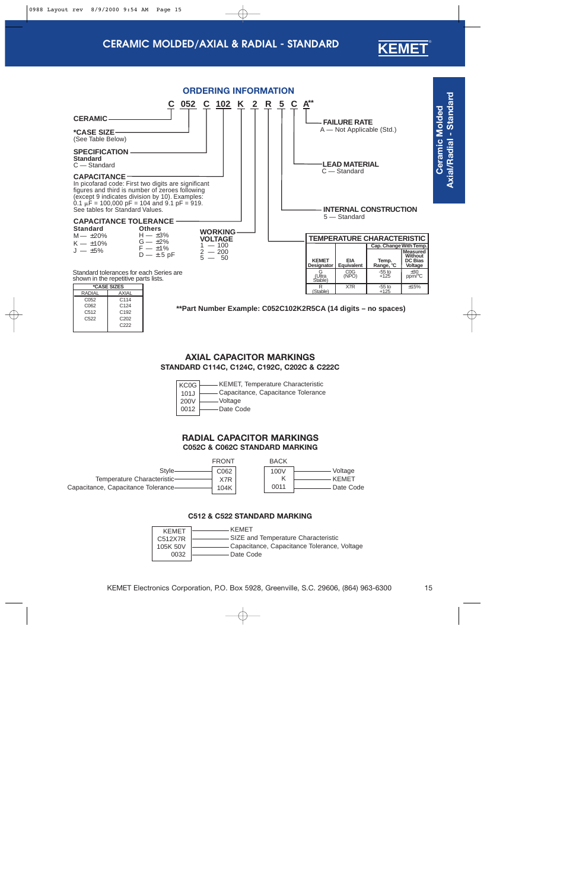# CERAMIC MOLDED/AXIAL & RADIAL - STANDARD

Ceramic Molded Axial/Radial - Standard

## ORDERING INFORMATION

**C 052 C 102 K 2 R 5 C A****

**CERAMIC**

***CASE SIZE**
(See Table Below)

**SPECIFICATION**
**Standard**
C — Standard

**CAPACITANCE**
In picofarad code: First two digits are significant figures and third is number of zeroes following (except 9 indicates division by 10). Examples: 0.1 µF = 100,000 pF = 104 and 9.1 pF = 919.
See tables for Standard Values.

**CAPACITANCE TOLERANCE**

| **Standard** | **Others** |
|---|---|
| M — ±20% | H — ±3% |
| K — ±10% | G — ±2% |
| J — ±5% | F — ±1% |
| | D — ±5 pF |

Standard tolerances for each Series are shown in the repetitive parts lists.

**WORKING VOLTAGE**
1 — 100
2 — 200
5 — 50

**FAILURE RATE**
A — Not Applicable (Std.)

**LEAD MATERIAL**
C — Standard

**INTERNAL CONSTRUCTION**
5 — Standard

| *CASE SIZES | |
|---|---|
| RADIAL | AXIAL |
| C052 | C114 |
| C062 | C124 |
| C512 | C192 |
| C522 | C202 |
| | C222 |

**TEMPERATURE CHARACTERISTIC**

| KEMET Designator | EIA Equivalent | Cap. Change With Temp. | |
|---|---|---|---|
| | | Temp. Range, °C | Measured Without DC Bias Voltage |
| G (Ultra Stable) | C0G (NPO) | -55 to +125 | ±30 ppm/°C |
| R (Stable) | X7R | -55 to +125 | ±15% |

****Part Number Example: C052C102K2R5CA (14 digits – no spaces)**

## AXIAL CAPACITOR MARKINGS

### STANDARD C114C, C124C, C192C, C202C & C222C

| Marking | Meaning |
|---|---|
| KC0G | KEMET, Temperature Characteristic |
| 101J | Capacitance, Capacitance Tolerance |
| 200V | Voltage |
| 0012 | Date Code |

## RADIAL CAPACITOR MARKINGS

### C052C & C062C STANDARD MARKING

**FRONT**

| Meaning | Marking |
|---|---|
| Style | C062 |
| Temperature Characteristic | X7R |
| Capacitance, Capacitance Tolerance | 104K |

**BACK**

| Marking | Meaning |
|---|---|
| 100V | Voltage |
| K | KEMET |
| 0011 | Date Code |

### C512 & C522 STANDARD MARKING

| Marking | Meaning |
|---|---|
| KEMET | KEMET |
| C512X7R | SIZE and Temperature Characteristic |
| 105K 50V | Capacitance, Capacitance Tolerance, Voltage |
| 0032 | Date Code |

KEMET Electronics Corporation, P.O. Box 5928, Greenville, S.C. 29606, (864) 963-6300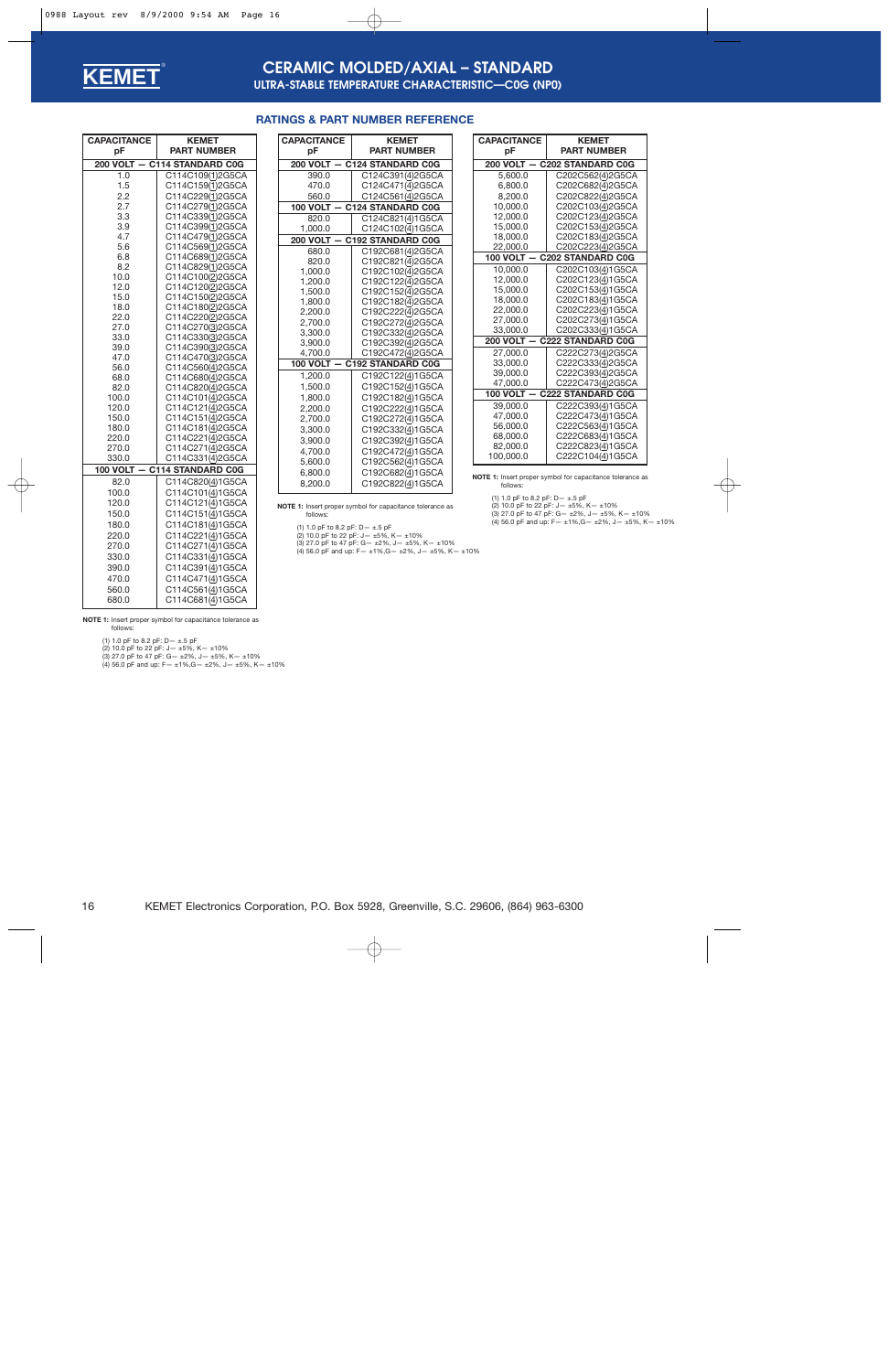# CERAMIC MOLDED/AXIAL – STANDARD

## ULTRA-STABLE TEMPERATURE CHARACTERISTIC—C0G (NP0)

### RATINGS & PART NUMBER REFERENCE

| CAPACITANCE pF | KEMET PART NUMBER |
|---|---|
| **200 VOLT — C114 STANDARD C0G** | |
| 1.0 | C114C109(1)2G5CA |
| 1.5 | C114C159(1)2G5CA |
| 2.2 | C114C229(1)2G5CA |
| 2.7 | C114C279(1)2G5CA |
| 3.3 | C114C339(1)2G5CA |
| 3.9 | C114C399(1)2G5CA |
| 4.7 | C114C479(1)2G5CA |
| 5.6 | C114C569(1)2G5CA |
| 6.8 | C114C689(1)2G5CA |
| 8.2 | C114C829(1)2G5CA |
| 10.0 | C114C100(2)2G5CA |
| 12.0 | C114C120(2)2G5CA |
| 15.0 | C114C150(2)2G5CA |
| 18.0 | C114C180(2)2G5CA |
| 22.0 | C114C220(2)2G5CA |
| 27.0 | C114C270(3)2G5CA |
| 33.0 | C114C330(3)2G5CA |
| 39.0 | C114C390(3)2G5CA |
| 47.0 | C114C470(3)2G5CA |
| 56.0 | C114C560(4)2G5CA |
| 68.0 | C114C680(4)2G5CA |
| 82.0 | C114C820(4)2G5CA |
| 100.0 | C114C101(4)2G5CA |
| 120.0 | C114C121(4)2G5CA |
| 150.0 | C114C151(4)2G5CA |
| 180.0 | C114C181(4)2G5CA |
| 220.0 | C114C221(4)2G5CA |
| 270.0 | C114C271(4)2G5CA |
| 330.0 | C114C331(4)2G5CA |
| **100 VOLT — C114 STANDARD C0G** | |
| 82.0 | C114C820(4)1G5CA |
| 100.0 | C114C101(4)1G5CA |
| 120.0 | C114C121(4)1G5CA |
| 150.0 | C114C151(4)1G5CA |
| 180.0 | C114C181(4)1G5CA |
| 220.0 | C114C221(4)1G5CA |
| 270.0 | C114C271(4)1G5CA |
| 330.0 | C114C331(4)1G5CA |
| 390.0 | C114C391(4)1G5CA |
| 470.0 | C114C471(4)1G5CA |
| 560.0 | C114C561(4)1G5CA |
| 680.0 | C114C681(4)1G5CA |

**NOTE 1:** Insert proper symbol for capacitance tolerance as follows:

(1) 1.0 pF to 8.2 pF: D— ±.5 pF
(2) 10.0 pF to 22 pF: J— ±5%, K— ±10%
(3) 27.0 pF to 47 pF: G— ±2%, J— ±5%, K— ±10%
(4) 56.0 pF and up: F— ±1%,G— ±2%, J— ±5%, K— ±10%

| CAPACITANCE pF | KEMET PART NUMBER |
|---|---|
| **200 VOLT — C124 STANDARD C0G** | |
| 390.0 | C124C391(4)2G5CA |
| 470.0 | C124C471(4)2G5CA |
| 560.0 | C124C561(4)2G5CA |
| **100 VOLT — C124 STANDARD C0G** | |
| 820.0 | C124C821(4)1G5CA |
| 1,000.0 | C124C102(4)1G5CA |
| **200 VOLT — C192 STANDARD C0G** | |
| 680.0 | C192C681(4)2G5CA |
| 820.0 | C192C821(4)2G5CA |
| 1,000.0 | C192C102(4)2G5CA |
| 1,200.0 | C192C122(4)2G5CA |
| 1,500.0 | C192C152(4)2G5CA |
| 1,800.0 | C192C182(4)2G5CA |
| 2,200.0 | C192C222(4)2G5CA |
| 2,700.0 | C192C272(4)2G5CA |
| 3,300.0 | C192C332(4)2G5CA |
| 3,900.0 | C192C392(4)2G5CA |
| 4,700.0 | C192C472(4)2G5CA |
| **100 VOLT — C192 STANDARD C0G** | |
| 1,200.0 | C192C122(4)1G5CA |
| 1,500.0 | C192C152(4)1G5CA |
| 1,800.0 | C192C182(4)1G5CA |
| 2,200.0 | C192C222(4)1G5CA |
| 2,700.0 | C192C272(4)1G5CA |
| 3,300.0 | C192C332(4)1G5CA |
| 3,900.0 | C192C392(4)1G5CA |
| 4,700.0 | C192C472(4)1G5CA |
| 5,600.0 | C192C562(4)1G5CA |
| 6,800.0 | C192C682(4)1G5CA |
| 8,200.0 | C192C822(4)1G5CA |

**NOTE 1:** Insert proper symbol for capacitance tolerance as follows:

(1) 1.0 pF to 8.2 pF: D— ±.5 pF
(2) 10.0 pF to 22 pF: J— ±5%, K— ±10%
(3) 27.0 pF to 47 pF: G— ±2%, J— ±5%, K— ±10%
(4) 56.0 pF and up: F— ±1%,G— ±2%, J— ±5%, K— ±10%

| CAPACITANCE pF | KEMET PART NUMBER |
|---|---|
| **200 VOLT — C202 STANDARD C0G** | |
| 5,600.0 | C202C562(4)2G5CA |
| 6,800.0 | C202C682(4)2G5CA |
| 8,200.0 | C202C822(4)2G5CA |
| 10,000.0 | C202C103(4)2G5CA |
| 12,000.0 | C202C123(4)2G5CA |
| 15,000.0 | C202C153(4)2G5CA |
| 18,000.0 | C202C183(4)2G5CA |
| 22,000.0 | C202C223(4)2G5CA |
| **100 VOLT — C202 STANDARD C0G** | |
| 10,000.0 | C202C103(4)1G5CA |
| 12,000.0 | C202C123(4)1G5CA |
| 15,000.0 | C202C153(4)1G5CA |
| 18,000.0 | C202C183(4)1G5CA |
| 22,000.0 | C202C223(4)1G5CA |
| 27,000.0 | C202C273(4)1G5CA |
| 33,000.0 | C202C333(4)1G5CA |
| **200 VOLT — C222 STANDARD C0G** | |
| 27,000.0 | C222C273(4)2G5CA |
| 33,000.0 | C222C333(4)2G5CA |
| 39,000.0 | C222C393(4)2G5CA |
| 47,000.0 | C222C473(4)2G5CA |
| **100 VOLT — C222 STANDARD C0G** | |
| 39,000.0 | C222C393(4)1G5CA |
| 47,000.0 | C222C473(4)1G5CA |
| 56,000.0 | C222C563(4)1G5CA |
| 68,000.0 | C222C683(4)1G5CA |
| 82,000.0 | C222C823(4)1G5CA |
| 100,000.0 | C222C104(4)1G5CA |

**NOTE 1:** Insert proper symbol for capacitance tolerance as follows:

(1) 1.0 pF to 8.2 pF: D— ±.5 pF
(2) 10.0 pF to 22 pF: J— ±5%, K— ±10%
(3) 27.0 pF to 47 pF: G— ±2%, J— ±5%, K— ±10%
(4) 56.0 pF and up: F— ±1%,G— ±2%, J— ±5%, K— ±10%

KEMET Electronics Corporation, P.O. Box 5928, Greenville, S.C. 29606, (864) 963-6300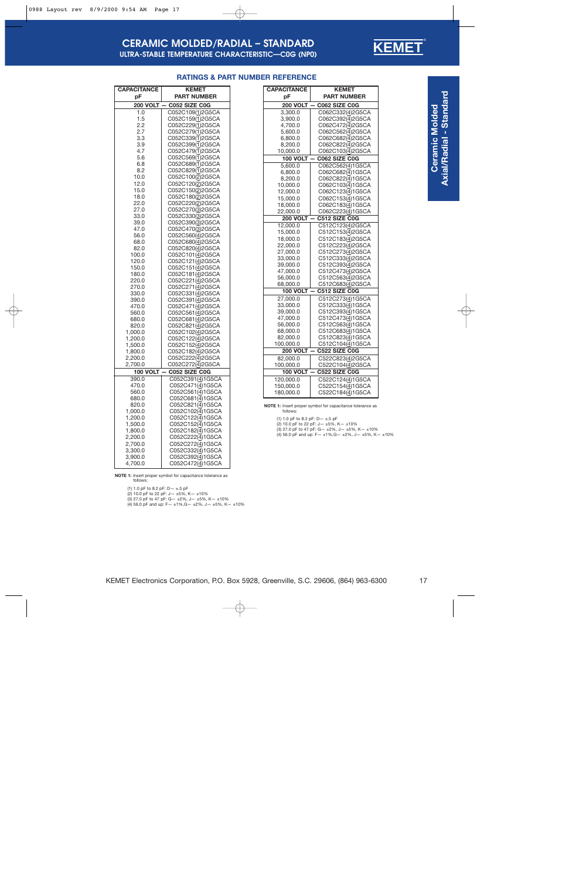# CERAMIC MOLDED/RADIAL – STANDARD

## ULTRA-STABLE TEMPERATURE CHARACTERISTIC—C0G (NP0)

### RATINGS & PART NUMBER REFERENCE

| CAPACITANCE pF | KEMET PART NUMBER |
|---|---|
| **200 VOLT — C052 SIZE C0G** | |
| 1.0 | C052C109(1)2G5CA |
| 1.5 | C052C159(1)2G5CA |
| 2.2 | C052C229(1)2G5CA |
| 2.7 | C052C279(1)2G5CA |
| 3.3 | C052C339(1)2G5CA |
| 3.9 | C052C399(1)2G5CA |
| 4.7 | C052C479(1)2G5CA |
| 5.6 | C052C569(1)2G5CA |
| 6.8 | C052C689(1)2G5CA |
| 8.2 | C052C829(1)2G5CA |
| 10.0 | C052C100(2)2G5CA |
| 12.0 | C052C120(2)2G5CA |
| 15.0 | C052C150(2)2G5CA |
| 18.0 | C052C180(2)2G5CA |
| 22.0 | C052C220(2)2G5CA |
| 27.0 | C052C270(3)2G5CA |
| 33.0 | C052C330(3)2G5CA |
| 39.0 | C052C390(3)2G5CA |
| 47.0 | C052C470(3)2G5CA |
| 56.0 | C052C560(4)2G5CA |
| 68.0 | C052C680(4)2G5CA |
| 82.0 | C052C820(4)2G5CA |
| 100.0 | C052C101(4)2G5CA |
| 120.0 | C052C121(4)2G5CA |
| 150.0 | C052C151(4)2G5CA |
| 180.0 | C052C181(4)2G5CA |
| 220.0 | C052C221(4)2G5CA |
| 270.0 | C052C271(4)2G5CA |
| 330.0 | C052C331(4)2G5CA |
| 390.0 | C052C391(4)2G5CA |
| 470.0 | C052C471(4)2G5CA |
| 560.0 | C052C561(4)2G5CA |
| 680.0 | C052C681(4)2G5CA |
| 820.0 | C052C821(4)2G5CA |
| 1,000.0 | C052C102(4)2G5CA |
| 1,200.0 | C052C122(4)2G5CA |
| 1,500.0 | C052C152(4)2G5CA |
| 1,800.0 | C052C182(4)2G5CA |
| 2,200.0 | C052C222(4)2G5CA |
| 2,700.0 | C052C272(4)2G5CA |
| **100 VOLT — C052 SIZE C0G** | |
| 390.0 | C052C391(4)1G5CA |
| 470.0 | C052C471(4)1G5CA |
| 560.0 | C052C561(4)1G5CA |
| 680.0 | C052C681(4)1G5CA |
| 820.0 | C052C821(4)1G5CA |
| 1,000.0 | C052C102(4)1G5CA |
| 1,200.0 | C052C122(4)1G5CA |
| 1,500.0 | C052C152(4)1G5CA |
| 1,800.0 | C052C182(4)1G5CA |
| 2,200.0 | C052C222(4)1G5CA |
| 2,700.0 | C052C272(4)1G5CA |
| 3,300.0 | C052C332(4)1G5CA |
| 3,900.0 | C052C392(4)1G5CA |
| 4,700.0 | C052C472(4)1G5CA |

**NOTE 1:** Insert proper symbol for capacitance tolerance as follows:

(1) 1.0 pF to 8.2 pF: D— ±.5 pF
(2) 10.0 pF to 22 pF: J— ±5%, K— ±10%
(3) 27.0 pF to 47 pF: G— ±2%, J— ±5%, K— ±10%
(4) 56.0 pF and up: F— ±1%,G— ±2%, J— ±5%, K— ±10%

| CAPACITANCE pF | KEMET PART NUMBER |
|---|---|
| **200 VOLT — C062 SIZE C0G** | |
| 3,300.0 | C062C332(4)2G5CA |
| 3,900.0 | C062C392(4)2G5CA |
| 4,700.0 | C062C472(4)2G5CA |
| 5,600.0 | C062C562(4)2G5CA |
| 6,800.0 | C062C682(4)2G5CA |
| 8,200.0 | C062C822(4)2G5CA |
| 10,000.0 | C062C103(4)2G5CA |
| **100 VOLT — C062 SIZE C0G** | |
| 5,600.0 | C062C562(4)1G5CA |
| 6,800.0 | C062C682(4)1G5CA |
| 8,200.0 | C062C822(4)1G5CA |
| 10,000.0 | C062C103(4)1G5CA |
| 12,000.0 | C062C123(4)1G5CA |
| 15,000.0 | C062C153(4)1G5CA |
| 18,000.0 | C062C183(4)1G5CA |
| 22,000.0 | C062C223(4)1G5CA |
| **200 VOLT — C512 SIZE C0G** | |
| 12,000.0 | C512C123(4)2G5CA |
| 15,000.0 | C512C153(4)2G5CA |
| 18,000.0 | C512C183(4)2G5CA |
| 22,000.0 | C512C223(4)2G5CA |
| 27,000.0 | C512C273(4)2G5CA |
| 33,000.0 | C512C333(4)2G5CA |
| 39,000.0 | C512C393(4)2G5CA |
| 47,000.0 | C512C473(4)2G5CA |
| 56,000.0 | C512C563(4)2G5CA |
| 68,000.0 | C512C683(4)2G5CA |
| **100 VOLT — C512 SIZE C0G** | |
| 27,000.0 | C512C273(4)1G5CA |
| 33,000.0 | C512C333(4)1G5CA |
| 39,000.0 | C512C393(4)1G5CA |
| 47,000.0 | C512C473(4)1G5CA |
| 56,000.0 | C512C563(4)1G5CA |
| 68,000.0 | C512C683(4)1G5CA |
| 82,000.0 | C512C823(4)1G5CA |
| 100,000.0 | C512C104(4)1G5CA |
| **200 VOLT — C522 SIZE C0G** | |
| 82,000.0 | C522C823(4)2G5CA |
| 100,000.0 | C522C104(4)2G5CA |
| **100 VOLT — C522 SIZE C0G** | |
| 120,000.0 | C522C124(4)1G5CA |
| 150,000.0 | C522C154(4)1G5CA |
| 180,000.0 | C522C184(4)1G5CA |

**NOTE 1:** Insert proper symbol for capacitance tolerance as follows:

(1) 1.0 pF to 8.2 pF: D— ±.5 pF
(2) 10.0 pF to 22 pF: J— ±5%, K— ±10%
(3) 27.0 pF to 47 pF: G— ±2%, J— ±5%, K— ±10%
(4) 56.0 pF and up: F— ±1%,G— ±2%, J— ±5%, K— ±10%

KEMET Electronics Corporation, P.O. Box 5928, Greenville, S.C. 29606, (864) 963-6300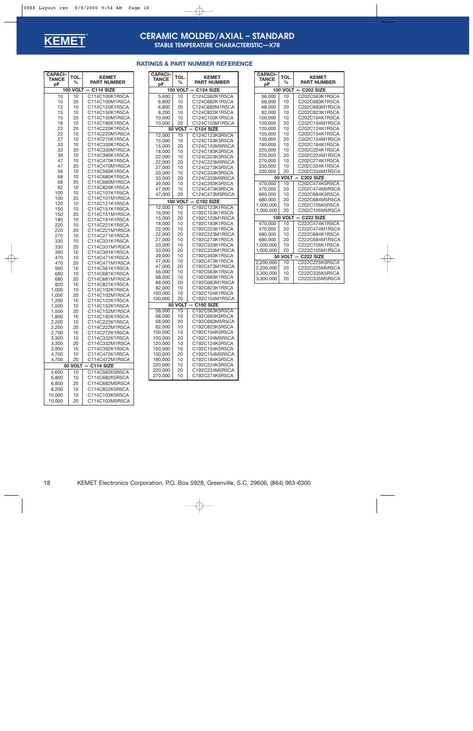# CERAMIC MOLDED/AXIAL – STANDARD

## STABLE TEMPERATURE CHARACTERISTIC—X7R

### RATINGS & PART NUMBER REFERENCE

| CAPACITANCE pF | TOL. % | KEMET PART NUMBER |
|---|---|---|
| **100 VOLT — C114 SIZE** | | |
| 10 | 10 | C114C100K1R5CA |
| 10 | 20 | C114C100M1R5CA |
| 12 | 10 | C114C120K1R5CA |
| 15 | 10 | C114C150K1R5CA |
| 15 | 20 | C114C150M1R5CA |
| 18 | 10 | C114C180K1R5CA |
| 22 | 20 | C114C220K1R5CA |
| 22 | 10 | C114C220M1R5CA |
| 27 | 10 | C114C270K1R5CA |
| 33 | 10 | C114C330K1R5CA |
| 33 | 20 | C114C330M1R5CA |
| 39 | 10 | C114C390K1R5CA |
| 47 | 10 | C114C470K1R5CA |
| 47 | 20 | C114C470M1R5CA |
| 56 | 10 | C114C560K1R5CA |
| 68 | 10 | C114C680K1R5CA |
| 68 | 20 | C114C680M1R5CA |
| 82 | 10 | C114C820K1R5CA |
| 100 | 10 | C114C101K1R5CA |
| 100 | 20 | C114C101M1R5CA |
| 120 | 10 | C114C121K1R5CA |
| 150 | 10 | C114C151K1R5CA |
| 150 | 20 | C114C151M1R5CA |
| 180 | 10 | C114C181K1R5CA |
| 220 | 10 | C114C221K1R5CA |
| 220 | 20 | C114C221M1R5CA |
| 270 | 10 | C114C271K1R5CA |
| 330 | 10 | C114C331K1R5CA |
| 330 | 20 | C114C331M1R5CA |
| 390 | 10 | C114C391K1R5CA |
| 470 | 10 | C114C471K1R5CA |
| 470 | 20 | C114C471M1R5CA |
| 560 | 10 | C114C561K1R5CA |
| 680 | 10 | C114C681K1R5CA |
| 680 | 20 | C114C681M1R5CA |
| 820 | 10 | C114C821K1R5CA |
| 1,000 | 10 | C114C102K1R5CA |
| 1,000 | 20 | C114C102M1R5CA |
| 1,200 | 10 | C114C122K1R5CA |
| 1,500 | 10 | C114C152K1R5CA |
| 1,500 | 20 | C114C152M1R5CA |
| 1,800 | 10 | C114C182K1R5CA |
| 2,200 | 10 | C114C222K1R5CA |
| 2,200 | 20 | C114C222M1R5CA |
| 2,700 | 10 | C114C272K1R5CA |
| 3,300 | 10 | C114C332K1R5CA |
| 3,300 | 20 | C114C332M1R5CA |
| 3,900 | 10 | C114C392K1R5CA |
| 4,700 | 10 | C114C472K1R5CA |
| 4,700 | 20 | C114C472M1R5CA |
| **50 VOLT — C114 SIZE** | | |
| 5,600 | 10 | C114C562K5R5CA |
| 6,800 | 10 | C114C682K5R5CA |
| 6,800 | 20 | C114C682M5R5CA |
| 8,200 | 10 | C114C822K5R5CA |
| 10,000 | 10 | C114C103K5R5CA |
| 10,000 | 20 | C114C103M5R5CA |

| CAPACITANCE pF | TOL. % | KEMET PART NUMBER |
|---|---|---|
| **100 VOLT — C124 SIZE** | | |
| 5,600 | 10 | C124C562K1R5CA |
| 6,800 | 10 | C124C682K1R5CA |
| 6,800 | 20 | C124C682M1R5CA |
| 8,200 | 10 | C124C822K1R5CA |
| 10,000 | 10 | C124C103K1R5CA |
| 10,000 | 20 | C124C103M1R5CA |
| **50 VOLT — C124 SIZE** | | |
| 12,000 | 10 | C124C123K5R5CA |
| 15,000 | 10 | C124C153K5R5CA |
| 15,000 | 20 | C124C153M5R5CA |
| 18,000 | 10 | C124C183K5R5CA |
| 22,000 | 10 | C124C223K5R5CA |
| 22,000 | 20 | C124C223M5R5CA |
| 27,000 | 10 | C124C273K5R5CA |
| 33,000 | 10 | C124C333K5R5CA |
| 33,000 | 20 | C124C333M5R5CA |
| 39,000 | 10 | C124C393K5R5CA |
| 47,000 | 10 | C124C473K5R5CA |
| 47,000 | 20 | C124C473M5R5CA |
| **100 VOLT — C192 SIZE** | | |
| 12,000 | 10 | C192C123K1R5CA |
| 15,000 | 10 | C192C153K1R5CA |
| 15,000 | 20 | C192C153M1R5CA |
| 18,000 | 10 | C192C183K1R5CA |
| 22,000 | 10 | C192C223K1R5CA |
| 22,000 | 20 | C192C223M1R5CA |
| 27,000 | 10 | C192C273K1R5CA |
| 33,000 | 10 | C192C333K1R5CA |
| 33,000 | 20 | C192C333M1R5CA |
| 39,000 | 10 | C192C393K1R5CA |
| 47,000 | 10 | C192C473K1R5CA |
| 47,000 | 20 | C192C473M1R5CA |
| 56,000 | 10 | C192C563K1R5CA |
| 68,000 | 10 | C192C683K1R5CA |
| 68,000 | 20 | C192C683M1R5CA |
| 82,000 | 10 | C192C823K1R5CA |
| 100,000 | 10 | C192C104K1R5CA |
| 100,000 | 20 | C192C104M1R5CA |
| **50 VOLT — C192 SIZE** | | |
| 56,000 | 10 | C192C563K5R5CA |
| 68,000 | 10 | C192C683K5R5CA |
| 68,000 | 20 | C192C683M5R5CA |
| 82,000 | 10 | C192C823K5R5CA |
| 100,000 | 10 | C192C104K5R5CA |
| 100,000 | 20 | C192C104M5R5CA |
| 120,000 | 10 | C192C124K5R5CA |
| 150,000 | 10 | C192C154K5R5CA |
| 150,000 | 20 | C192C154M5R5CA |
| 180,000 | 10 | C192C184K5R5CA |
| 220,000 | 10 | C192C224K5R5CA |
| 220,000 | 20 | C192C224M5R5CA |
| 270,000 | 10 | C192C274K5R5CA |

| CAPACITANCE pF | TOL. % | KEMET PART NUMBER |
|---|---|---|
| **100 VOLT — C202 SIZE** | | |
| 56,000 | 10 | C202C563K1R5CA |
| 68,000 | 10 | C202C683K1R5CA |
| 68,000 | 20 | C202C683M1R5CA |
| 82,000 | 10 | C202C823K1R5CA |
| 100,000 | 10 | C202C104K1R5CA |
| 100,000 | 20 | C202C104M1R5CA |
| 120,000 | 10 | C202C124K1R5CA |
| 150,000 | 10 | C202C154K1R5CA |
| 150,000 | 20 | C202C154M1R5CA |
| 180,000 | 10 | C202C184K1R5CA |
| 220,000 | 10 | C202C224K1R5CA |
| 220,000 | 20 | C202C224M1R5CA |
| 270,000 | 10 | C202C274K1R5CA |
| 330,000 | 10 | C202C334K1R5CA |
| 330,000 | 20 | C202C334M1R5CA |
| **50 VOLT — C202 SIZE** | | |
| 470,000 | 10 | C202C474K5R5CA |
| 470,000 | 20 | C202C474M5R5CA |
| 680,000 | 10 | C202C684K5R5CA |
| 680,000 | 20 | C202C684M5R5CA |
| 1,000,000 | 10 | C202C105K5R5CA |
| 1,000,000 | 20 | C202C105M5R5CA |
| **100 VOLT — C222 SIZE** | | |
| 470,000 | 10 | C222C474K1R5CA |
| 470,000 | 20 | C222C474M1R5CA |
| 680,000 | 10 | C222C684K1R5CA |
| 680,000 | 20 | C222C684M1R5CA |
| 1,000,000 | 10 | C222C105K1R5CA |
| 1,000,000 | 20 | C222C105M1R5CA |
| **50 VOLT — C222 SIZE** | | |
| 2,200,000 | 10 | C222C225K5R5CA |
| 2,200,000 | 20 | C222C225M5R5CA |
| 3,300,000 | 10 | C222C335K5R5CA |
| 3,300,000 | 20 | C222C335M5R5CA |

KEMET Electronics Corporation, P.O. Box 5928, Greenville, S.C. 29606, (864) 963-6300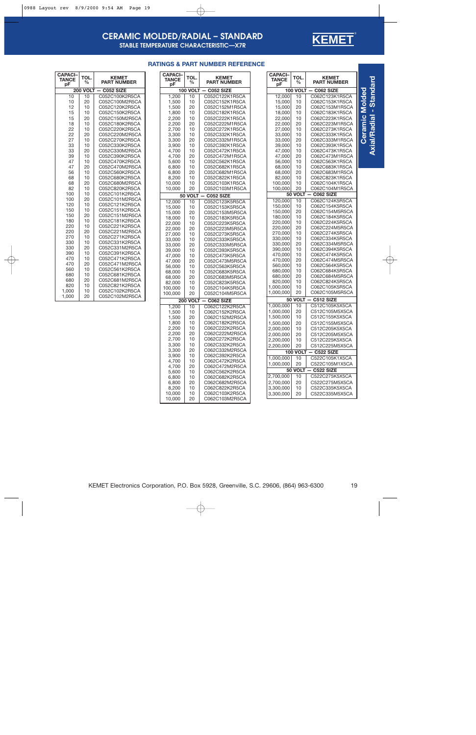# CERAMIC MOLDED/RADIAL – STANDARD

## STABLE TEMPERATURE CHARACTERISTIC—X7R

### RATINGS & PART NUMBER REFERENCE

| CAPACITANCE pF | TOL. % | KEMET PART NUMBER |
|---|---|---|
| **200 VOLT — C052 SIZE** | | |
| 10 | 10 | C052C100K2R5CA |
| 10 | 20 | C052C100M2R5CA |
| 12 | 10 | C052C120K2R5CA |
| 15 | 10 | C052C150K2R5CA |
| 15 | 20 | C052C150M2R5CA |
| 18 | 10 | C052C180K2R5CA |
| 22 | 10 | C052C220K2R5CA |
| 22 | 20 | C052C220M2R5CA |
| 27 | 10 | C052C270K2R5CA |
| 33 | 10 | C052C330K2R5CA |
| 33 | 20 | C052C330M2R5CA |
| 39 | 10 | C052C390K2R5CA |
| 47 | 10 | C052C470K2R5CA |
| 47 | 20 | C052C470M2R5CA |
| 56 | 10 | C052C560K2R5CA |
| 68 | 10 | C052C680K2R5CA |
| 68 | 20 | C052C680M2R5CA |
| 82 | 10 | C052C820K2R5CA |
| 100 | 10 | C052C101K2R5CA |
| 100 | 20 | C052C101M2R5CA |
| 120 | 10 | C052C121K2R5CA |
| 150 | 10 | C052C151K2R5CA |
| 150 | 20 | C052C151M2R5CA |
| 180 | 10 | C052C181K2R5CA |
| 220 | 10 | C052C221K2R5CA |
| 220 | 20 | C052C221M2R5CA |
| 270 | 10 | C052C271K2R5CA |
| 330 | 10 | C052C331K2R5CA |
| 330 | 20 | C052C331M2R5CA |
| 390 | 10 | C052C391K2R5CA |
| 470 | 10 | C052C471K2R5CA |
| 470 | 20 | C052C471M2R5CA |
| 560 | 10 | C052C561K2R5CA |
| 680 | 10 | C052C681K2R5CA |
| 680 | 20 | C052C681M2R5CA |
| 820 | 10 | C052C821K2R5CA |
| 1,000 | 10 | C052C102K2R5CA |
| 1,000 | 20 | C052C102M2R5CA |

| CAPACITANCE pF | TOL. % | KEMET PART NUMBER |
|---|---|---|
| **100 VOLT — C052 SIZE** | | |
| 1,200 | 10 | C052C122K1R5CA |
| 1,500 | 10 | C052C152K1R5CA |
| 1,500 | 20 | C052C152M1R5CA |
| 1,800 | 10 | C052C182K1R5CA |
| 2,200 | 10 | C052C222K1R5CA |
| 2,200 | 20 | C052C222M1R5CA |
| 2,700 | 10 | C052C272K1R5CA |
| 3,300 | 10 | C052C332K1R5CA |
| 3,300 | 20 | C052C332M1R5CA |
| 3,900 | 10 | C052C392K1R5CA |
| 4,700 | 10 | C052C472K1R5CA |
| 4,700 | 20 | C052C472M1R5CA |
| 5,600 | 10 | C052C562K1R5CA |
| 6,800 | 10 | C052C682K1R5CA |
| 6,800 | 20 | C052C682M1R5CA |
| 8,200 | 10 | C052C822K1R5CA |
| 10,000 | 10 | C052C103K1R5CA |
| 10,000 | 20 | C052C103M1R5CA |
| **50 VOLT — C052 SIZE** | | |
| 12,000 | 10 | C052C123K5R5CA |
| 15,000 | 10 | C052C153K5R5CA |
| 15,000 | 20 | C052C153M5R5CA |
| 18,000 | 10 | C052C183K5R5CA |
| 22,000 | 10 | C052C223K5R5CA |
| 22,000 | 20 | C052C223M5R5CA |
| 27,000 | 10 | C052C273K5R5CA |
| 33,000 | 10 | C052C333K5R5CA |
| 33,000 | 20 | C052C333M5R5CA |
| 39,000 | 10 | C052C393K5R5CA |
| 47,000 | 10 | C052C473K5R5CA |
| 47,000 | 20 | C052C473M5R5CA |
| 56,000 | 10 | C052C563K5R5CA |
| 68,000 | 10 | C052C683K5R5CA |
| 68,000 | 20 | C052C683M5R5CA |
| 82,000 | 10 | C052C823K5R5CA |
| 100,000 | 10 | C052C104K5R5CA |
| 100,000 | 20 | C052C104M5R5CA |
| **200 VOLT — C062 SIZE** | | |
| 1,200 | 10 | C062C122K2R5CA |
| 1,500 | 10 | C062C152K2R5CA |
| 1,500 | 20 | C062C152M2R5CA |
| 1,800 | 10 | C062C182K2R5CA |
| 2,200 | 10 | C062C222K2R5CA |
| 2,200 | 20 | C062C222M2R5CA |
| 2,700 | 10 | C062C272K2R5CA |
| 3,300 | 10 | C062C332K2R5CA |
| 3,300 | 20 | C062C332M2R5CA |
| 3,900 | 10 | C062C392K2R5CA |
| 4,700 | 10 | C062C472K2R5CA |
| 4,700 | 20 | C062C472M2R5CA |
| 5,600 | 10 | C062C562K2R5CA |
| 6,800 | 10 | C062C682K2R5CA |
| 6,800 | 20 | C062C682M2R5CA |
| 8,200 | 10 | C062C822K2R5CA |
| 10,000 | 10 | C062C103K2R5CA |
| 10,000 | 20 | C062C103M2R5CA |

| CAPACITANCE pF | TOL. % | KEMET PART NUMBER |
|---|---|---|
| **100 VOLT — C062 SIZE** | | |
| 12,000 | 10 | C062C123K1R5CA |
| 15,000 | 10 | C062C153K1R5CA |
| 15,000 | 20 | C062C153M1R5CA |
| 18,000 | 10 | C062C183K1R5CA |
| 22,000 | 10 | C062C223K1R5CA |
| 22,000 | 20 | C062C223M1R5CA |
| 27,000 | 10 | C062C273K1R5CA |
| 33,000 | 10 | C062C333K1R5CA |
| 33,000 | 20 | C062C333M1R5CA |
| 39,000 | 10 | C062C393K1R5CA |
| 47,000 | 10 | C062C473K1R5CA |
| 47,000 | 20 | C062C473M1R5CA |
| 56,000 | 10 | C062C563K1R5CA |
| 68,000 | 10 | C062C683K1R5CA |
| 68,000 | 20 | C062C683M1R5CA |
| 82,000 | 10 | C062C823K1R5CA |
| 100,000 | 10 | C062C104K1R5CA |
| 100,000 | 20 | C062C104M1R5CA |
| **50 VOLT — C062 SIZE** | | |
| 120,000 | 10 | C062C124K5R5CA |
| 150,000 | 10 | C062C154K5R5CA |
| 150,000 | 20 | C062C154M5R5CA |
| 180,000 | 10 | C062C184K5R5CA |
| 220,000 | 10 | C062C224K5R5CA |
| 220,000 | 20 | C062C224M5R5CA |
| 270,000 | 10 | C062C274K5R5CA |
| 330,000 | 10 | C062C334K5R5CA |
| 330,000 | 20 | C062C334M5R5CA |
| 390,000 | 10 | C062C394K5R5CA |
| 470,000 | 10 | C062C474K5R5CA |
| 470,000 | 20 | C062C474M5R5CA |
| 560,000 | 10 | C062C564K5R5CA |
| 680,000 | 10 | C062C684K5R5CA |
| 680,000 | 20 | C062C684M5R5CA |
| 820,000 | 10 | C062C824K5R5CA |
| 1,000,000 | 10 | C062C105K5R5CA |
| 1,000,000 | 20 | C062C105M5R5CA |
| **50 VOLT — C512 SIZE** | | |
| 1,000,000 | 10 | C512C105K5X5CA |
| 1,000,000 | 20 | C512C105M5X5CA |
| 1,500,000 | 10 | C512C155K5X5CA |
| 1,500,000 | 20 | C512C155M5X5CA |
| 2,000,000 | 10 | C512C205K5X5CA |
| 2,000,000 | 20 | C512C205M5X5CA |
| 2,200,000 | 10 | C512C225K5X5CA |
| 2,200,000 | 20 | C512C225M5X5CA |
| **100 VOLT — C522 SIZE** | | |
| 1,000,000 | 10 | C522C105K1X5CA |
| 1,000,000 | 20 | C522C105M1X5CA |
| **50 VOLT — C522 SIZE** | | |
| 2,700,000 | 10 | C522C275K5X5CA |
| 2,700,000 | 20 | C522C275M5X5CA |
| 3,300,000 | 10 | C522C335K5X5CA |
| 3,300,000 | 20 | C522C335M5X5CA |

KEMET Electronics Corporation, P.O. Box 5928, Greenville, S.C. 29606, (864) 963-6300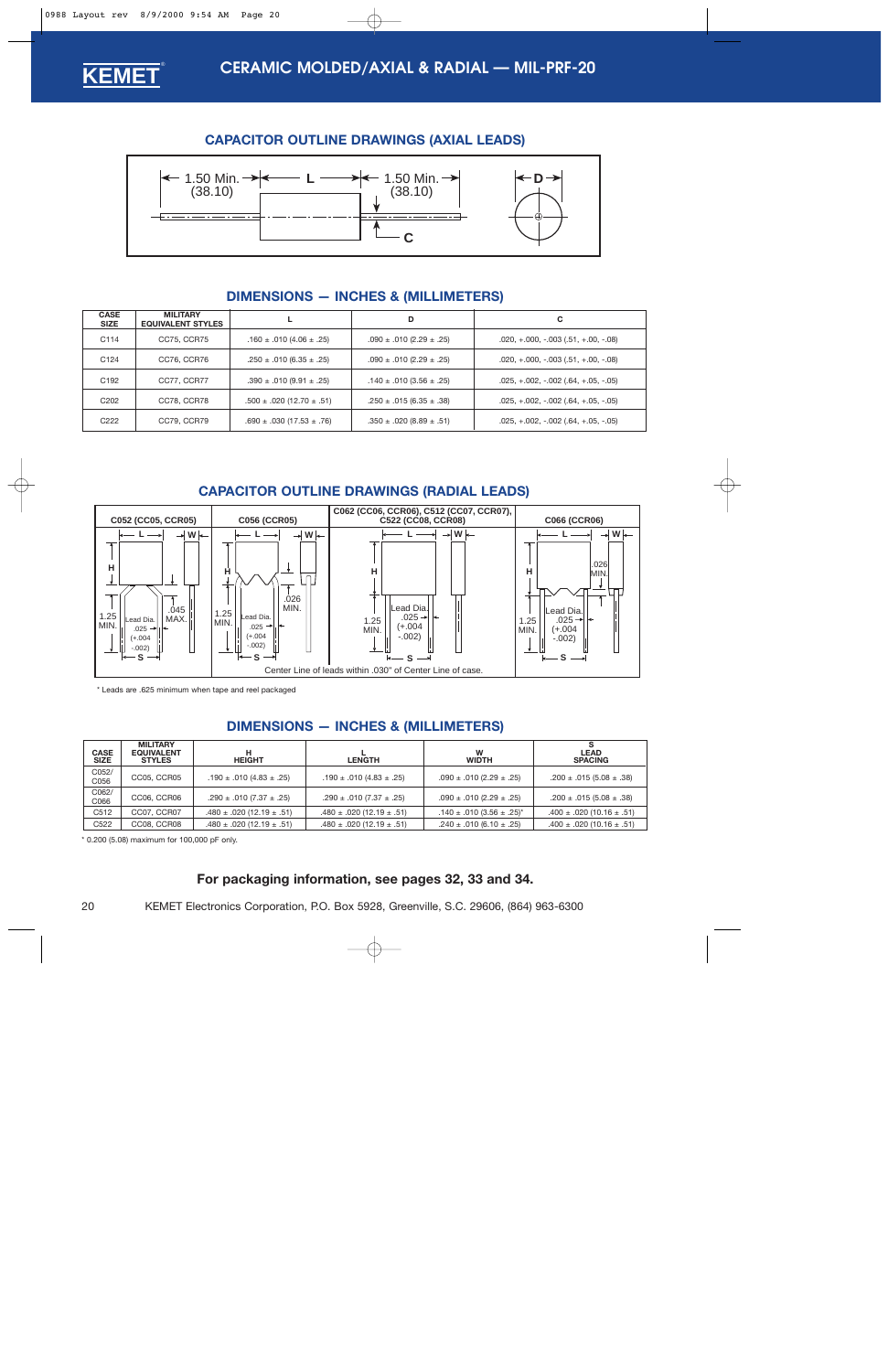# CERAMIC MOLDED/AXIAL & RADIAL — MIL-PRF-20

## CAPACITOR OUTLINE DRAWINGS (AXIAL LEADS)

1.50 Min. (38.10) — L — 1.50 Min. (38.10)

C

D

## DIMENSIONS — INCHES & (MILLIMETERS)

| CASE SIZE | MILITARY EQUIVALENT STYLES | L | D | C |
|---|---|---|---|---|
| C114 | CC75, CCR75 | .160 ± .010 (4.06 ± .25) | .090 ± .010 (2.29 ± .25) | .020, +.000, -.003 (.51, +.00, -.08) |
| C124 | CC76, CCR76 | .250 ± .010 (6.35 ± .25) | .090 ± .010 (2.29 ± .25) | .020, +.000, -.003 (.51, +.00, -.08) |
| C192 | CC77, CCR77 | .390 ± .010 (9.91 ± .25) | .140 ± .010 (3.56 ± .25) | .025, +.002, -.002 (.64, +.05, -.05) |
| C202 | CC78, CCR78 | .500 ± .020 (12.70 ± .51) | .250 ± .015 (6.35 ± .38) | .025, +.002, -.002 (.64, +.05, -.05) |
| C222 | CC79, CCR79 | .690 ± .030 (17.53 ± .76) | .350 ± .020 (8.89 ± .51) | .025, +.002, -.002 (.64, +.05, -.05) |

## CAPACITOR OUTLINE DRAWINGS (RADIAL LEADS)

C052 (CC05, CCR05): L, W, H, 1.25 MIN., Lead Dia. .025 (+.004 -.002), .045 MAX., S

C056 (CCR05): L, W, H, 1.25 MIN., Lead Dia. .025 (+.004 -.002), .026 MIN., S

C062 (CC06, CCR06), C512 (CC07, CCR07), C522 (CC08, CCR08): L, W, H, 1.25 MIN., Lead Dia. .025 (+.004 -.002), S

C066 (CCR06): L, W, H, .026 MIN., 1.25 MIN., Lead Dia. .025 (+.004 -.002), S

Center Line of leads within .030" of Center Line of case.

* Leads are .625 minimum when tape and reel packaged

## DIMENSIONS — INCHES & (MILLIMETERS)

| CASE SIZE | MILITARY EQUIVALENT STYLES | H HEIGHT | L LENGTH | W WIDTH | S LEAD SPACING |
|---|---|---|---|---|---|
| C052/ C056 | CC05, CCR05 | .190 ± .010 (4.83 ± .25) | .190 ± .010 (4.83 ± .25) | .090 ± .010 (2.29 ± .25) | .200 ± .015 (5.08 ± .38) |
| C062/ C066 | CC06, CCR06 | .290 ± .010 (7.37 ± .25) | .290 ± .010 (7.37 ± .25) | .090 ± .010 (2.29 ± .25) | .200 ± .015 (5.08 ± .38) |
| C512 | CC07, CCR07 | .480 ± .020 (12.19 ± .51) | .480 ± .020 (12.19 ± .51) | .140 ± .010 (3.56 ± .25)* | .400 ± .020 (10.16 ± .51) |
| C522 | CC08, CCR08 | .480 ± .020 (12.19 ± .51) | .480 ± .020 (12.19 ± .51) | .240 ± .010 (6.10 ± .25) | .400 ± .020 (10.16 ± .51) |

* 0.200 (5.08) maximum for 100,000 pF only.

**For packaging information, see pages 32, 33 and 34.**

KEMET Electronics Corporation, P.O. Box 5928, Greenville, S.C. 29606, (864) 963-6300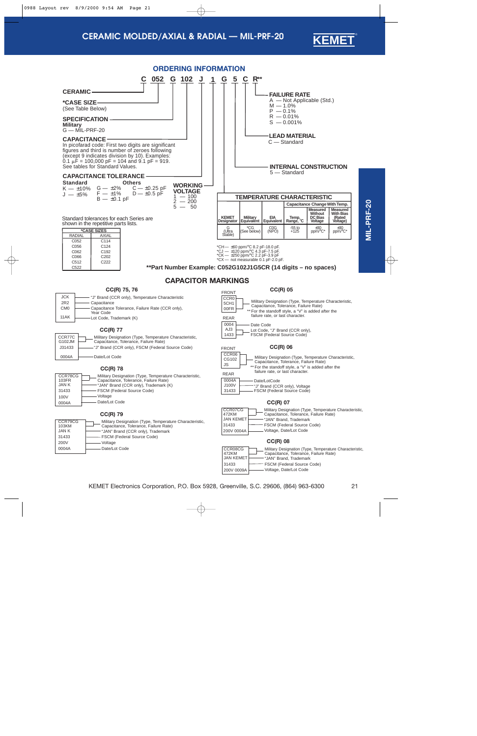# CERAMIC MOLDED/AXIAL & RADIAL — MIL-PRF-20

KEMET

MIL-PRF-20

## ORDERING INFORMATION

**C 052 G 102 J 1 G 5 C R****

**CERAMIC**

**\*CASE SIZE**
(See Table Below)

**SPECIFICATION**
**Military**
G — MIL-PRF-20

**CAPACITANCE**
In picofarad code: First two digits are significant figures and third is number of zeroes following (except 9 indicates division by 10). Examples: 0.1 µF = 100,000 pF = 104 and 9.1 pF = 919. See tables for Standard Values.

**CAPACITANCE TOLERANCE**

**Standard**
K — ±10%
J — ±5%

**Others**
G — ±2%
F — ±1%
B — ±0.1 pF
C — ±0.25 pF
D — ±0.5 pF

Standard tolerances for each Series are shown in the repetitive parts lists.

**WORKING VOLTAGE**
1 — 100
2 — 200
5 — 50

**FAILURE RATE**
A — Not Applicable (Std.)
M — 1.0%
P — 0.1%
R — 0.01%
S — 0.001%

**LEAD MATERIAL**
C — Standard

**INTERNAL CONSTRUCTION**
5 — Standard

| *CASE SIZES | |
|---|---|
| RADIAL | AXIAL |
| C052 | C114 |
| C056 | C124 |
| C062 | C192 |
| C066 | C202 |
| C512 | C222 |
| C522 | |

| TEMPERATURE CHARACTERISTIC | | | | | |
|---|---|---|---|---|---|
| | | | | Capacitance Change With Temp. | |
| KEMET Designator | Military Equivalent | EIA Equivalent | Temp. Range, °C | Measured Without DC Bias Voltage | Measured With Bias (Rated Voltage) |
| G (Ultra Stable) | *CG (See below) | C0G (NP0) | -55 to +125 | ±30 ppm/°C* | ±30 ppm/°C* |

*CH — ±60 ppm/°C 8.2 pF-18.0 pF.
*CJ — ±120 ppm/°C 4.3 pF-7.5 pF.
*CK — ±250 ppm/°C 2.2 pF-3.9 pF.
*CX — not measurable 0.1 pF-2.0 pF.

**\*\*Part Number Example: C052G102J1G5CR (14 digits – no spaces)**

## CAPACITOR MARKINGS

### CC(R) 75, 76

- JCK — "J" Brand (CCR only), Temperature Characteristic
- 2R2 — Capacitance
- CM0 — Capacitance Tolerance, Failure Rate (CCR only), Year Code
- 11AK — Lot Code, Trademark (K)

### CC(R) 77

- CCR77C G102JM — Military Designation (Type, Temperature Characteristic, Capacitance, Tolerance, Failure Rate)
- J31433 — "J" Brand (CCR only), FSCM (Federal Source Code)
- 0004A — Date/Lot Code

### CC(R) 78

- CCR78CG 103FR — Military Designation (Type, Temperature Characteristic, Capacitance, Tolerance, Failure Rate)
- JAN K — "JAN" Brand (CCR only), Trademark (K)
- 31433 — FSCM (Federal Source Code)
- 100V — Voltage
- 0004A — Date/Lot Code

### CC(R) 79

- CCR79CG 103KM — Military Designation (Type, Temperature Characteristic, Capacitance, Tolerance, Failure Rate)
- JAN K — "JAN" Brand (CCR only), Trademark
- 31433 — FSCM (Federal Source Code)
- 200V — Voltage
- 0004A — Date/Lot Code

### CC(R) 05

FRONT
- CCR0 5CH1 00FR — Military Designation (Type, Temperature Characteristic, Capacitance, Tolerance, Failure Rate)
  ** For the standoff style, a "V" is added after the failure rate, or last character.

REAR
- 0004 — Date Code
- AJ3 1433 — Lot Code, "J" Brand (CCR only), FSCM (Federal Source Code)

### CC(R) 06

FRONT
- CCR06 CG102 JS — Military Designation (Type, Temperature Characteristic, Capacitance, Tolerance, Failure Rate)
  ** For the standoff style, a "V" is added after the failure rate, or last character.

REAR
- 0004A — Date/LotCode
- J100V — "J" Brand (CCR only), Voltage
- 31433 — FSCM (Federal Source Code)

### CC(R) 07

- CCR07CG 472KM — Military Designation (Type, Temperature Characteristic, Capacitance, Tolerance, Failure Rate)
- JAN KEMET — "JAN" Brand, Trademark
- 31433 — FSCM (Federal Source Code)
- 200V 0004A — Voltage, Date/Lot Code

### CC(R) 08

- CCR08CG 472KM — Military Designation (Type, Temperature Characteristic, Capacitance, Tolerance, Failure Rate)
- JAN KEMET — "JAN" Brand, Trademark
- 31433 — FSCM (Federal Source Code)
- 200V 0009A — Voltage, Date/Lot Code

KEMET Electronics Corporation, P.O. Box 5928, Greenville, S.C. 29606, (864) 963-6300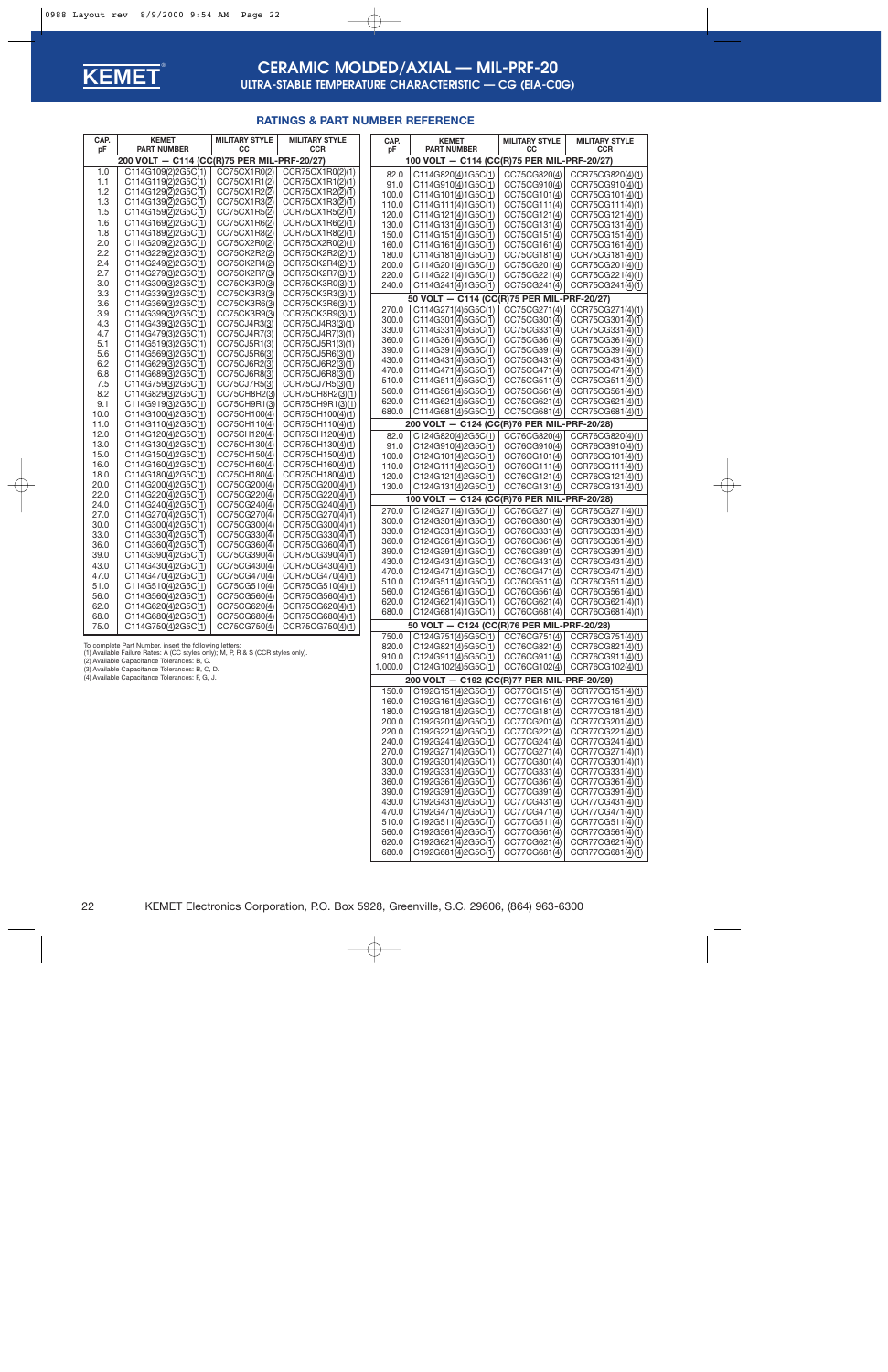# CERAMIC MOLDED/AXIAL — MIL-PRF-20

## ULTRA-STABLE TEMPERATURE CHARACTERISTIC — CG (EIA-C0G)

### RATINGS & PART NUMBER REFERENCE

| CAP. pF | KEMET PART NUMBER | MILITARY STYLE CC | MILITARY STYLE CCR |
|---|---|---|---|
| **200 VOLT — C114 (CC(R)75 PER MIL-PRF-20/27)** | | | |
| 1.0 | C114G109(2)2G5C(1) | CC75CX1R0(2) | CCR75CX1R0(2)(1) |
| 1.1 | C114G119(2)2G5C(1) | CC75CX1R1(2) | CCR75CX1R1(2)(1) |
| 1.2 | C114G129(2)2G5C(1) | CC75CX1R2(2) | CCR75CX1R2(2)(1) |
| 1.3 | C114G139(2)2G5C(1) | CC75CX1R3(2) | CCR75CX1R3(2)(1) |
| 1.5 | C114G159(2)2G5C(1) | CC75CX1R5(2) | CCR75CX1R5(2)(1) |
| 1.6 | C114G169(2)2G5C(1) | CC75CX1R6(2) | CCR75CX1R6(2)(1) |
| 1.8 | C114G189(2)2G5C(1) | CC75CX1R8(2) | CCR75CX1R8(2)(1) |
| 2.0 | C114G209(2)2G5C(1) | CC75CX2R0(2) | CCR75CX2R0(2)(1) |
| 2.2 | C114G229(2)2G5C(1) | CC75CK2R2(2) | CCR75CK2R2(2)(1) |
| 2.4 | C114G249(2)2G5C(1) | CC75CK2R4(2) | CCR75CK2R4(2)(1) |
| 2.7 | C114G279(3)2G5C(1) | CC75CK2R7(3) | CCR75CK2R7(3)(1) |
| 3.0 | C114G309(3)2G5C(1) | CC75CK3R0(3) | CCR75CK3R0(3)(1) |
| 3.3 | C114G339(3)2G5C(1) | CC75CK3R3(3) | CCR75CK3R3(3)(1) |
| 3.6 | C114G369(3)2G5C(1) | CC75CK3R6(3) | CCR75CK3R6(3)(1) |
| 3.9 | C114G399(3)2G5C(1) | CC75CK3R9(3) | CCR75CK3R9(3)(1) |
| 4.3 | C114G439(3)2G5C(1) | CC75CJ4R3(3) | CCR75CJ4R3(3)(1) |
| 4.7 | C114G479(3)2G5C(1) | CC75CJ4R7(3) | CCR75CJ4R7(3)(1) |
| 5.1 | C114G519(3)2G5C(1) | CC75CJ5R1(3) | CCR75CJ5R1(3)(1) |
| 5.6 | C114G569(3)2G5C(1) | CC75CJ5R6(3) | CCR75CJ5R6(3)(1) |
| 6.2 | C114G629(3)2G5C(1) | CC75CJ6R2(3) | CCR75CJ6R2(3)(1) |
| 6.8 | C114G689(3)2G5C(1) | CC75CJ6R8(3) | CCR75CJ6R8(3)(1) |
| 7.5 | C114G759(3)2G5C(1) | CC75CJ7R5(3) | CCR75CJ7R5(3)(1) |
| 8.2 | C114G829(3)2G5C(1) | CC75CH8R2(3) | CCR75CH8R2(3)(1) |
| 9.1 | C114G919(3)2G5C(1) | CC75CH9R1(3) | CCR75CH9R1(3)(1) |
| 10.0 | C114G100(4)2G5C(1) | CC75CH100(4) | CCR75CH100(4)(1) |
| 11.0 | C114G110(4)2G5C(1) | CC75CH110(4) | CCR75CH110(4)(1) |
| 12.0 | C114G120(4)2G5C(1) | CC75CH120(4) | CCR75CH120(4)(1) |
| 13.0 | C114G130(4)2G5C(1) | CC75CH130(4) | CCR75CH130(4)(1) |
| 15.0 | C114G150(4)2G5C(1) | CC75CH150(4) | CCR75CH150(4)(1) |
| 16.0 | C114G160(4)2G5C(1) | CC75CH160(4) | CCR75CH160(4)(1) |
| 18.0 | C114G180(4)2G5C(1) | CC75CH180(4) | CCR75CH180(4)(1) |
| 20.0 | C114G200(4)2G5C(1) | CC75CG200(4) | CCR75CG200(4)(1) |
| 22.0 | C114G220(4)2G5C(1) | CC75CG220(4) | CCR75CG220(4)(1) |
| 24.0 | C114G240(4)2G5C(1) | CC75CG240(4) | CCR75CG240(4)(1) |
| 27.0 | C114G270(4)2G5C(1) | CC75CG270(4) | CCR75CG270(4)(1) |
| 30.0 | C114G300(4)2G5C(1) | CC75CG300(4) | CCR75CG300(4)(1) |
| 33.0 | C114G330(4)2G5C(1) | CC75CG330(4) | CCR75CG330(4)(1) |
| 36.0 | C114G360(4)2G5C(1) | CC75CG360(4) | CCR75CG360(4)(1) |
| 39.0 | C114G390(4)2G5C(1) | CC75CG390(4) | CCR75CG390(4)(1) |
| 43.0 | C114G430(4)2G5C(1) | CC75CG430(4) | CCR75CG430(4)(1) |
| 47.0 | C114G470(4)2G5C(1) | CC75CG470(4) | CCR75CG470(4)(1) |
| 51.0 | C114G510(4)2G5C(1) | CC75CG510(4) | CCR75CG510(4)(1) |
| 56.0 | C114G560(4)2G5C(1) | CC75CG560(4) | CCR75CG560(4)(1) |
| 62.0 | C114G620(4)2G5C(1) | CC75CG620(4) | CCR75CG620(4)(1) |
| 68.0 | C114G680(4)2G5C(1) | CC75CG680(4) | CCR75CG680(4)(1) |
| 75.0 | C114G750(4)2G5C(1) | CC75CG750(4) | CCR75CG750(4)(1) |

To complete Part Number, insert the following letters:
(1) Available Failure Rates: A (CC styles only); M, P, R & S (CCR styles only).
(2) Available Capacitance Tolerances: B, C.
(3) Available Capacitance Tolerances: B, C, D.
(4) Available Capacitance Tolerances: F, G, J.

| CAP. pF | KEMET PART NUMBER | MILITARY STYLE CC | MILITARY STYLE CCR |
|---|---|---|---|
| **100 VOLT — C114 (CC(R)75 PER MIL-PRF-20/27)** | | | |
| 82.0 | C114G820(4)1G5C(1) | CC75CG820(4) | CCR75CG820(4)(1) |
| 91.0 | C114G910(4)1G5C(1) | CC75CG910(4) | CCR75CG910(4)(1) |
| 100.0 | C114G101(4)1G5C(1) | CC75CG101(4) | CCR75CG101(4)(1) |
| 110.0 | C114G111(4)1G5C(1) | CC75CG111(4) | CCR75CG111(4)(1) |
| 120.0 | C114G121(4)1G5C(1) | CC75CG121(4) | CCR75CG121(4)(1) |
| 130.0 | C114G131(4)1G5C(1) | CC75CG131(4) | CCR75CG131(4)(1) |
| 150.0 | C114G151(4)1G5C(1) | CC75CG151(4) | CCR75CG151(4)(1) |
| 160.0 | C114G161(4)1G5C(1) | CC75CG161(4) | CCR75CG161(4)(1) |
| 180.0 | C114G181(4)1G5C(1) | CC75CG181(4) | CCR75CG181(4)(1) |
| 200.0 | C114G201(4)1G5C(1) | CC75CG201(4) | CCR75CG201(4)(1) |
| 220.0 | C114G221(4)1G5C(1) | CC75CG221(4) | CCR75CG221(4)(1) |
| 240.0 | C114G241(4)1G5C(1) | CC75CG241(4) | CCR75CG241(4)(1) |
| **50 VOLT — C114 (CC(R)75 PER MIL-PRF-20/27)** | | | |
| 270.0 | C114G271(4)5G5C(1) | CC75CG271(4) | CCR75CG271(4)(1) |
| 300.0 | C114G301(4)5G5C(1) | CC75CG301(4) | CCR75CG301(4)(1) |
| 330.0 | C114G331(4)5G5C(1) | CC75CG331(4) | CCR75CG331(4)(1) |
| 360.0 | C114G361(4)5G5C(1) | CC75CG361(4) | CCR75CG361(4)(1) |
| 390.0 | C114G391(4)5G5C(1) | CC75CG391(4) | CCR75CG391(4)(1) |
| 430.0 | C114G431(4)5G5C(1) | CC75CG431(4) | CCR75CG431(4)(1) |
| 470.0 | C114G471(4)5G5C(1) | CC75CG471(4) | CCR75CG471(4)(1) |
| 510.0 | C114G511(4)5G5C(1) | CC75CG511(4) | CCR75CG511(4)(1) |
| 560.0 | C114G561(4)5G5C(1) | CC75CG561(4) | CCR75CG561(4)(1) |
| 620.0 | C114G621(4)5G5C(1) | CC75CG621(4) | CCR75CG621(4)(1) |
| 680.0 | C114G681(4)5G5C(1) | CC75CG681(4) | CCR75CG681(4)(1) |
| **200 VOLT — C124 (CC(R)76 PER MIL-PRF-20/28)** | | | |
| 82.0 | C124G820(4)2G5C(1) | CC76CG820(4) | CCR76CG820(4)(1) |
| 91.0 | C124G910(4)2G5C(1) | CC76CG910(4) | CCR76CG910(4)(1) |
| 100.0 | C124G101(4)2G5C(1) | CC76CG101(4) | CCR76CG101(4)(1) |
| 110.0 | C124G111(4)2G5C(1) | CC76CG111(4) | CCR76CG111(4)(1) |
| 120.0 | C124G121(4)2G5C(1) | CC76CG121(4) | CCR76CG121(4)(1) |
| 130.0 | C124G131(4)2G5C(1) | CC76CG131(4) | CCR76CG131(4)(1) |
| **100 VOLT — C124 (CC(R)76 PER MIL-PRF-20/28)** | | | |
| 270.0 | C124G271(4)1G5C(1) | CC76CG271(4) | CCR76CG271(4)(1) |
| 300.0 | C124G301(4)1G5C(1) | CC76CG301(4) | CCR76CG301(4)(1) |
| 330.0 | C124G331(4)1G5C(1) | CC76CG331(4) | CCR76CG331(4)(1) |
| 360.0 | C124G361(4)1G5C(1) | CC76CG361(4) | CCR76CG361(4)(1) |
| 390.0 | C124G391(4)1G5C(1) | CC76CG391(4) | CCR76CG391(4)(1) |
| 430.0 | C124G431(4)1G5C(1) | CC76CG431(4) | CCR76CG431(4)(1) |
| 470.0 | C124G471(4)1G5C(1) | CC76CG471(4) | CCR76CG471(4)(1) |
| 510.0 | C124G511(4)1G5C(1) | CC76CG511(4) | CCR76CG511(4)(1) |
| 560.0 | C124G561(4)1G5C(1) | CC76CG561(4) | CCR76CG561(4)(1) |
| 620.0 | C124G621(4)1G5C(1) | CC76CG621(4) | CCR76CG621(4)(1) |
| 680.0 | C124G681(4)1G5C(1) | CC76CG681(4) | CCR76CG681(4)(1) |
| **50 VOLT — C124 (CC(R)76 PER MIL-PRF-20/28)** | | | |
| 750.0 | C124G751(4)5G5C(1) | CC76CG751(4) | CCR76CG751(4)(1) |
| 820.0 | C124G821(4)5G5C(1) | CC76CG821(4) | CCR76CG821(4)(1) |
| 910.0 | C124G911(4)5G5C(1) | CC76CG911(4) | CCR76CG911(4)(1) |
| 1,000.0 | C124G102(4)5G5C(1) | CC76CG102(4) | CCR76CG102(4)(1) |
| **200 VOLT — C192 (CC(R)77 PER MIL-PRF-20/29)** | | | |
| 150.0 | C192G151(4)2G5C(1) | CC77CG151(4) | CCR77CG151(4)(1) |
| 160.0 | C192G161(4)2G5C(1) | CC77CG161(4) | CCR77CG161(4)(1) |
| 180.0 | C192G181(4)2G5C(1) | CC77CG181(4) | CCR77CG181(4)(1) |
| 200.0 | C192G201(4)2G5C(1) | CC77CG201(4) | CCR77CG201(4)(1) |
| 220.0 | C192G221(4)2G5C(1) | CC77CG221(4) | CCR77CG221(4)(1) |
| 240.0 | C192G241(4)2G5C(1) | CC77CG241(4) | CCR77CG241(4)(1) |
| 270.0 | C192G271(4)2G5C(1) | CC77CG271(4) | CCR77CG271(4)(1) |
| 300.0 | C192G301(4)2G5C(1) | CC77CG301(4) | CCR77CG301(4)(1) |
| 330.0 | C192G331(4)2G5C(1) | CC77CG331(4) | CCR77CG331(4)(1) |
| 360.0 | C192G361(4)2G5C(1) | CC77CG361(4) | CCR77CG361(4)(1) |
| 390.0 | C192G391(4)2G5C(1) | CC77CG391(4) | CCR77CG391(4)(1) |
| 430.0 | C192G431(4)2G5C(1) | CC77CG431(4) | CCR77CG431(4)(1) |
| 470.0 | C192G471(4)2G5C(1) | CC77CG471(4) | CCR77CG471(4)(1) |
| 510.0 | C192G511(4)2G5C(1) | CC77CG511(4) | CCR77CG511(4)(1) |
| 560.0 | C192G561(4)2G5C(1) | CC77CG561(4) | CCR77CG561(4)(1) |
| 620.0 | C192G621(4)2G5C(1) | CC77CG621(4) | CCR77CG621(4)(1) |
| 680.0 | C192G681(4)2G5C(1) | CC77CG681(4) | CCR77CG681(4)(1) |

KEMET Electronics Corporation, P.O. Box 5928, Greenville, S.C. 29606, (864) 963-6300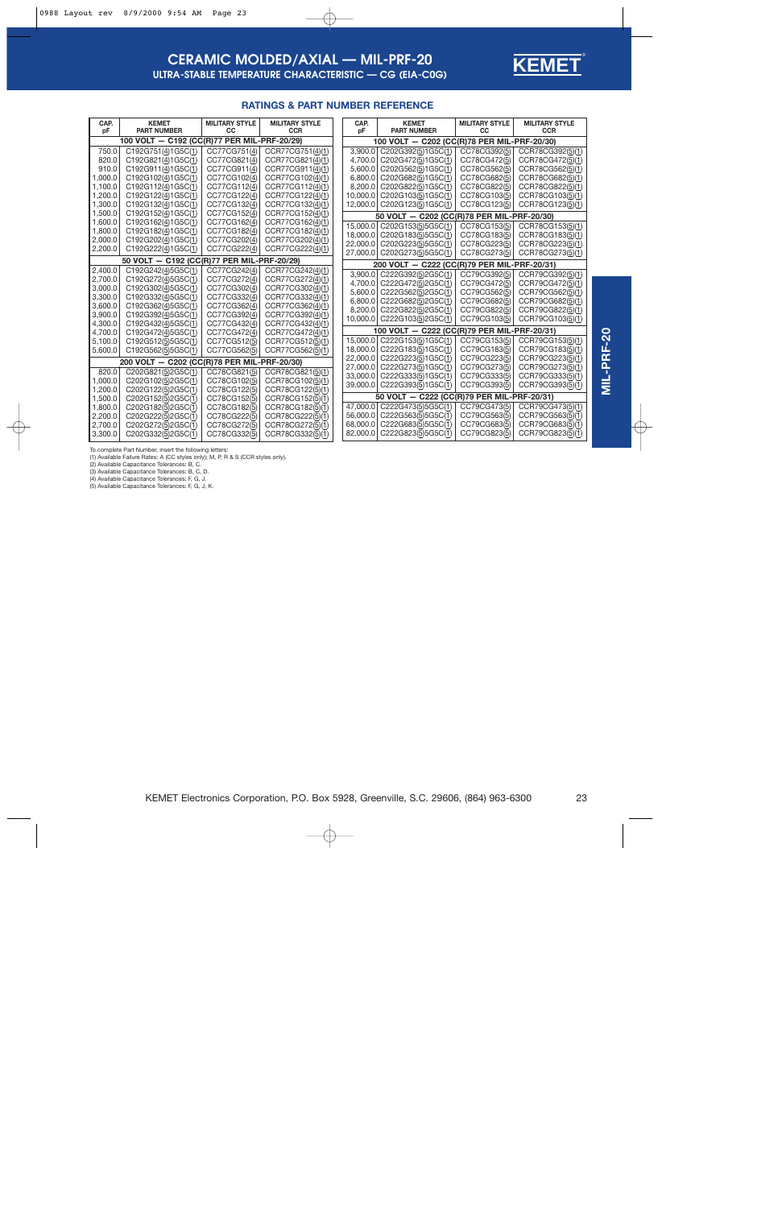# CERAMIC MOLDED/AXIAL — MIL-PRF-20

## ULTRA-STABLE TEMPERATURE CHARACTERISTIC — CG (EIA-C0G)

KEMET

### RATINGS & PART NUMBER REFERENCE

| CAP. pF | KEMET PART NUMBER | MILITARY STYLE CC | MILITARY STYLE CCR |
|---|---|---|---|
| **100 VOLT — C192 (CC(R)77 PER MIL-PRF-20/29)** | | | |
| 750.0 | C192G751④1G5C① | CC77CG751④ | CCR77CG751④① |
| 820.0 | C192G821④1G5C① | CC77CG821④ | CCR77CG821④① |
| 910.0 | C192G911④1G5C① | CC77CG911④ | CCR77CG911④① |
| 1,000.0 | C192G102④1G5C① | CC77CG102④ | CCR77CG102④① |
| 1,100.0 | C192G112④1G5C① | CC77CG112④ | CCR77CG112④① |
| 1,200.0 | C192G122④1G5C① | CC77CG122④ | CCR77CG122④① |
| 1,300.0 | C192G132④1G5C① | CC77CG132④ | CCR77CG132④① |
| 1,500.0 | C192G152④1G5C① | CC77CG152④ | CCR77CG152④① |
| 1,600.0 | C192G162④1G5C① | CC77CG162④ | CCR77CG162④① |
| 1,800.0 | C192G182④1G5C① | CC77CG182④ | CCR77CG182④① |
| 2,000.0 | C192G202④1G5C① | CC77CG202④ | CCR77CG202④① |
| 2,200.0 | C192G222④1G5C① | CC77CG222④ | CCR77CG222④① |
| **50 VOLT — C192 (CC(R)77 PER MIL-PRF-20/29)** | | | |
| 2,400.0 | C192G242④5G5C① | CC77CG242④ | CCR77CG242④① |
| 2,700.0 | C192G272④5G5C① | CC77CG272④ | CCR77CG272④① |
| 3,000.0 | C192G302④5G5C① | CC77CG302④ | CCR77CG302④① |
| 3,300.0 | C192G332④5G5C① | CC77CG332④ | CCR77CG332④① |
| 3,600.0 | C192G362④5G5C① | CC77CG362④ | CCR77CG362④① |
| 3,900.0 | C192G392④5G5C① | CC77CG392④ | CCR77CG392④① |
| 4,300.0 | C192G432④5G5C① | CC77CG432④ | CCR77CG432④① |
| 4,700.0 | C192G472④5G5C① | CC77CG472④ | CCR77CG472④① |
| 5,100.0 | C192G512⑤5G5C① | CC77CG512⑤ | CCR77CG512⑤① |
| 5,600.0 | C192G562⑤5G5C① | CC77CG562⑤ | CCR77CG562⑤① |
| **200 VOLT — C202 (CC(R)78 PER MIL-PRF-20/30)** | | | |
| 820.0 | C202G821⑤2G5C① | CC78CG821⑤ | CCR78CG821⑤① |
| 1,000.0 | C202G102⑤2G5C① | CC78CG102⑤ | CCR78CG102⑤① |
| 1,200.0 | C202G122⑤2G5C① | CC78CG122⑤ | CCR78CG122⑤① |
| 1,500.0 | C202G152⑤2G5C① | CC78CG152⑤ | CCR78CG152⑤① |
| 1,800.0 | C202G182⑤2G5C① | CC78CG182⑤ | CCR78CG182⑤① |
| 2,200.0 | C202G222⑤2G5C① | CC78CG222⑤ | CCR78CG222⑤① |
| 2,700.0 | C202G272⑤2G5C① | CC78CG272⑤ | CCR78CG272⑤① |
| 3,300.0 | C202G332⑤2G5C① | CC78CG332⑤ | CCR78CG332⑤① |

| CAP. pF | KEMET PART NUMBER | MILITARY STYLE CC | MILITARY STYLE CCR |
|---|---|---|---|
| **100 VOLT — C202 (CC(R)78 PER MIL-PRF-20/30)** | | | |
| 3,900.0 | C202G392⑤1G5C① | CC78CG392⑤ | CCR78CG392⑤① |
| 4,700.0 | C202G472⑤1G5C① | CC78CG472⑤ | CCR78CG472⑤① |
| 5,600.0 | C202G562⑤1G5C① | CC78CG562⑤ | CCR78CG562⑤① |
| 6,800.0 | C202G682⑤1G5C① | CC78CG682⑤ | CCR78CG682⑤① |
| 8,200.0 | C202G822⑤1G5C① | CC78CG822⑤ | CCR78CG822⑤① |
| 10,000.0 | C202G103⑤1G5C① | CC78CG103⑤ | CCR78CG103⑤① |
| 12,000.0 | C202G123⑤1G5C① | CC78CG123⑤ | CCR78CG123⑤① |
| **50 VOLT — C202 (CC(R)78 PER MIL-PRF-20/30)** | | | |
| 15,000.0 | C202G153⑤5G5C① | CC78CG153⑤ | CCR78CG153⑤① |
| 18,000.0 | C202G183⑤5G5C① | CC78CG183⑤ | CCR78CG183⑤① |
| 22,000.0 | C202G223⑤5G5C① | CC78CG223⑤ | CCR78CG223⑤① |
| 27,000.0 | C202G273⑤5G5C① | CC78CG273⑤ | CCR78CG273⑤① |
| **200 VOLT — C222 (CC(R)79 PER MIL-PRF-20/31)** | | | |
| 3,900.0 | C222G392⑤2G5C① | CC79CG392⑤ | CCR79CG392⑤① |
| 4,700.0 | C222G472⑤2G5C① | CC79CG472⑤ | CCR79CG472⑤① |
| 5,600.0 | C222G562⑤2G5C① | CC79CG562⑤ | CCR79CG562⑤① |
| 6,800.0 | C222G682⑤2G5C① | CC79CG682⑤ | CCR79CG682⑤① |
| 8,200.0 | C222G822⑤2G5C① | CC79CG822⑤ | CCR79CG822⑤① |
| 10,000.0 | C222G103⑤2G5C① | CC79CG103⑤ | CCR79CG103⑤① |
| **100 VOLT — C222 (CC(R)79 PER MIL-PRF-20/31)** | | | |
| 15,000.0 | C222G153⑤1G5C① | CC79CG153⑤ | CCR79CG153⑤① |
| 18,000.0 | C222G183⑤1G5C① | CC79CG183⑤ | CCR79CG183⑤① |
| 22,000.0 | C222G223⑤1G5C① | CC79CG223⑤ | CCR79CG223⑤① |
| 27,000.0 | C222G273⑤1G5C① | CC79CG273⑤ | CCR79CG273⑤① |
| 33,000.0 | C222G333⑤1G5C① | CC79CG333⑤ | CCR79CG333⑤① |
| 39,000.0 | C222G393⑤1G5C① | CC79CG393⑤ | CCR79CG393⑤① |
| **50 VOLT — C222 (CC(R)79 PER MIL-PRF-20/31)** | | | |
| 47,000.0 | C222G473⑤5G5C① | CC79CG473⑤ | CCR79CG473⑤① |
| 56,000.0 | C222G563⑤5G5C① | CC79CG563⑤ | CCR79CG563⑤① |
| 68,000.0 | C222G683⑤5G5C① | CC79CG683⑤ | CCR79CG683⑤① |
| 82,000.0 | C222G823⑤5G5C① | CC79CG823⑤ | CCR79CG823⑤① |

To complete Part Number, insert the following letters:

(1) Available Failure Rates: A (CC styles only); M, P, R & S (CCR styles only).

(2) Available Capacitance Tolerances: B, C.

(3) Available Capacitance Tolerances: B, C, D.

(4) Available Capacitance Tolerances: F, G, J.

(5) Available Capacitance Tolerances: F, G, J, K.

MIL-PRF-20

KEMET Electronics Corporation, P.O. Box 5928, Greenville, S.C. 29606, (864) 963-6300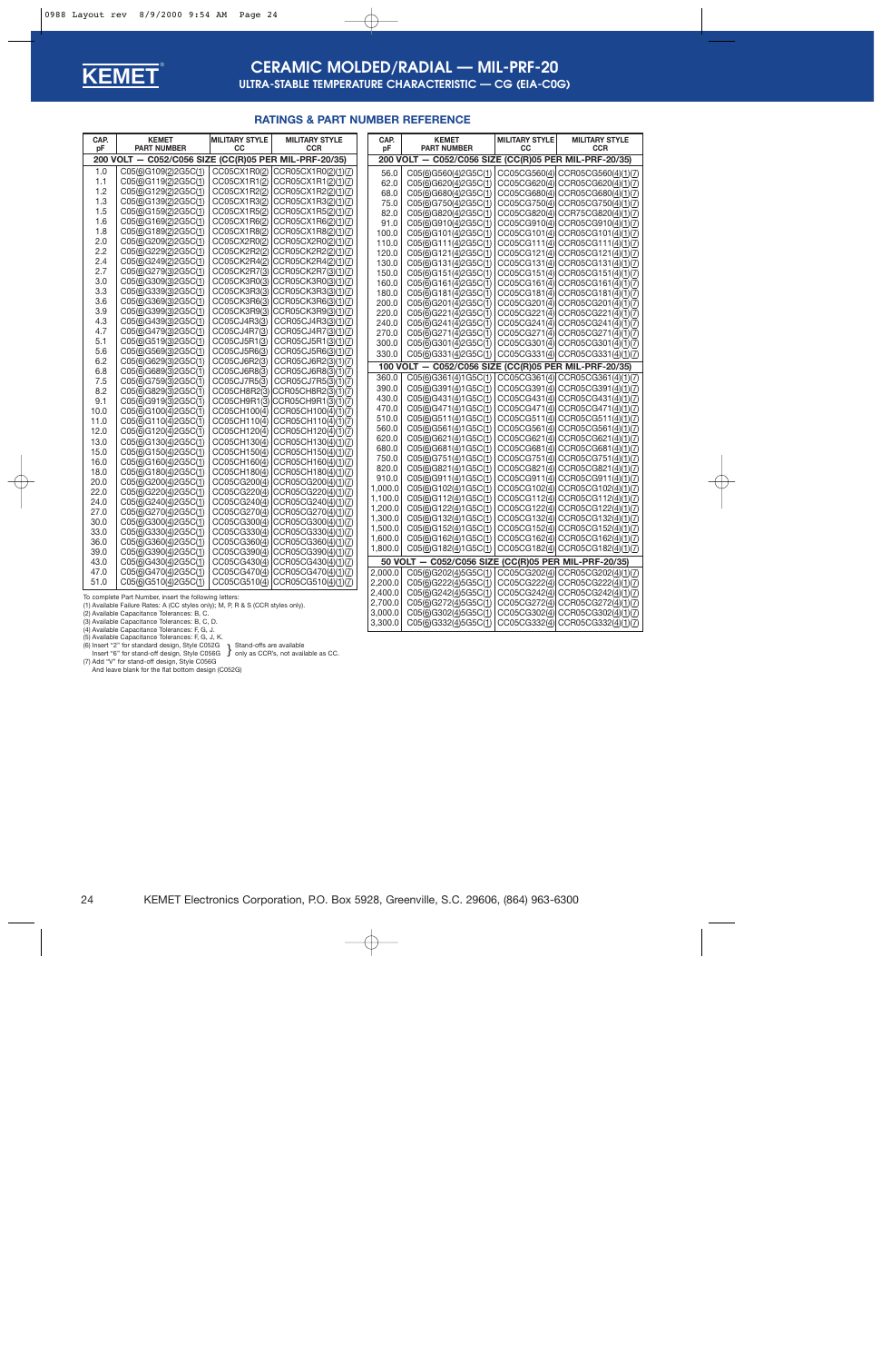# CERAMIC MOLDED/RADIAL — MIL-PRF-20

## ULTRA-STABLE TEMPERATURE CHARACTERISTIC — CG (EIA-C0G)

### RATINGS & PART NUMBER REFERENCE

| CAP. pF | KEMET PART NUMBER | MILITARY STYLE CC | MILITARY STYLE CCR |
|---|---|---|---|
| **200 VOLT — C052/C056 SIZE (CC(R)05 PER MIL-PRF-20/35)** | | | |
| 1.0 | C05(6)G109(2)2G5C(1) | CC05CX1R0(2) | CCR05CX1R0(2)(1)(7) |
| 1.1 | C05(6)G119(2)2G5C(1) | CC05CX1R1(2) | CCR05CX1R1(2)(1)(7) |
| 1.2 | C05(6)G129(2)2G5C(1) | CC05CX1R2(2) | CCR05CX1R2(2)(1)(7) |
| 1.3 | C05(6)G139(2)2G5C(1) | CC05CX1R3(2) | CCR05CX1R3(2)(1)(7) |
| 1.5 | C05(6)G159(2)2G5C(1) | CC05CX1R5(2) | CCR05CX1R5(2)(1)(7) |
| 1.6 | C05(6)G169(2)2G5C(1) | CC05CX1R6(2) | CCR05CX1R6(2)(1)(7) |
| 1.8 | C05(6)G189(2)2G5C(1) | CC05CX1R8(2) | CCR05CX1R8(2)(1)(7) |
| 2.0 | C05(6)G209(2)2G5C(1) | CC05CX2R0(2) | CCR05CX2R0(2)(1)(7) |
| 2.2 | C05(6)G229(2)2G5C(1) | CC05CK2R2(2) | CCR05CK2R2(2)(1)(7) |
| 2.4 | C05(6)G249(2)2G5C(1) | CC05CK2R4(2) | CCR05CK2R4(2)(1)(7) |
| 2.7 | C05(6)G279(3)2G5C(1) | CC05CK2R7(3) | CCR05CK2R7(3)(1)(7) |
| 3.0 | C05(6)G309(3)2G5C(1) | CC05CK3R0(3) | CCR05CK3R0(3)(1)(7) |
| 3.3 | C05(6)G339(3)2G5C(1) | CC05CK3R3(3) | CCR05CK3R3(3)(1)(7) |
| 3.6 | C05(6)G369(3)2G5C(1) | CC05CK3R6(3) | CCR05CK3R6(3)(1)(7) |
| 3.9 | C05(6)G399(3)2G5C(1) | CC05CK3R9(3) | CCR05CK3R9(3)(1)(7) |
| 4.3 | C05(6)G439(3)2G5C(1) | CC05CJ4R3(3) | CCR05CJ4R3(3)(1)(7) |
| 4.7 | C05(6)G479(3)2G5C(1) | CC05CJ4R7(3) | CCR05CJ4R7(3)(1)(7) |
| 5.1 | C05(6)G519(3)2G5C(1) | CC05CJ5R1(3) | CCR05CJ5R1(3)(1)(7) |
| 5.6 | C05(6)G569(3)2G5C(1) | CC05CJ5R6(3) | CCR05CJ5R6(3)(1)(7) |
| 6.2 | C05(6)G629(3)2G5C(1) | CC05CJ6R2(3) | CCR05CJ6R2(3)(1)(7) |
| 6.8 | C05(6)G689(3)2G5C(1) | CC05CJ6R8(3) | CCR05CJ6R8(3)(1)(7) |
| 7.5 | C05(6)G759(3)2G5C(1) | CC05CJ7R5(3) | CCR05CJ7R5(3)(1)(7) |
| 8.2 | C05(6)G829(3)2G5C(1) | CC05CH8R2(3) | CCR05CH8R2(3)(1)(7) |
| 9.1 | C05(6)G919(3)2G5C(1) | CC05CH9R1(3) | CCR05CH9R1(3)(1)(7) |
| 10.0 | C05(6)G100(4)2G5C(1) | CC05CH100(4) | CCR05CH100(4)(1)(7) |
| 11.0 | C05(6)G110(4)2G5C(1) | CC05CH110(4) | CCR05CH110(4)(1)(7) |
| 12.0 | C05(6)G120(4)2G5C(1) | CC05CH120(4) | CCR05CH120(4)(1)(7) |
| 13.0 | C05(6)G130(4)2G5C(1) | CC05CH130(4) | CCR05CH130(4)(1)(7) |
| 15.0 | C05(6)G150(4)2G5C(1) | CC05CH150(4) | CCR05CH150(4)(1)(7) |
| 16.0 | C05(6)G160(4)2G5C(1) | CC05CH160(4) | CCR05CH160(4)(1)(7) |
| 18.0 | C05(6)G180(4)2G5C(1) | CC05CH180(4) | CCR05CH180(4)(1)(7) |
| 20.0 | C05(6)G200(4)2G5C(1) | CC05CG200(4) | CCR05CG200(4)(1)(7) |
| 22.0 | C05(6)G220(4)2G5C(1) | CC05CG220(4) | CCR05CG220(4)(1)(7) |
| 24.0 | C05(6)G240(4)2G5C(1) | CC05CG240(4) | CCR05CG240(4)(1)(7) |
| 27.0 | C05(6)G270(4)2G5C(1) | CC05CG270(4) | CCR05CG270(4)(1)(7) |
| 30.0 | C05(6)G300(4)2G5C(1) | CC05CG300(4) | CCR05CG300(4)(1)(7) |
| 33.0 | C05(6)G330(4)2G5C(1) | CC05CG330(4) | CCR05CG330(4)(1)(7) |
| 36.0 | C05(6)G360(4)2G5C(1) | CC05CG360(4) | CCR05CG360(4)(1)(7) |
| 39.0 | C05(6)G390(4)2G5C(1) | CC05CG390(4) | CCR05CG390(4)(1)(7) |
| 43.0 | C05(6)G430(4)2G5C(1) | CC05CG430(4) | CCR05CG430(4)(1)(7) |
| 47.0 | C05(6)G470(4)2G5C(1) | CC05CG470(4) | CCR05CG470(4)(1)(7) |
| 51.0 | C05(6)G510(4)2G5C(1) | CC05CG510(4) | CCR05CG510(4)(1)(7) |

To complete Part Number, insert the following letters:
(1) Available Failure Rates: A (CC styles only); M, P, R & S (CCR styles only).
(2) Available Capacitance Tolerances: B, C.
(3) Available Capacitance Tolerances: B, C, D.
(4) Available Capacitance Tolerances: F, G, J.
(5) Available Capacitance Tolerances: F, G, J, K.
(6) Insert "2" for standard design, Style C052G; Insert "6" for stand-off design, Style C056G — Stand-offs are available only as CCR's, not available as CC.
(7) Add "V" for stand-off design, Style C056G
And leave blank for the flat bottom design (C052G)

| CAP. pF | KEMET PART NUMBER | MILITARY STYLE CC | MILITARY STYLE CCR |
|---|---|---|---|
| **200 VOLT — C052/C056 SIZE (CC(R)05 PER MIL-PRF-20/35)** | | | |
| 56.0 | C05(6)G560(4)2G5C(1) | CC05CG560(4) | CCR05CG560(4)(1)(7) |
| 62.0 | C05(6)G620(4)2G5C(1) | CC05CG620(4) | CCR05CG620(4)(1)(7) |
| 68.0 | C05(6)G680(4)2G5C(1) | CC05CG680(4) | CCR05CG680(4)(1)(7) |
| 75.0 | C05(6)G750(4)2G5C(1) | CC05CG750(4) | CCR05CG750(4)(1)(7) |
| 82.0 | C05(6)G820(4)2G5C(1) | CC05CG820(4) | CCR75CG820(4)(1)(7) |
| 91.0 | C05(6)G910(4)2G5C(1) | CC05CG910(4) | CCR05CG910(4)(1)(7) |
| 100.0 | C05(6)G101(4)2G5C(1) | CC05CG101(4) | CCR05CG101(4)(1)(7) |
| 110.0 | C05(6)G111(4)2G5C(1) | CC05CG111(4) | CCR05CG111(4)(1)(7) |
| 120.0 | C05(6)G121(4)2G5C(1) | CC05CG121(4) | CCR05CG121(4)(1)(7) |
| 130.0 | C05(6)G131(4)2G5C(1) | CC05CG131(4) | CCR05CG131(4)(1)(7) |
| 150.0 | C05(6)G151(4)2G5C(1) | CC05CG151(4) | CCR05CG151(4)(1)(7) |
| 160.0 | C05(6)G161(4)2G5C(1) | CC05CG161(4) | CCR05CG161(4)(1)(7) |
| 180.0 | C05(6)G181(4)2G5C(1) | CC05CG181(4) | CCR05CG181(4)(1)(7) |
| 200.0 | C05(6)G201(4)2G5C(1) | CC05CG201(4) | CCR05CG201(4)(1)(7) |
| 220.0 | C05(6)G221(4)2G5C(1) | CC05CG221(4) | CCR05CG221(4)(1)(7) |
| 240.0 | C05(6)G241(4)2G5C(1) | CC05CG241(4) | CCR05CG241(4)(1)(7) |
| 270.0 | C05(6)G271(4)2G5C(1) | CC05CG271(4) | CCR05CG271(4)(1)(7) |
| 300.0 | C05(6)G301(4)2G5C(1) | CC05CG301(4) | CCR05CG301(4)(1)(7) |
| 330.0 | C05(6)G331(4)2G5C(1) | CC05CG331(4) | CCR05CG331(4)(1)(7) |
| **100 VOLT — C052/C056 SIZE (CC(R)05 PER MIL-PRF-20/35)** | | | |
| 360.0 | C05(6)G361(4)1G5C(1) | CC05CG361(4) | CCR05CG361(4)(1)(7) |
| 390.0 | C05(6)G391(4)1G5C(1) | CC05CG391(4) | CCR05CG391(4)(1)(7) |
| 430.0 | C05(6)G431(4)1G5C(1) | CC05CG431(4) | CCR05CG431(4)(1)(7) |
| 470.0 | C05(6)G471(4)1G5C(1) | CC05CG471(4) | CCR05CG471(4)(1)(7) |
| 510.0 | C05(6)G511(4)1G5C(1) | CC05CG511(4) | CCR05CG511(4)(1)(7) |
| 560.0 | C05(6)G561(4)1G5C(1) | CC05CG561(4) | CCR05CG561(4)(1)(7) |
| 620.0 | C05(6)G621(4)1G5C(1) | CC05CG621(4) | CCR05CG621(4)(1)(7) |
| 680.0 | C05(6)G681(4)1G5C(1) | CC05CG681(4) | CCR05CG681(4)(1)(7) |
| 750.0 | C05(6)G751(4)1G5C(1) | CC05CG751(4) | CCR05CG751(4)(1)(7) |
| 820.0 | C05(6)G821(4)1G5C(1) | CC05CG821(4) | CCR05CG821(4)(1)(7) |
| 910.0 | C05(6)G911(4)1G5C(1) | CC05CG911(4) | CCR05CG911(4)(1)(7) |
| 1,000.0 | C05(6)G102(4)1G5C(1) | CC05CG102(4) | CCR05CG102(4)(1)(7) |
| 1,100.0 | C05(6)G112(4)1G5C(1) | CC05CG112(4) | CCR05CG112(4)(1)(7) |
| 1,200.0 | C05(6)G122(4)1G5C(1) | CC05CG122(4) | CCR05CG122(4)(1)(7) |
| 1,300.0 | C05(6)G132(4)1G5C(1) | CC05CG132(4) | CCR05CG132(4)(1)(7) |
| 1,500.0 | C05(6)G152(4)1G5C(1) | CC05CG152(4) | CCR05CG152(4)(1)(7) |
| 1,600.0 | C05(6)G162(4)1G5C(1) | CC05CG162(4) | CCR05CG162(4)(1)(7) |
| 1,800.0 | C05(6)G182(4)1G5C(1) | CC05CG182(4) | CCR05CG182(4)(1)(7) |
| **50 VOLT — C052/C056 SIZE (CC(R)05 PER MIL-PRF-20/35)** | | | |
| 2,000.0 | C05(6)G202(4)5G5C(1) | CC05CG202(4) | CCR05CG202(4)(1)(7) |
| 2,200.0 | C05(6)G222(4)5G5C(1) | CC05CG222(4) | CCR05CG222(4)(1)(7) |
| 2,400.0 | C05(6)G242(4)5G5C(1) | CC05CG242(4) | CCR05CG242(4)(1)(7) |
| 2,700.0 | C05(6)G272(4)5G5C(1) | CC05CG272(4) | CCR05CG272(4)(1)(7) |
| 3,000.0 | C05(6)G302(4)5G5C(1) | CC05CG302(4) | CCR05CG302(4)(1)(7) |
| 3,300.0 | C05(6)G332(4)5G5C(1) | CC05CG332(4) | CCR05CG332(4)(1)(7) |

KEMET Electronics Corporation, P.O. Box 5928, Greenville, S.C. 29606, (864) 963-6300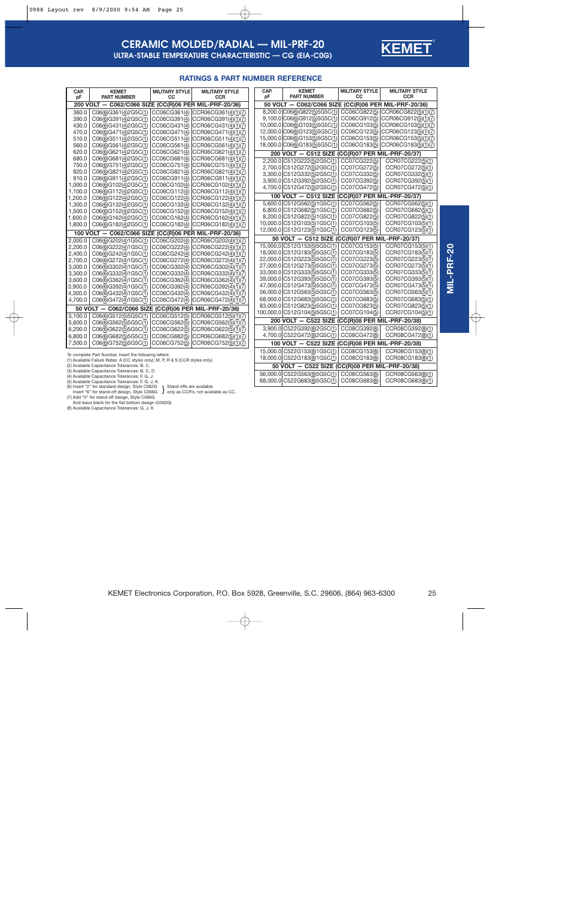# CERAMIC MOLDED/RADIAL — MIL-PRF-20

## ULTRA-STABLE TEMPERATURE CHARACTERISTIC — CG (EIA-C0G)

### RATINGS & PART NUMBER REFERENCE

| CAP. pF | KEMET PART NUMBER | MILITARY STYLE CC | MILITARY STYLE CCR |
|---|---|---|---|
| **200 VOLT — C062/C066 SIZE (CC(R)06 PER MIL-PRF-20/36)** | | | |
| 360.0 | C06⑥G361④2G5C① | CC06CG361④ | CCR06CG361④①⑦ |
| 390.0 | C06⑥G391④2G5C① | CC06CG391④ | CCR06CG391④①⑦ |
| 430.0 | C06⑥G431④2G5C① | CC06CG431④ | CCR06CG431④①⑦ |
| 470.0 | C06⑥G471④2G5C① | CC06CG471④ | CCR06CG471④①⑦ |
| 510.0 | C06⑥G511④2G5C① | CC06CG511④ | CCR06CG511④①⑦ |
| 560.0 | C06⑥G561④2G5C① | CC06CG561④ | CCR06CG561④①⑦ |
| 620.0 | C06⑥G621④2G5C① | CC06CG621④ | CCR06CG621④①⑦ |
| 680.0 | C06⑥G681④2G5C① | CC06CG681④ | CCR06CG681④①⑦ |
| 750.0 | C06⑥G751④2G5C① | CC06CG751④ | CCR06CG751④①⑦ |
| 820.0 | C06⑥G821④2G5C① | CC06CG821④ | CCR06CG821④①⑦ |
| 910.0 | C06⑥G911④2G5C① | CC06CG911④ | CCR06CG911④①⑦ |
| 1,000.0 | C06⑥G102④2G5C① | CC06CG102④ | CCR06CG102④①⑦ |
| 1,100.0 | C06⑥G112④2G5C① | CC06CG112④ | CCR06CG112④①⑦ |
| 1,200.0 | C06⑥G122④2G5C① | CC06CG122④ | CCR06CG122④①⑦ |
| 1,300.0 | C06⑥G132④2G5C① | CC06CG132④ | CCR06CG132④①⑦ |
| 1,500.0 | C06⑥G152④2G5C① | CC06CG152④ | CCR06CG152④①⑦ |
| 1,600.0 | C06⑥G162④2G5C① | CC06CG162④ | CCR06CG162④①⑦ |
| 1,800.0 | C06⑥G182④2G5C① | CC06CG182④ | CCR06CG182④①⑦ |
| **100 VOLT — C062/C066 SIZE (CC(R)06 PER MIL-PRF-20/36)** | | | |
| 2,000.0 | C06⑥G202④1G5C① | CC06CG202④ | CCR06CG202④①⑦ |
| 2,200.0 | C06⑥G222④1G5C① | CC06CG222④ | CCR06CG222④①⑦ |
| 2,400.0 | C06⑥G242④1G5C① | CC06CG242④ | CCR06CG242④①⑦ |
| 2,700.0 | C06⑥G272④1G5C① | CC06CG272④ | CCR06CG272④①⑦ |
| 3,000.0 | C06⑥G302④1G5C① | CC06CG302④ | CCR06CG302④①⑦ |
| 3,300.0 | C06⑥G332④1G5C① | CC06CG332④ | CCR06CG332④①⑦ |
| 3,600.0 | C06⑥G362④1G5C① | CC06CG362④ | CCR06CG362④①⑦ |
| 3,900.0 | C06⑥G392④1G5C① | CC06CG392④ | CCR06CG392④①⑦ |
| 4,300.0 | C06⑥G432④1G5C① | CC06CG432④ | CCR06CG432④①⑦ |
| 4,700.0 | C06⑥G472④1G5C① | CC06CG472④ | CCR06CG472④①⑦ |
| **50 VOLT — C062/C066 SIZE (CC(R)06 PER MIL-PRF-20/36)** | | | |
| 5,100.0 | C06⑥G512⑤5G5C① | CC06CG512⑤ | CCR06CG512⑤①⑦ |
| 5,600.0 | C06⑥G562⑤5G5C① | CC06CG562⑤ | CCR06CG562⑤①⑦ |
| 6,200.0 | C06⑥G622⑤5G5C① | CC06CG622⑤ | CCR06CG622⑤①⑦ |
| 6,800.0 | C06⑥G682⑤5G5C① | CC06CG682⑤ | CCR06CG682⑤①⑦ |
| 7,500.0 | C06⑥G752⑤5G5C① | CC06CG752⑤ | CCR06CG752⑤①⑦ |

| CAP. pF | KEMET PART NUMBER | MILITARY STYLE CC | MILITARY STYLE CCR |
|---|---|---|---|
| **50 VOLT — C062/C066 SIZE (CC(R)06 PER MIL-PRF-20/36)** | | | |
| 8,200.0 | C06⑥G822⑤5G5C① | CC06CG822⑤ | CCR06CG822⑤①⑦ |
| 9,100.0 | C06⑥G912⑤5G5C① | CC06CG912⑤ | CCR06CG912⑤①⑦ |
| 10,000.0 | C06⑥G103⑤5G5C① | CC06CG103⑤ | CCR06CG103⑤①⑦ |
| 12,000.0 | C06⑥G123⑤5G5C① | CC06CG123⑤ | CCR06CG123⑤①⑦ |
| 15,000.0 | C06⑥G153⑤5G5C① | CC06CG153⑤ | CCR06CG153⑤①⑦ |
| 18,000.0 | C06⑥G183⑤5G5C① | CC06CG183⑤ | CCR06CG183⑤①⑦ |
| **200 VOLT — C512 SIZE (CC(R)07 PER MIL-PRF-20/37)** | | | |
| 2,200.0 | C512G222⑤2G5C① | CC07CG222⑤ | CCR07CG222⑤① |
| 2,700.0 | C512G272⑤2G5C① | CC07CG272⑤ | CCR07CG272⑤① |
| 3,300.0 | C512G332⑤2G5C① | CC07CG332⑤ | CCR07CG332⑤① |
| 3,900.0 | C512G392⑤2G5C① | CC07CG392⑤ | CCR07CG392⑤① |
| 4,700.0 | C512G472⑤2G5C① | CC07CG472⑤ | CCR07CG472⑤① |
| **100 VOLT — C512 SIZE (CC(R)07 PER MIL-PRF-20/37)** | | | |
| 5,600.0 | C512G562⑤1G5C① | CC07CG562⑤ | CCR07CG562⑤① |
| 6,800.0 | C512G682⑤1G5C① | CC07CG682⑤ | CCR07CG682⑤① |
| 8,200.0 | C512G822⑤1G5C① | CC07CG822⑤ | CCR07CG822⑤① |
| 10,000.0 | C512G103⑤1G5C① | CC07CG103⑤ | CCR07CG103⑤① |
| 12,000.0 | C512G123⑤1G5C① | CC07CG123⑤ | CCR07CG123⑤① |
| **50 VOLT — C512 SIZE (CC(R)07 PER MIL-PRF-20/37)** | | | |
| 15,000.0 | C512G153⑤5G5C① | CC07CG153⑤ | CCR07CG153⑤① |
| 18,000.0 | C512G183⑤5G5C① | CC07CG183⑤ | CCR07CG183⑤① |
| 22,000.0 | C512G223⑤5G5C① | CC07CG223⑤ | CCR07CG223⑤① |
| 27,000.0 | C512G273⑤5G5C① | CC07CG273⑤ | CCR07CG273⑤① |
| 33,000.0 | C512G333⑤5G5C① | CC07CG333⑤ | CCR07CG333⑤① |
| 39,000.0 | C512G393⑤5G5C① | CC07CG393⑤ | CCR07CG393⑤① |
| 47,000.0 | C512G473⑤5G5C① | CC07CG473⑤ | CCR07CG473⑤① |
| 56,000.0 | C512G563⑤5G5C① | CC07CG563⑤ | CCR07CG563⑤① |
| 68,000.0 | C512G683⑤5G5C① | CC07CG683⑤ | CCR07CG683⑤① |
| 83,000.0 | C512G823⑤5G5C① | CC07CG823⑤ | CCR07CG823⑤① |
| 100,000.0 | C512G104⑤5G5C① | CC07CG104⑤ | CCR07CG104⑤① |
| **200 VOLT — C522 SIZE (CC(R)08 PER MIL-PRF-20/38)** | | | |
| 3,900.0 | C522G392⑧2G5C① | CC08CG392⑧ | CCR08CG392⑧① |
| 4,700.0 | C522G472⑧2G5C① | CC08CG472⑧ | CCR08CG472⑧① |
| **100 VOLT — C522 SIZE (CC(R)08 PER MIL-PRF-20/38)** | | | |
| 15,000.0 | C522G153⑧1G5C① | CC08CG153⑧ | CCR08CG153⑧① |
| 18,000.0 | C522G183⑧1G5C① | CC08CG183⑧ | CCR08CG183⑧① |
| **50 VOLT — C522 SIZE (CC(R)08 PER MIL-PRF-20/38)** | | | |
| 56,000.0 | C522G563⑧5G5C① | CC08CG563⑧ | CCR08CG563⑧① |
| 68,000.0 | C522G683⑧5G5C① | CC08CG683⑧ | CCR08CG683⑧① |

To complete Part Number, insert the following letters:

(1) Available Failure Rates: A (CC styles only); M, P, R & S (CCR styles only).
(2) Available Capacitance Tolerances: B, C.
(3) Available Capacitance Tolerances: B, C, D.
(4) Available Capacitance Tolerances: F, G, J.
(5) Available Capacitance Tolerances: F, G, J, K.
(6) Insert "2" for standard design, Style C062G; Insert "6" for stand-off design, Style C066G — Stand-offs are available only as CCR's, not available as CC.
(7) Add "V" for stand-off design, Style C066G. And leave blank for the flat bottom design (C062G)
(8) Available Capacitance Tolerances: G, J, K

KEMET Electronics Corporation, P.O. Box 5928, Greenville, S.C. 29606, (864) 963-6300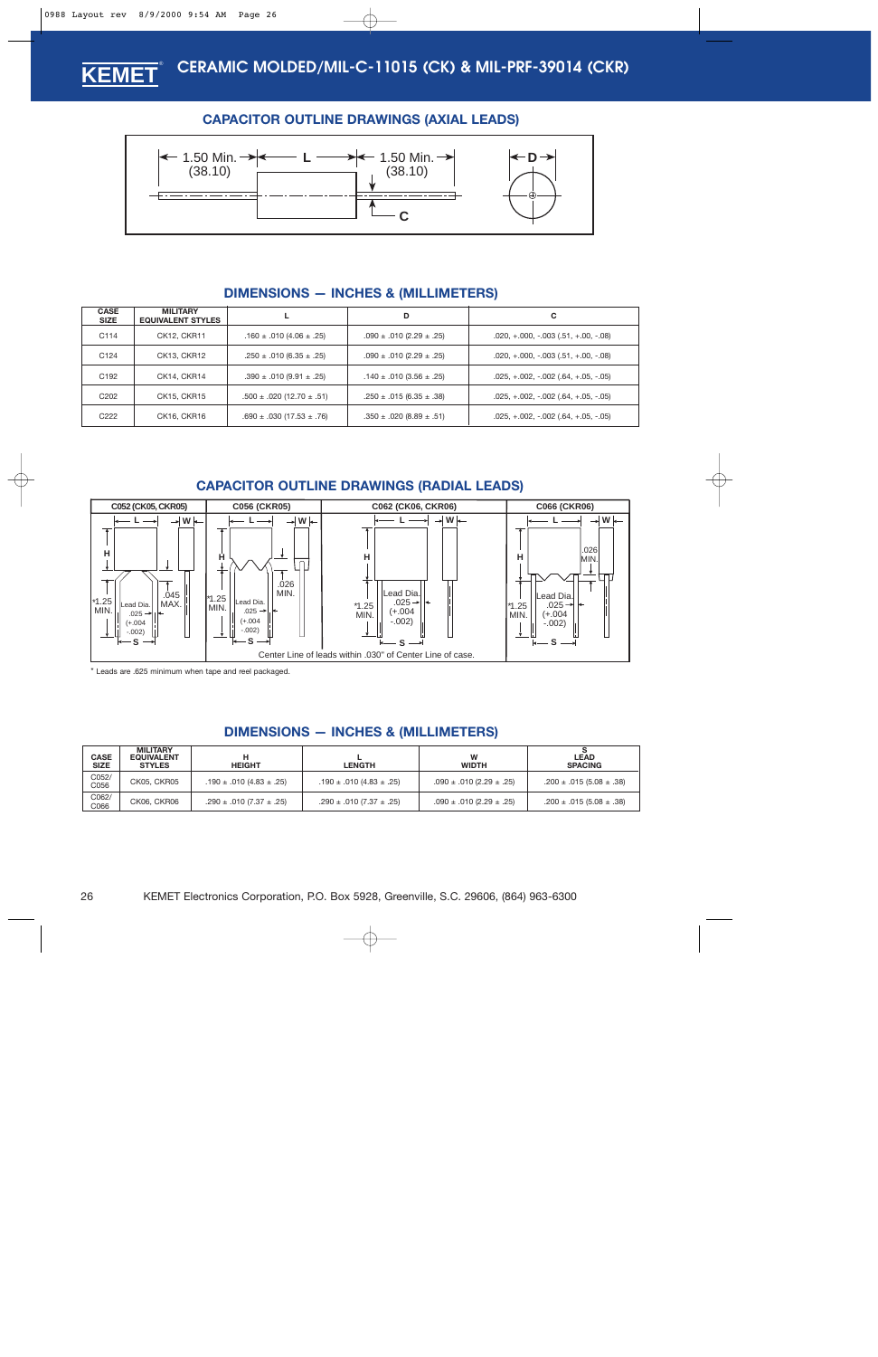# CERAMIC MOLDED/MIL-C-11015 (CK) & MIL-PRF-39014 (CKR)

## CAPACITOR OUTLINE DRAWINGS (AXIAL LEADS)

1.50 Min. (38.10) — L — 1.50 Min. (38.10) — C — D

## DIMENSIONS — INCHES & (MILLIMETERS)

| CASE SIZE | MILITARY EQUIVALENT STYLES | L | D | C |
|---|---|---|---|---|
| C114 | CK12, CKR11 | .160 ± .010 (4.06 ± .25) | .090 ± .010 (2.29 ± .25) | .020, +.000, -.003 (.51, +.00, -.08) |
| C124 | CK13, CKR12 | .250 ± .010 (6.35 ± .25) | .090 ± .010 (2.29 ± .25) | .020, +.000, -.003 (.51, +.00, -.08) |
| C192 | CK14, CKR14 | .390 ± .010 (9.91 ± .25) | .140 ± .010 (3.56 ± .25) | .025, +.002, -.002 (.64, +.05, -.05) |
| C202 | CK15, CKR15 | .500 ± .020 (12.70 ± .51) | .250 ± .015 (6.35 ± .38) | .025, +.002, -.002 (.64, +.05, -.05) |
| C222 | CK16, CKR16 | .690 ± .030 (17.53 ± .76) | .350 ± .020 (8.89 ± .51) | .025, +.002, -.002 (.64, +.05, -.05) |

## CAPACITOR OUTLINE DRAWINGS (RADIAL LEADS)

C052 (CK05, CKR05) — L, W, H, *1.25 MIN., Lead Dia. .025 (+.004 -.002), .045 MAX., S

C056 (CKR05) — L, W, H, *1.25 MIN., Lead Dia. .025 (+.004 -.002), .026 MIN., S

C062 (CK06, CKR06) — L, W, H, *1.25 MIN., Lead Dia. .025 (+.004 -.002), S

C066 (CKR06) — L, W, H, *1.25 MIN., Lead Dia. .025 (+.004 -.002), .026 MIN., S

Center Line of leads within .030" of Center Line of case.

* Leads are .625 minimum when tape and reel packaged.

## DIMENSIONS — INCHES & (MILLIMETERS)

| CASE SIZE | MILITARY EQUIVALENT STYLES | H HEIGHT | L LENGTH | W WIDTH | S LEAD SPACING |
|---|---|---|---|---|---|
| C052/ C056 | CK05, CKR05 | .190 ± .010 (4.83 ± .25) | .190 ± .010 (4.83 ± .25) | .090 ± .010 (2.29 ± .25) | .200 ± .015 (5.08 ± .38) |
| C062/ C066 | CK06, CKR06 | .290 ± .010 (7.37 ± .25) | .290 ± .010 (7.37 ± .25) | .090 ± .010 (2.29 ± .25) | .200 ± .015 (5.08 ± .38) |

KEMET Electronics Corporation, P.O. Box 5928, Greenville, S.C. 29606, (864) 963-6300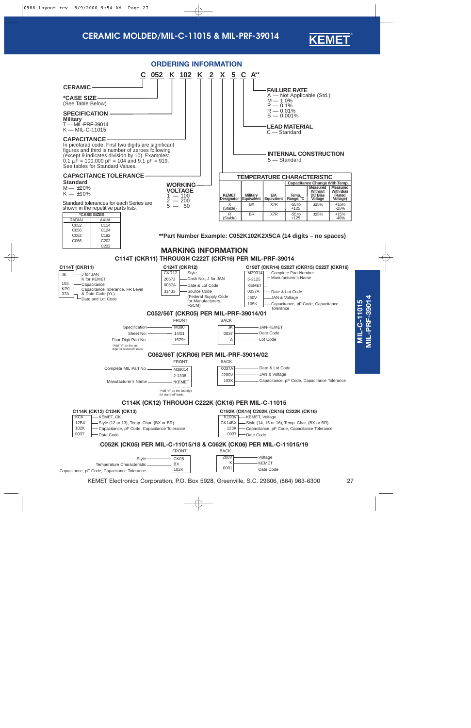# CERAMIC MOLDED/MIL-C-11015 & MIL-PRF-39014

## ORDERING INFORMATION

**C 052 K 102 K 2 X 5 C A****

**CERAMIC** — C

***CASE SIZE** — 052
(See Table Below)

**SPECIFICATION** — K
**Military**
T — MIL-PRF-39014
K — MIL-C-11015

**CAPACITANCE** — 102
In picofarad code: First two digits are significant figures and third is number of zeroes following (except 9 indicates division by 10). Examples:
0.1 µF = 100,000 pF = 104 and 9.1 pF = 919.
See tables for Standard Values.

**CAPACITANCE TOLERANCE** — K
**Standard**
M — ±20%
K — ±10%

Standard tolerances for each Series are shown in the repetitive parts lists.

**WORKING VOLTAGE** — 2
1 — 100
2 — 200
5 — 50

**TEMPERATURE CHARACTERISTIC** — X

**INTERNAL CONSTRUCTION** — 5
5 — Standard

**LEAD MATERIAL** — C
C — Standard

**FAILURE RATE** — A
A — Not Applicable (Std.)
M — 1.0%
P — 0.1%
R — 0.01%
S — 0.001%

| *CASE SIZES | |
|---|---|
| RADIAL | AXIAL |
| C052 | C114 |
| C056 | C124 |
| C062 | C192 |
| C066 | C202 |
| | C222 |

**TEMPERATURE CHARACTERISTIC**

| KEMET Designator | Military Equivalent | EIA Equivalent | Temp. Range, °C | Capacitance Change With Temp. Measured Without DC Bias Voltage | Capacitance Change With Temp. Measured With Bias (Rated Voltage) |
|---|---|---|---|---|---|
| X (Stable) | BX | X7R | -55 to +125 | ±15% | +15% -25% |
| R (Stable) | BR | X7R | -55 to +125 | ±15% | +15% -40% |

****Part Number Example: C052K102K2X5CA (14 digits – no spaces)**

## MARKING INFORMATION

### C114T (CKR11) THROUGH C222T (CKR16) PER MIL-PRF-39014

**C114T (CKR11)**

| Marking | Meaning |
|---|---|
| JK | J for JAN, K for KEMET |
| 103 | Capacitance |
| KP0 | Capacitance Tolerance, FR Level & Date Code (Yr.) |
| 37A | Date and Lot Code |

**C124T (CKR12)**

| Marking | Meaning |
|---|---|
| CKR12 | Style |
| 2657J | Dash No., J for JAN |
| 0037A | Date & Lot Code |
| 31433 | Source Code (Federal Supply Code for Manufacturers, FSCM) |

**C192T (CKR14) C202T (CKR15) C222T (CKR16)**

| Marking | Meaning |
|---|---|
| M39014 / 5-2125 | Complete Part Number |
| KEMET | Manufacturer's Name |
| 0037A | Date & Lot Code |
| J50V | JAN & Voltage |
| 105K | Capacitance, pF Code, Capacitance Tolerance |

### C052/56T (CKR05) PER MIL-PRF-39014/01

FRONT

| Marking | Meaning |
|---|---|
| M390 | Specification |
| 14/01 | Sheet No. |
| 1579* | Four Digit Part No. |

*Add "V" as the last digit for stand-off leads.

BACK

| Marking | Meaning |
|---|---|
| JK | JAN-KEMET |
| 0037 | Date Code |
| A | Lot Code |

### C062/66T (CKR06) PER MIL-PRF-39014/02

FRONT

| Marking | Meaning |
|---|---|
| M39014 / 2-1338 | Complete MIL Part No. |
| *KEMET | Manufacturer's Name |

*Add "V" as the last digit for stand-off leads.

BACK

| Marking | Meaning |
|---|---|
| 0037A | Date & Lot Code |
| J200V | JAN & Voltage |
| 103K | Capacitance, pF Code, Capacitance Tolerance |

### C114K (CK12) THROUGH C222K (CK16) PER MIL-C-11015

**C114K (CK12) C124K (CK13)**

| Marking | Meaning |
|---|---|
| KCK | KEMET, CK |
| 12BX | Style (12 or 13), Temp. Char. (BX or BR) |
| 102K | Capacitance, pF Code, Capacitance Tolerance |
| 0037 | Date Code |

**C192K (CK14) C202K (CK15) C222K (CK16)**

| Marking | Meaning |
|---|---|
| K100V | KEMET, Voltage |
| CK14BX | Style (14, 15 or 16), Temp. Char. (BX or BR) |
| 123K | Capacitance, pF Code, Capacitance Tolerance |
| 0037 | Date Code |

### C052K (CK05) PER MIL-C-11015/18 & C062K (CK06) PER MIL-C-11015/19

FRONT

| Marking | Meaning |
|---|---|
| CK05 | Style |
| BX | Temperature Characteristic |
| 102K | Capacitance, pF Code, Capacitance Tolerance |

BACK

| Marking | Meaning |
|---|---|
| 200V | Voltage |
| K | KEMET |
| 0001 | Date Code |

KEMET Electronics Corporation, P.O. Box 5928, Greenville, S.C. 29606, (864) 963-6300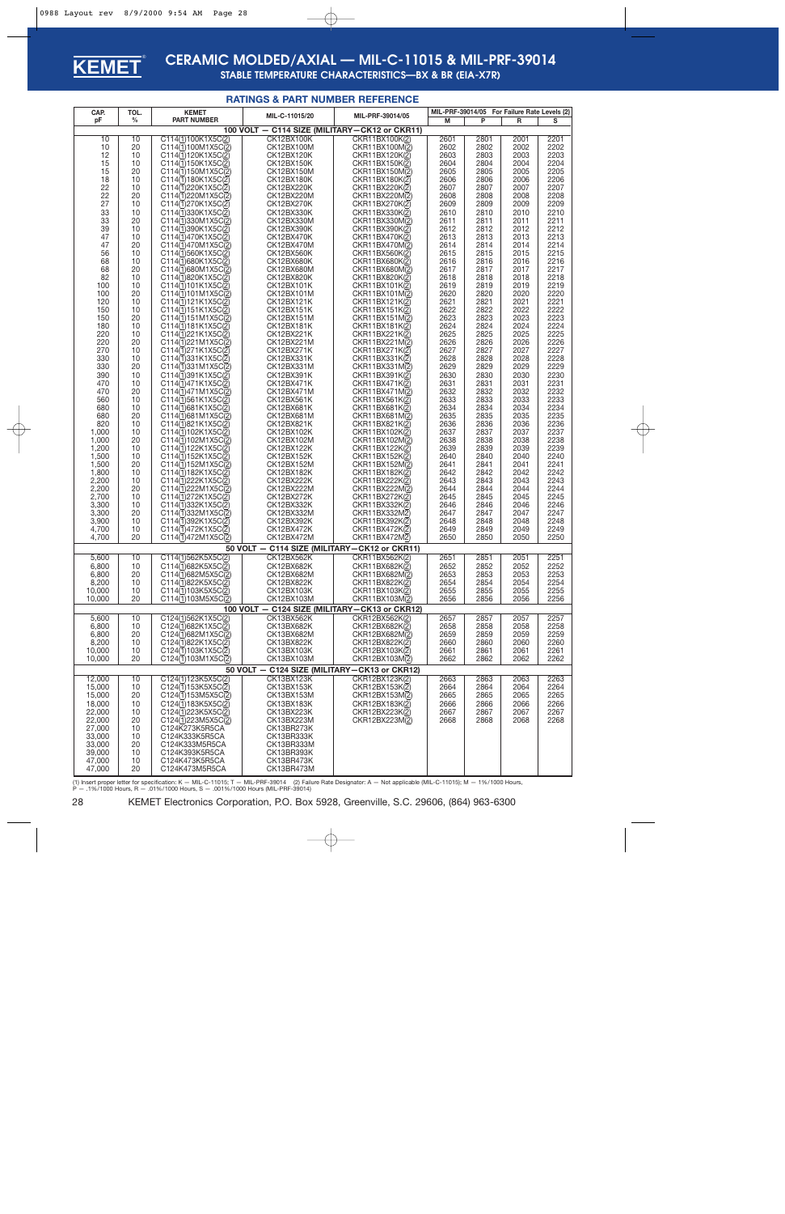# CERAMIC MOLDED/AXIAL — MIL-C-11015 & MIL-PRF-39014

## STABLE TEMPERATURE CHARACTERISTICS—BX & BR (EIA-X7R)

### RATINGS & PART NUMBER REFERENCE

| CAP. pF | TOL. % | KEMET PART NUMBER | MIL-C-11015/20 | MIL-PRF-39014/05 | MIL-PRF-39014/05 For Failure Rate Levels (2) M | P | R | S |
|---|---|---|---|---|---|---|---|---|
| **100 VOLT — C114 SIZE (MILITARY—CK12 or CKR11)** | | | | | | | | |
| 10 | 10 | C114(1)100K1X5C(2) | CK12BX100K | CKR11BX100K(2) | 2601 | 2801 | 2001 | 2201 |
| 10 | 20 | C114(1)100M1X5C(2) | CK12BX100M | CKR11BX100M(2) | 2602 | 2802 | 2002 | 2202 |
| 12 | 10 | C114(1)120K1X5C(2) | CK12BX120K | CKR11BX120K(2) | 2603 | 2803 | 2003 | 2203 |
| 15 | 10 | C114(1)150K1X5C(2) | CK12BX150K | CKR11BX150K(2) | 2604 | 2804 | 2004 | 2204 |
| 15 | 20 | C114(1)150M1X5C(2) | CK12BX150M | CKR11BX150M(2) | 2605 | 2805 | 2005 | 2205 |
| 18 | 10 | C114(1)180K1X5C(2) | CK12BX180K | CKR11BX180K(2) | 2606 | 2806 | 2006 | 2206 |
| 22 | 10 | C114(1)220K1X5C(2) | CK12BX220K | CKR11BX220K(2) | 2607 | 2807 | 2007 | 2207 |
| 22 | 20 | C114(1)220M1X5C(2) | CK12BX220M | CKR11BX220M(2) | 2608 | 2808 | 2008 | 2208 |
| 27 | 10 | C114(1)270K1X5C(2) | CK12BX270K | CKR11BX270K(2) | 2609 | 2809 | 2009 | 2209 |
| 33 | 10 | C114(1)330K1X5C(2) | CK12BX330K | CKR11BX330K(2) | 2610 | 2810 | 2010 | 2210 |
| 33 | 20 | C114(1)330M1X5C(2) | CK12BX330M | CKR11BX330M(2) | 2611 | 2811 | 2011 | 2211 |
| 39 | 10 | C114(1)390K1X5C(2) | CK12BX390K | CKR11BX390K(2) | 2612 | 2812 | 2012 | 2212 |
| 47 | 10 | C114(1)470K1X5C(2) | CK12BX470K | CKR11BX470K(2) | 2613 | 2813 | 2013 | 2213 |
| 47 | 20 | C114(1)470M1X5C(2) | CK12BX470M | CKR11BX470M(2) | 2614 | 2814 | 2014 | 2214 |
| 56 | 10 | C114(1)560K1X5C(2) | CK12BX560K | CKR11BX560K(2) | 2615 | 2815 | 2015 | 2215 |
| 68 | 10 | C114(1)680K1X5C(2) | CK12BX680K | CKR11BX680K(2) | 2616 | 2816 | 2016 | 2216 |
| 68 | 20 | C114(1)680M1X5C(2) | CK12BX680M | CKR11BX680M(2) | 2617 | 2817 | 2017 | 2217 |
| 82 | 10 | C114(1)820K1X5C(2) | CK12BX820K | CKR11BX820K(2) | 2618 | 2818 | 2018 | 2218 |
| 100 | 10 | C114(1)101K1X5C(2) | CK12BX101K | CKR11BX101K(2) | 2619 | 2819 | 2019 | 2219 |
| 100 | 20 | C114(1)101M1X5C(2) | CK12BX101M | CKR11BX101M(2) | 2620 | 2820 | 2020 | 2220 |
| 120 | 10 | C114(1)121K1X5C(2) | CK12BX121K | CKR11BX121K(2) | 2621 | 2821 | 2021 | 2221 |
| 150 | 10 | C114(1)151K1X5C(2) | CK12BX151K | CKR11BX151K(2) | 2622 | 2822 | 2022 | 2222 |
| 150 | 20 | C114(1)151M1X5C(2) | CK12BX151M | CKR11BX151M(2) | 2623 | 2823 | 2023 | 2223 |
| 180 | 10 | C114(1)181K1X5C(2) | CK12BX181K | CKR11BX181K(2) | 2624 | 2824 | 2024 | 2224 |
| 220 | 10 | C114(1)221K1X5C(2) | CK12BX221K | CKR11BX221K(2) | 2625 | 2825 | 2025 | 2225 |
| 220 | 20 | C114(1)221M1X5C(2) | CK12BX221M | CKR11BX221M(2) | 2626 | 2826 | 2026 | 2226 |
| 270 | 10 | C114(1)271K1X5C(2) | CK12BX271K | CKR11BX271K(2) | 2627 | 2827 | 2027 | 2227 |
| 330 | 10 | C114(1)331K1X5C(2) | CK12BX331K | CKR11BX331K(2) | 2628 | 2828 | 2028 | 2228 |
| 330 | 20 | C114(1)331M1X5C(2) | CK12BX331M | CKR11BX331M(2) | 2629 | 2829 | 2029 | 2229 |
| 390 | 10 | C114(1)391K1X5C(2) | CK12BX391K | CKR11BX391K(2) | 2630 | 2830 | 2030 | 2230 |
| 470 | 10 | C114(1)471K1X5C(2) | CK12BX471K | CKR11BX471K(2) | 2631 | 2831 | 2031 | 2231 |
| 470 | 20 | C114(1)471M1X5C(2) | CK12BX471M | CKR11BX471M(2) | 2632 | 2832 | 2032 | 2232 |
| 560 | 10 | C114(1)561K1X5C(2) | CK12BX561K | CKR11BX561K(2) | 2633 | 2833 | 2033 | 2233 |
| 680 | 10 | C114(1)681K1X5C(2) | CK12BX681K | CKR11BX681K(2) | 2634 | 2834 | 2034 | 2234 |
| 680 | 20 | C114(1)681M1X5C(2) | CK12BX681M | CKR11BX681M(2) | 2635 | 2835 | 2035 | 2235 |
| 820 | 10 | C114(1)821K1X5C(2) | CK12BX821K | CKR11BX821K(2) | 2636 | 2836 | 2036 | 2236 |
| 1,000 | 10 | C114(1)102K1X5C(2) | CK12BX102K | CKR11BX102K(2) | 2637 | 2837 | 2037 | 2237 |
| 1,000 | 20 | C114(1)102M1X5C(2) | CK12BX102M | CKR11BX102M(2) | 2638 | 2838 | 2038 | 2238 |
| 1,200 | 10 | C114(1)122K1X5C(2) | CK12BX122K | CKR11BX122K(2) | 2639 | 2839 | 2039 | 2239 |
| 1,500 | 10 | C114(1)152K1X5C(2) | CK12BX152K | CKR11BX152K(2) | 2640 | 2840 | 2040 | 2240 |
| 1,500 | 20 | C114(1)152M1X5C(2) | CK12BX152M | CKR11BX152M(2) | 2641 | 2841 | 2041 | 2241 |
| 1,800 | 10 | C114(1)182K1X5C(2) | CK12BX182K | CKR11BX182K(2) | 2642 | 2842 | 2042 | 2242 |
| 2,200 | 10 | C114(1)222K1X5C(2) | CK12BX222K | CKR11BX222K(2) | 2643 | 2843 | 2043 | 2243 |
| 2,200 | 20 | C114(1)222M1X5C(2) | CK12BX222M | CKR11BX222M(2) | 2644 | 2844 | 2044 | 2244 |
| 2,700 | 10 | C114(1)272K1X5C(2) | CK12BX272K | CKR11BX272K(2) | 2645 | 2845 | 2045 | 2245 |
| 3,300 | 10 | C114(1)332K1X5C(2) | CK12BX332K | CKR11BX332K(2) | 2646 | 2846 | 2046 | 2246 |
| 3,300 | 20 | C114(1)332M1X5C(2) | CK12BX332M | CKR11BX332M(2) | 2647 | 2847 | 2047 | 2247 |
| 3,900 | 10 | C114(1)392K1X5C(2) | CK12BX392K | CKR11BX392K(2) | 2648 | 2848 | 2048 | 2248 |
| 4,700 | 10 | C114(1)472K1X5C(2) | CK12BX472K | CKR11BX472K(2) | 2649 | 2849 | 2049 | 2249 |
| 4,700 | 20 | C114(1)472M1X5C(2) | CK12BX472M | CKR11BX472M(2) | 2650 | 2850 | 2050 | 2250 |
| **50 VOLT — C114 SIZE (MILITARY—CK12 or CKR11)** | | | | | | | | |
| 5,600 | 10 | C114(1)562K5X5C(2) | CK12BX562K | CKR11BX562K(2) | 2651 | 2851 | 2051 | 2251 |
| 6,800 | 10 | C114(1)682K5X5C(2) | CK12BX682K | CKR11BX682K(2) | 2652 | 2852 | 2052 | 2252 |
| 6,800 | 20 | C114(1)682M5X5C(2) | CK12BX682M | CKR11BX682M(2) | 2653 | 2853 | 2053 | 2253 |
| 8,200 | 10 | C114(1)822K5X5C(2) | CK12BX822K | CKR11BX822K(2) | 2654 | 2854 | 2054 | 2254 |
| 10,000 | 10 | C114(1)103K5X5C(2) | CK12BX103K | CKR11BX103K(2) | 2655 | 2855 | 2055 | 2255 |
| 10,000 | 20 | C114(1)103M5X5C(2) | CK12BX103M | CKR11BX103M(2) | 2656 | 2856 | 2056 | 2256 |
| **100 VOLT — C124 SIZE (MILITARY—CK13 or CKR12)** | | | | | | | | |
| 5,600 | 10 | C124(1)562K1X5C(2) | CK13BX562K | CKR12BX562K(2) | 2657 | 2857 | 2057 | 2257 |
| 6,800 | 10 | C124(1)682K1X5C(2) | CK13BX682K | CKR12BX682K(2) | 2658 | 2858 | 2058 | 2258 |
| 6,800 | 20 | C124(1)682M1X5C(2) | CK13BX682M | CKR12BX682M(2) | 2659 | 2859 | 2059 | 2259 |
| 8,200 | 10 | C124(1)822K1X5C(2) | CK13BX822K | CKR12BX822K(2) | 2660 | 2860 | 2060 | 2260 |
| 10,000 | 10 | C124(1)103K1X5C(2) | CK13BX103K | CKR12BX103K(2) | 2661 | 2861 | 2061 | 2261 |
| 10,000 | 20 | C124(1)103M1X5C(2) | CK13BX103M | CKR12BX103M(2) | 2662 | 2862 | 2062 | 2262 |
| **50 VOLT — C124 SIZE (MILITARY—CK13 or CKR12)** | | | | | | | | |
| 12,000 | 10 | C124(1)123K5X5C(2) | CK13BX123K | CKR12BX123K(2) | 2663 | 2863 | 2063 | 2263 |
| 15,000 | 10 | C124(1)153K5X5C(2) | CK13BX153K | CKR12BX153K(2) | 2664 | 2864 | 2064 | 2264 |
| 15,000 | 20 | C124(1)153M5X5C(2) | CK13BX153M | CKR12BX153M(2) | 2665 | 2865 | 2065 | 2265 |
| 18,000 | 10 | C124(1)183K5X5C(2) | CK13BX183K | CKR12BX183K(2) | 2666 | 2866 | 2066 | 2266 |
| 22,000 | 10 | C124(1)223K5X5C(2) | CK13BX223K | CKR12BX223K(2) | 2667 | 2867 | 2067 | 2267 |
| 22,000 | 20 | C124(1)223M5X5C(2) | CK13BX223M | CKR12BX223M(2) | 2668 | 2868 | 2068 | 2268 |
| 27,000 | 10 | C124K273K5R5CA | CK13BR273K | | | | | |
| 33,000 | 10 | C124K333K5R5CA | CK13BR333K | | | | | |
| 33,000 | 20 | C124K333M5R5CA | CK13BR333M | | | | | |
| 39,000 | 10 | C124K393K5R5CA | CK13BR393K | | | | | |
| 47,000 | 10 | C124K473K5R5CA | CK13BR473K | | | | | |
| 47,000 | 20 | C124K473M5R5CA | CK13BR473M | | | | | |

(1) Insert proper letter for specification: K — MIL-C-11015; T — MIL-PRF-39014 (2) Failure Rate Designator: A — Not applicable (MIL-C-11015); M — 1%/1000 Hours, P — .1%/1000 Hours, R — .01%/1000 Hours, S — .001%/1000 Hours (MIL-PRF-39014)

KEMET Electronics Corporation, P.O. Box 5928, Greenville, S.C. 29606, (864) 963-6300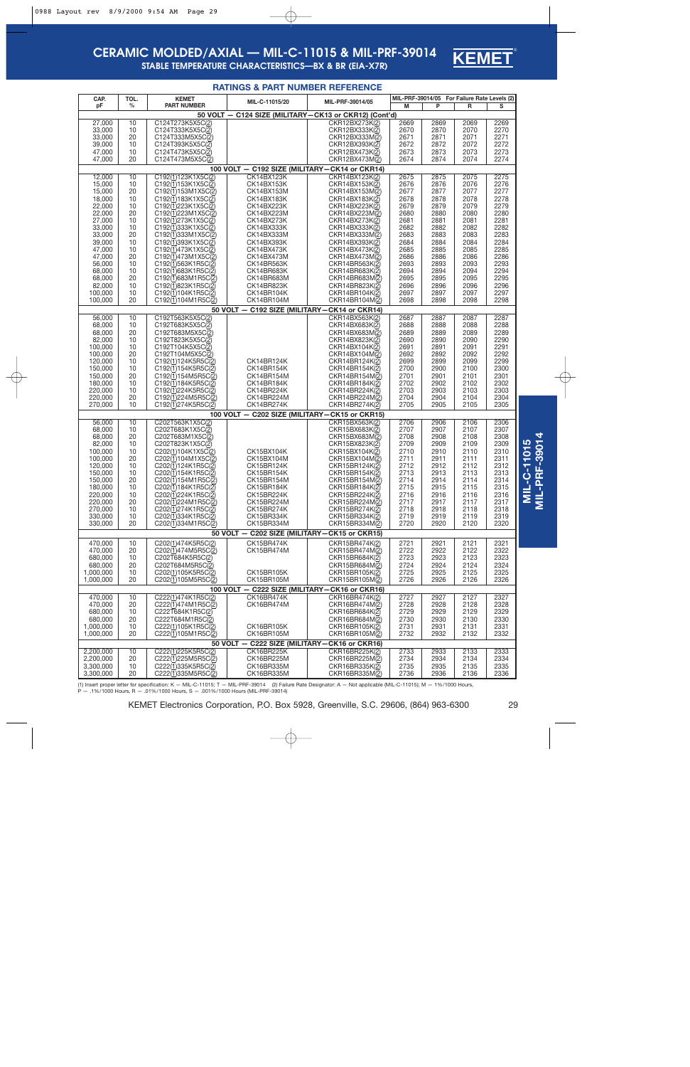# CERAMIC MOLDED/AXIAL — MIL-C-11015 & MIL-PRF-39014

## STABLE TEMPERATURE CHARACTERISTICS—BX & BR (EIA-X7R)

### RATINGS & PART NUMBER REFERENCE

| CAP. pF | TOL. % | KEMET PART NUMBER | MIL-C-11015/20 | MIL-PRF-39014/05 | MIL-PRF-39014/05 For Failure Rate Levels (2) M | P | R | S |
|---|---|---|---|---|---|---|---|---|
| **50 VOLT — C124 SIZE (MILITARY—CK13 or CKR12) (Cont'd)** | | | | | | | | |
| 27,000 | 10 | C124T273K5X5C(2) | | CKR12BX273K(2) | 2669 | 2869 | 2069 | 2269 |
| 33,000 | 10 | C124T333K5X5C(2) | | CKR12BX333K(2) | 2670 | 2870 | 2070 | 2270 |
| 33,000 | 20 | C124T333M5X5C(2) | | CKR12BX333M(2) | 2671 | 2871 | 2071 | 2271 |
| 39,000 | 10 | C124T393K5X5C(2) | | CKR12BX393K(2) | 2672 | 2872 | 2072 | 2272 |
| 47,000 | 10 | C124T473K5X5C(2) | | CKR12BX473K(2) | 2673 | 2873 | 2073 | 2273 |
| 47,000 | 20 | C124T473M5X5C(2) | | CKR12BX473M(2) | 2674 | 2874 | 2074 | 2274 |
| **100 VOLT — C192 SIZE (MILITARY—CK14 or CKR14)** | | | | | | | | |
| 12,000 | 10 | C192(1)123K1X5C(2) | CK14BX123K | CKR14BX123K(2) | 2675 | 2875 | 2075 | 2275 |
| 15,000 | 10 | C192(1)153K1X5C(2) | CK14BX153K | CKR14BX153K(2) | 2676 | 2876 | 2076 | 2276 |
| 15,000 | 20 | C192(1)153M1X5C(2) | CK14BX153M | CKR14BX153M(2) | 2677 | 2877 | 2077 | 2277 |
| 18,000 | 10 | C192(1)183K1X5C(2) | CK14BX183K | CKR14BX183K(2) | 2678 | 2878 | 2078 | 2278 |
| 22,000 | 10 | C192(1)223K1X5C(2) | CK14BX223K | CKR14BX223K(2) | 2679 | 2879 | 2079 | 2279 |
| 22,000 | 20 | C192(1)223M1X5C(2) | CK14BX223M | CKR14BX223M(2) | 2680 | 2880 | 2080 | 2280 |
| 27,000 | 10 | C192(1)273K1X5C(2) | CK14BX273K | CKR14BX273K(2) | 2681 | 2881 | 2081 | 2281 |
| 33,000 | 10 | C192(1)333K1X5C(2) | CK14BX333K | CKR14BX333K(2) | 2682 | 2882 | 2082 | 2282 |
| 33,000 | 20 | C192(1)333M1X5C(2) | CK14BX333M | CKR14BX333M(2) | 2683 | 2883 | 2083 | 2283 |
| 39,000 | 10 | C192(1)393K1X5C(2) | CK14BX393K | CKR14BX393K(2) | 2684 | 2884 | 2084 | 2284 |
| 47,000 | 10 | C192(1)473K1X5C(2) | CK14BX473K | CKR14BX473K(2) | 2685 | 2885 | 2085 | 2285 |
| 47,000 | 20 | C192(1)473M1X5C(2) | CK14BX473M | CKR14BX473M(2) | 2686 | 2886 | 2086 | 2286 |
| 56,000 | 10 | C192(1)563K1R5C(2) | CK14BR563K | CKR14BR563K(2) | 2693 | 2893 | 2093 | 2293 |
| 68,000 | 10 | C192(1)683K1R5C(2) | CK14BR683K | CKR14BR683K(2) | 2694 | 2894 | 2094 | 2294 |
| 68,000 | 20 | C192(1)683M1R5C(2) | CK14BR683M | CKR14BR683M(2) | 2695 | 2895 | 2095 | 2295 |
| 82,000 | 10 | C192(1)823K1R5C(2) | CK14BR823K | CKR14BR823K(2) | 2696 | 2896 | 2096 | 2296 |
| 100,000 | 10 | C192(1)104K1R5C(2) | CK14BR104K | CKR14BR104K(2) | 2697 | 2897 | 2097 | 2297 |
| 100,000 | 20 | C192(1)104M1R5C(2) | CK14BR104M | CKR14BR104M(2) | 2698 | 2898 | 2098 | 2298 |
| **50 VOLT — C192 SIZE (MILITARY—CK14 or CKR14)** | | | | | | | | |
| 56,000 | 10 | C192T563K5X5C(2) | | CKR14BX563K(2) | 2687 | 2887 | 2087 | 2287 |
| 68,000 | 10 | C192T683K5X5C(2) | | CKR14BX683K(2) | 2688 | 2888 | 2088 | 2288 |
| 68,000 | 20 | C192T683M5X5C(2) | | CKR14BX683M(2) | 2689 | 2889 | 2089 | 2289 |
| 82,000 | 10 | C192T823K5X5C(2) | | CKR14BX823K(2) | 2690 | 2890 | 2090 | 2290 |
| 100,000 | 10 | C192T104K5X5C(2) | | CKR14BX104K(2) | 2691 | 2891 | 2091 | 2291 |
| 100,000 | 20 | C192T104M5X5C(2) | | CKR14BX104M(2) | 2692 | 2892 | 2092 | 2292 |
| 120,000 | 10 | C192(1)124K5R5C(2) | CK14BR124K | CKR14BR124K(2) | 2699 | 2899 | 2099 | 2299 |
| 150,000 | 10 | C192(1)154K5R5C(2) | CK14BR154K | CKR14BR154K(2) | 2700 | 2900 | 2100 | 2300 |
| 150,000 | 20 | C192(1)154M5R5C(2) | CK14BR154M | CKR14BR154M(2) | 2701 | 2901 | 2101 | 2301 |
| 180,000 | 10 | C192(1)184K5R5C(2) | CK14BR184K | CKR14BR184K(2) | 2702 | 2902 | 2102 | 2302 |
| 220,000 | 10 | C192(1)224K5R5C(2) | CK14BR224K | CKR14BR224K(2) | 2703 | 2903 | 2103 | 2303 |
| 220,000 | 20 | C192(1)224M5R5C(2) | CK14BR224M | CKR14BR224M(2) | 2704 | 2904 | 2104 | 2304 |
| 270,000 | 10 | C192(1)274K5R5C(2) | CK14BR274K | CKR14BR274K(2) | 2705 | 2905 | 2105 | 2305 |
| **100 VOLT — C202 SIZE (MILITARY—CK15 or CKR15)** | | | | | | | | |
| 56,000 | 10 | C202T563K1X5C(2) | | CKR15BX563K(2) | 2706 | 2906 | 2106 | 2306 |
| 68,000 | 10 | C202T683K1X5C(2) | | CKR15BX683K(2) | 2707 | 2907 | 2107 | 2307 |
| 68,000 | 20 | C202T683M1X5C(2) | | CKR15BX683M(2) | 2708 | 2908 | 2108 | 2308 |
| 82,000 | 10 | C202T823K1X5C(2) | | CKR15BX823K(2) | 2709 | 2909 | 2109 | 2309 |
| 100,000 | 10 | C202(1)104K1X5C(2) | CK15BX104K | CKR15BX104K(2) | 2710 | 2910 | 2110 | 2310 |
| 100,000 | 20 | C202(1)104M1X5C(2) | CK15BX104M | CKR15BX104M(2) | 2711 | 2911 | 2111 | 2311 |
| 120,000 | 10 | C202(1)124K1R5C(2) | CK15BR124K | CKR15BR124K(2) | 2712 | 2912 | 2112 | 2312 |
| 150,000 | 10 | C202(1)154K1R5C(2) | CK15BR154K | CKR15BR154K(2) | 2713 | 2913 | 2113 | 2313 |
| 150,000 | 20 | C202(1)154M1R5C(2) | CK15BR154M | CKR15BR154M(2) | 2714 | 2914 | 2114 | 2314 |
| 180,000 | 10 | C202(1)184K1R5C(2) | CK15BR184K | CKR15BR184K(2) | 2715 | 2915 | 2115 | 2315 |
| 220,000 | 10 | C202(1)224K1R5C(2) | CK15BR224K | CKR15BR224K(2) | 2716 | 2916 | 2116 | 2316 |
| 220,000 | 20 | C202(1)224M1R5C(2) | CK15BR224M | CKR15BR224M(2) | 2717 | 2917 | 2117 | 2317 |
| 270,000 | 10 | C202(1)274K1R5C(2) | CK15BR274K | CKR15BR274K(2) | 2718 | 2918 | 2118 | 2318 |
| 330,000 | 10 | C202(1)334K1R5C(2) | CK15BR334K | CKR15BR334K(2) | 2719 | 2919 | 2119 | 2319 |
| 330,000 | 20 | C202(1)334M1R5C(2) | CK15BR334M | CKR15BR334M(2) | 2720 | 2920 | 2120 | 2320 |
| **50 VOLT — C202 SIZE (MILITARY—CK15 or CKR15)** | | | | | | | | |
| 470,000 | 10 | C202(1)474K5R5C(2) | CK15BR474K | CKR15BR474K(2) | 2721 | 2921 | 2121 | 2321 |
| 470,000 | 20 | C202(1)474M5R5C(2) | CK15BR474M | CKR15BR474M(2) | 2722 | 2922 | 2122 | 2322 |
| 680,000 | 10 | C202T684K5R5C(2) | | CKR15BR684K(2) | 2723 | 2923 | 2123 | 2323 |
| 680,000 | 20 | C202T684M5R5C(2) | | CKR15BR684M(2) | 2724 | 2924 | 2124 | 2324 |
| 1,000,000 | 10 | C202(1)105K5R5C(2) | CK15BR105K | CKR15BR105K(2) | 2725 | 2925 | 2125 | 2325 |
| 1,000,000 | 20 | C202(1)105M5R5C(2) | CK15BR105M | CKR15BR105M(2) | 2726 | 2926 | 2126 | 2326 |
| **100 VOLT — C222 SIZE (MILITARY—CK16 or CKR16)** | | | | | | | | |
| 470,000 | 10 | C222(1)474K1R5C(2) | CK16BR474K | CKR16BR474K(2) | 2727 | 2927 | 2127 | 2327 |
| 470,000 | 20 | C222(1)474M1R5C(2) | CK16BR474M | CKR16BR474M(2) | 2728 | 2928 | 2128 | 2328 |
| 680,000 | 10 | C222T684K1R5C(2) | | CKR16BR684K(2) | 2729 | 2929 | 2129 | 2329 |
| 680,000 | 20 | C222T684M1R5C(2) | | CKR16BR684M(2) | 2730 | 2930 | 2130 | 2330 |
| 1,000,000 | 10 | C222(1)105K1R5C(2) | CK16BR105K | CKR16BR105K(2) | 2731 | 2931 | 2131 | 2331 |
| 1,000,000 | 20 | C222(1)105M1R5C(2) | CK16BR105M | CKR16BR105M(2) | 2732 | 2932 | 2132 | 2332 |
| **50 VOLT — C222 SIZE (MILITARY—CK16 or CKR16)** | | | | | | | | |
| 2,200,000 | 10 | C222(1)225K5R5C(2) | CK16BR225K | CKR16BR225K(2) | 2733 | 2933 | 2133 | 2333 |
| 2,200,000 | 20 | C222(1)225M5R5C(2) | CK16BR225M | CKR16BR225M(2) | 2734 | 2934 | 2134 | 2334 |
| 3,300,000 | 10 | C222(1)335K5R5C(2) | CK16BR335K | CKR16BR335K(2) | 2735 | 2935 | 2135 | 2335 |
| 3,300,000 | 20 | C222(1)335M5R5C(2) | CK16BR335M | CKR16BR335M(2) | 2736 | 2936 | 2136 | 2336 |

(1) Insert proper letter for specification: K — MIL-C-11015; T — MIL-PRF-39014 (2) Failure Rate Designator: A — Not applicable (MIL-C-11015); M — 1%/1000 Hours, P — .1%/1000 Hours, R — .01%/1000 Hours, S — .001%/1000 Hours (MIL-PRF-39014)

KEMET Electronics Corporation, P.O. Box 5928, Greenville, S.C. 29606, (864) 963-6300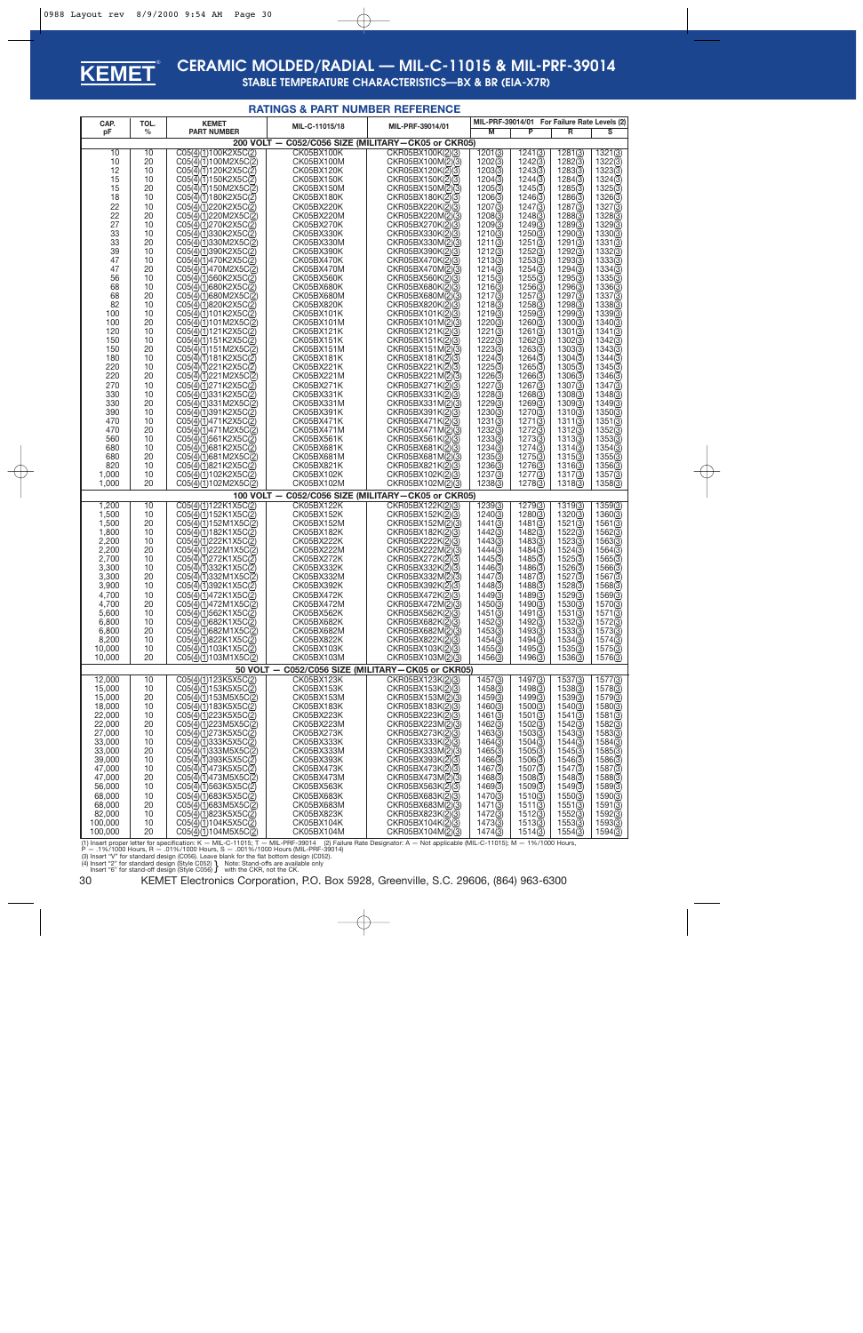# CERAMIC MOLDED/RADIAL — MIL-C-11015 & MIL-PRF-39014

## STABLE TEMPERATURE CHARACTERISTICS—BX & BR (EIA-X7R)

### RATINGS & PART NUMBER REFERENCE

| CAP. pF | TOL. % | KEMET PART NUMBER | MIL-C-11015/18 | MIL-PRF-39014/01 | MIL-PRF-39014/01 For Failure Rate Levels (2) M | P | R | S |
|---|---|---|---|---|---|---|---|---|
| **200 VOLT — C052/C056 SIZE (MILITARY—CK05 or CKR05)** | | | | | | | | |
| 10 | 10 | C05(4)(1)100K2X5C(2) | CK05BX100K | CKR05BX100K(2)(3) | 1201(3) | 1241(3) | 1281(3) | 1321(3) |
| 10 | 20 | C05(4)(1)100M2X5C(2) | CK05BX100M | CKR05BX100M(2)(3) | 1202(3) | 1242(3) | 1282(3) | 1322(3) |
| 12 | 10 | C05(4)(1)120K2X5C(2) | CK05BX120K | CKR05BX120K(2)(3) | 1203(3) | 1243(3) | 1283(3) | 1323(3) |
| 15 | 10 | C05(4)(1)150K2X5C(2) | CK05BX150K | CKR05BX150K(2)(3) | 1204(3) | 1244(3) | 1284(3) | 1324(3) |
| 15 | 20 | C05(4)(1)150M2X5C(2) | CK05BX150M | CKR05BX150M(2)(3) | 1205(3) | 1245(3) | 1285(3) | 1325(3) |
| 18 | 10 | C05(4)(1)180K2X5C(2) | CK05BX180K | CKR05BX180K(2)(3) | 1206(3) | 1246(3) | 1286(3) | 1326(3) |
| 22 | 10 | C05(4)(1)220K2X5C(2) | CK05BX220K | CKR05BX220K(2)(3) | 1207(3) | 1247(3) | 1287(3) | 1327(3) |
| 22 | 20 | C05(4)(1)220M2X5C(2) | CK05BX220M | CKR05BX220M(2)(3) | 1208(3) | 1248(3) | 1288(3) | 1328(3) |
| 27 | 10 | C05(4)(1)270K2X5C(2) | CK05BX270K | CKR05BX270K(2)(3) | 1209(3) | 1249(3) | 1289(3) | 1329(3) |
| 33 | 10 | C05(4)(1)330K2X5C(2) | CK05BX330K | CKR05BX330K(2)(3) | 1210(3) | 1250(3) | 1290(3) | 1330(3) |
| 33 | 20 | C05(4)(1)330M2X5C(2) | CK05BX330M | CKR05BX330M(2)(3) | 1211(3) | 1251(3) | 1291(3) | 1331(3) |
| 39 | 10 | C05(4)(1)390K2X5C(2) | CK05BX390K | CKR05BX390K(2)(3) | 1212(3) | 1252(3) | 1292(3) | 1332(3) |
| 47 | 10 | C05(4)(1)470K2X5C(2) | CK05BX470K | CKR05BX470K(2)(3) | 1213(3) | 1253(3) | 1293(3) | 1333(3) |
| 47 | 20 | C05(4)(1)470M2X5C(2) | CK05BX470M | CKR05BX470M(2)(3) | 1214(3) | 1254(3) | 1294(3) | 1334(3) |
| 56 | 10 | C05(4)(1)560K2X5C(2) | CK05BX560K | CKR05BX560K(2)(3) | 1215(3) | 1255(3) | 1295(3) | 1335(3) |
| 68 | 10 | C05(4)(1)680K2X5C(2) | CK05BX680K | CKR05BX680K(2)(3) | 1216(3) | 1256(3) | 1296(3) | 1336(3) |
| 68 | 20 | C05(4)(1)680M2X5C(2) | CK05BX680M | CKR05BX680M(2)(3) | 1217(3) | 1257(3) | 1297(3) | 1337(3) |
| 82 | 10 | C05(4)(1)820K2X5C(2) | CK05BX820K | CKR05BX820K(2)(3) | 1218(3) | 1258(3) | 1298(3) | 1338(3) |
| 100 | 10 | C05(4)(1)101K2X5C(2) | CK05BX101K | CKR05BX101K(2)(3) | 1219(3) | 1259(3) | 1299(3) | 1339(3) |
| 100 | 20 | C05(4)(1)101M2X5C(2) | CK05BX101M | CKR05BX101M(2)(3) | 1220(3) | 1260(3) | 1300(3) | 1340(3) |
| 120 | 10 | C05(4)(1)121K2X5C(2) | CK05BX121K | CKR05BX121K(2)(3) | 1221(3) | 1261(3) | 1301(3) | 1341(3) |
| 150 | 10 | C05(4)(1)151K2X5C(2) | CK05BX151K | CKR05BX151K(2)(3) | 1222(3) | 1262(3) | 1302(3) | 1342(3) |
| 150 | 20 | C05(4)(1)151M2X5C(2) | CK05BX151M | CKR05BX151M(2)(3) | 1223(3) | 1263(3) | 1303(3) | 1343(3) |
| 180 | 10 | C05(4)(1)181K2X5C(2) | CK05BX181K | CKR05BX181K(2)(3) | 1224(3) | 1264(3) | 1304(3) | 1344(3) |
| 220 | 10 | C05(4)(1)221K2X5C(2) | CK05BX221K | CKR05BX221K(2)(3) | 1225(3) | 1265(3) | 1305(3) | 1345(3) |
| 220 | 20 | C05(4)(1)221M2X5C(2) | CK05BX221M | CKR05BX221M(2)(3) | 1226(3) | 1266(3) | 1306(3) | 1346(3) |
| 270 | 10 | C05(4)(1)271K2X5C(2) | CK05BX271K | CKR05BX271K(2)(3) | 1227(3) | 1267(3) | 1307(3) | 1347(3) |
| 330 | 10 | C05(4)(1)331K2X5C(2) | CK05BX331K | CKR05BX331K(2)(3) | 1228(3) | 1268(3) | 1308(3) | 1348(3) |
| 330 | 20 | C05(4)(1)331M2X5C(2) | CK05BX331M | CKR05BX331M(2)(3) | 1229(3) | 1269(3) | 1309(3) | 1349(3) |
| 390 | 10 | C05(4)(1)391K2X5C(2) | CK05BX391K | CKR05BX391K(2)(3) | 1230(3) | 1270(3) | 1310(3) | 1350(3) |
| 470 | 10 | C05(4)(1)471K2X5C(2) | CK05BX471K | CKR05BX471K(2)(3) | 1231(3) | 1271(3) | 1311(3) | 1351(3) |
| 470 | 20 | C05(4)(1)471M2X5C(2) | CK05BX471M | CKR05BX471M(2)(3) | 1232(3) | 1272(3) | 1312(3) | 1352(3) |
| 560 | 10 | C05(4)(1)561K2X5C(2) | CK05BX561K | CKR05BX561K(2)(3) | 1233(3) | 1273(3) | 1313(3) | 1353(3) |
| 680 | 10 | C05(4)(1)681K2X5C(2) | CK05BX681K | CKR05BX681K(2)(3) | 1234(3) | 1274(3) | 1314(3) | 1354(3) |
| 680 | 20 | C05(4)(1)681M2X5C(2) | CK05BX681M | CKR05BX681M(2)(3) | 1235(3) | 1275(3) | 1315(3) | 1355(3) |
| 820 | 10 | C05(4)(1)821K2X5C(2) | CK05BX821K | CKR05BX821K(2)(3) | 1236(3) | 1276(3) | 1316(3) | 1356(3) |
| 1,000 | 10 | C05(4)(1)102K2X5C(2) | CK05BX102K | CKR05BX102K(2)(3) | 1237(3) | 1277(3) | 1317(3) | 1357(3) |
| 1,000 | 20 | C05(4)(1)102M2X5C(2) | CK05BX102M | CKR05BX102M(2)(3) | 1238(3) | 1278(3) | 1318(3) | 1358(3) |
| **100 VOLT — C052/C056 SIZE (MILITARY—CK05 or CKR05)** | | | | | | | | |
| 1,200 | 10 | C05(4)(1)122K1X5C(2) | CK05BX122K | CKR05BX122K(2)(3) | 1239(3) | 1279(3) | 1319(3) | 1359(3) |
| 1,500 | 10 | C05(4)(1)152K1X5C(2) | CK05BX152K | CKR05BX152K(2)(3) | 1240(3) | 1280(3) | 1320(3) | 1360(3) |
| 1,500 | 20 | C05(4)(1)152M1X5C(2) | CK05BX152M | CKR05BX152M(2)(3) | 1441(3) | 1481(3) | 1521(3) | 1561(3) |
| 1,800 | 10 | C05(4)(1)182K1X5C(2) | CK05BX182K | CKR05BX182K(2)(3) | 1442(3) | 1482(3) | 1522(3) | 1562(3) |
| 2,200 | 10 | C05(4)(1)222K1X5C(2) | CK05BX222K | CKR05BX222K(2)(3) | 1443(3) | 1483(3) | 1523(3) | 1563(3) |
| 2,200 | 20 | C05(4)(1)222M1X5C(2) | CK05BX222M | CKR05BX222M(2)(3) | 1444(3) | 1484(3) | 1524(3) | 1564(3) |
| 2,700 | 10 | C05(4)(1)272K1X5C(2) | CK05BX272K | CKR05BX272K(2)(3) | 1445(3) | 1485(3) | 1525(3) | 1565(3) |
| 3,300 | 10 | C05(4)(1)332K1X5C(2) | CK05BX332K | CKR05BX332K(2)(3) | 1446(3) | 1486(3) | 1526(3) | 1566(3) |
| 3,300 | 20 | C05(4)(1)332M1X5C(2) | CK05BX332M | CKR05BX332M(2)(3) | 1447(3) | 1487(3) | 1527(3) | 1567(3) |
| 3,900 | 10 | C05(4)(1)392K1X5C(2) | CK05BX392K | CKR05BX392K(2)(3) | 1448(3) | 1488(3) | 1528(3) | 1568(3) |
| 4,700 | 10 | C05(4)(1)472K1X5C(2) | CK05BX472K | CKR05BX472K(2)(3) | 1449(3) | 1489(3) | 1529(3) | 1569(3) |
| 4,700 | 20 | C05(4)(1)472M1X5C(2) | CK05BX472M | CKR05BX472M(2)(3) | 1450(3) | 1490(3) | 1530(3) | 1570(3) |
| 5,600 | 10 | C05(4)(1)562K1X5C(2) | CK05BX562K | CKR05BX562K(2)(3) | 1451(3) | 1491(3) | 1531(3) | 1571(3) |
| 6,800 | 10 | C05(4)(1)682K1X5C(2) | CK05BX682K | CKR05BX682K(2)(3) | 1452(3) | 1492(3) | 1532(3) | 1572(3) |
| 6,800 | 20 | C05(4)(1)682M1X5C(2) | CK05BX682M | CKR05BX682M(2)(3) | 1453(3) | 1493(3) | 1533(3) | 1573(3) |
| 8,200 | 10 | C05(4)(1)822K1X5C(2) | CK05BX822K | CKR05BX822K(2)(3) | 1454(3) | 1494(3) | 1534(3) | 1574(3) |
| 10,000 | 10 | C05(4)(1)103K1X5C(2) | CK05BX103K | CKR05BX103K(2)(3) | 1455(3) | 1495(3) | 1535(3) | 1575(3) |
| 10,000 | 20 | C05(4)(1)103M1X5C(2) | CK05BX103M | CKR05BX103M(2)(3) | 1456(3) | 1496(3) | 1536(3) | 1576(3) |
| **50 VOLT — C052/C056 SIZE (MILITARY—CK05 or CKR05)** | | | | | | | | |
| 12,000 | 10 | C05(4)(1)123K5X5C(2) | CK05BX123K | CKR05BX123K(2)(3) | 1457(3) | 1497(3) | 1537(3) | 1577(3) |
| 15,000 | 10 | C05(4)(1)153K5X5C(2) | CK05BX153K | CKR05BX153K(2)(3) | 1458(3) | 1498(3) | 1538(3) | 1578(3) |
| 15,000 | 20 | C05(4)(1)153M5X5C(2) | CK05BX153M | CKR05BX153M(2)(3) | 1459(3) | 1499(3) | 1539(3) | 1579(3) |
| 18,000 | 10 | C05(4)(1)183K5X5C(2) | CK05BX183K | CKR05BX183K(2)(3) | 1460(3) | 1500(3) | 1540(3) | 1580(3) |
| 22,000 | 10 | C05(4)(1)223K5X5C(2) | CK05BX223K | CKR05BX223K(2)(3) | 1461(3) | 1501(3) | 1541(3) | 1581(3) |
| 22,000 | 20 | C05(4)(1)223M5X5C(2) | CK05BX223M | CKR05BX223M(2)(3) | 1462(3) | 1502(3) | 1542(3) | 1582(3) |
| 27,000 | 10 | C05(4)(1)273K5X5C(2) | CK05BX273K | CKR05BX273K(2)(3) | 1463(3) | 1503(3) | 1543(3) | 1583(3) |
| 33,000 | 10 | C05(4)(1)333K5X5C(2) | CK05BX333K | CKR05BX333K(2)(3) | 1464(3) | 1504(3) | 1544(3) | 1584(3) |
| 33,000 | 20 | C05(4)(1)333M5X5C(2) | CK05BX333M | CKR05BX333M(2)(3) | 1465(3) | 1505(3) | 1545(3) | 1585(3) |
| 39,000 | 10 | C05(4)(1)393K5X5C(2) | CK05BX393K | CKR05BX393K(2)(3) | 1466(3) | 1506(3) | 1546(3) | 1586(3) |
| 47,000 | 10 | C05(4)(1)473K5X5C(2) | CK05BX473K | CKR05BX473K(2)(3) | 1467(3) | 1507(3) | 1547(3) | 1587(3) |
| 47,000 | 20 | C05(4)(1)473M5X5C(2) | CK05BX473M | CKR05BX473M(2)(3) | 1468(3) | 1508(3) | 1548(3) | 1588(3) |
| 56,000 | 10 | C05(4)(1)563K5X5C(2) | CK05BX563K | CKR05BX563K(2)(3) | 1469(3) | 1509(3) | 1549(3) | 1589(3) |
| 68,000 | 10 | C05(4)(1)683K5X5C(2) | CK05BX683K | CKR05BX683K(2)(3) | 1470(3) | 1510(3) | 1550(3) | 1590(3) |
| 68,000 | 20 | C05(4)(1)683M5X5C(2) | CK05BX683M | CKR05BX683M(2)(3) | 1471(3) | 1511(3) | 1551(3) | 1591(3) |
| 82,000 | 10 | C05(4)(1)823K5X5C(2) | CK05BX823K | CKR05BX823K(2)(3) | 1472(3) | 1512(3) | 1552(3) | 1592(3) |
| 100,000 | 10 | C05(4)(1)104K5X5C(2) | CK05BX104K | CKR05BX104K(2)(3) | 1473(3) | 1513(3) | 1553(3) | 1593(3) |
| 100,000 | 20 | C05(4)(1)104M5X5C(2) | CK05BX104M | CKR05BX104M(2)(3) | 1474(3) | 1514(3) | 1554(3) | 1594(3) |

(1) Insert proper letter for specification: K — MIL-C-11015; T — MIL-PRF-39014 (2) Failure Rate Designator: A — Not applicable (MIL-C-11015); M — 1%/1000 Hours, P — .1%/1000 Hours, R — .01%/1000 Hours, S — .001%/1000 Hours (MIL-PRF-39014)
(3) Insert "V" for standard design (C056). Leave blank for the flat bottom design (C052).
(4) Insert "2" for standard design (Style C052), Insert "6" for stand-off design (Style C056) — Note: Stand-offs are available only with the CKR, not the CK.

KEMET Electronics Corporation, P.O. Box 5928, Greenville, S.C. 29606, (864) 963-6300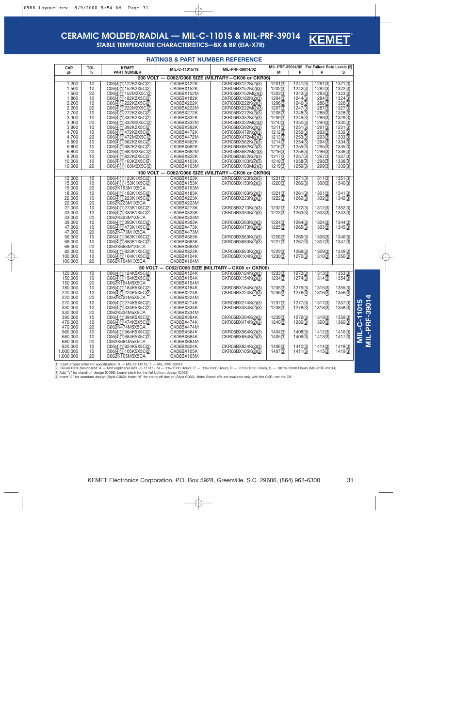# CERAMIC MOLDED/RADIAL — MIL-C-11015 & MIL-PRF-39014

## STABLE TEMPERATURE CHARACTERISTICS—BX & BR (EIA-X7R)

### RATINGS & PART NUMBER REFERENCE

| CAP. pF | TOL. % | KEMET PART NUMBER | MIL-C-11015/19 | MIL-PRF-39014/02 | MIL-PRF-39014/02 For Failure Rate Levels (2) M | P | R | S |
|---|---|---|---|---|---|---|---|---|
| **200 VOLT — C062/C066 SIZE (MILITARY—CK06 or CKR06)** | | | | | | | | |
| 1,200 | 10 | C06(4)(1)122K2X5C(2) | CK06BX122K | CKR06BX122K(2)(3) | 1201(3) | 1241(3) | 1281(3) | 1321(3) |
| 1,500 | 10 | C06(4)(1)152K2X5C(2) | CK06BX152K | CKR06BX152K(2)(3) | 1202(3) | 1242(3) | 1282(3) | 1322(3) |
| 1,500 | 20 | C06(4)(1)152M2X5C(2) | CK06BX152M | CKR06BX152M(2)(3) | 1203(3) | 1243(3) | 1283(3) | 1323(3) |
| 1,800 | 10 | C06(4)(1)182K2X5C(2) | CK06BX182K | CKR06BX182K(2)(3) | 1204(3) | 1244(3) | 1284(3) | 1324(3) |
| 2,200 | 10 | C06(4)(1)222K2X5C(2) | CK06BX222K | CKR06BX222K(2)(3) | 1206(3) | 1246(3) | 1286(3) | 1326(3) |
| 2,200 | 20 | C06(4)(1)222M2X5C(2) | CK06BX222M | CKR06BX222M(2)(3) | 1207(3) | 1247(3) | 1287(3) | 1327(3) |
| 2,700 | 10 | C06(4)(1)272K2X5C(2) | CK06BX272K | CKR06BX272K(2)(3) | 1208(3) | 1248(3) | 1288(3) | 1328(3) |
| 3,300 | 10 | C06(4)(1)332K2X5C(2) | CK06BX332K | CKR06BX332K(2)(3) | 1209(3) | 1249(3) | 1289(3) | 1329(3) |
| 3,300 | 20 | C06(4)(1)332M2X5C(2) | CK06BX332M | CKR06BX332M(2)(3) | 1210(3) | 1250(3) | 1290(3) | 1330(3) |
| 3,900 | 10 | C06(4)(1)392K2X5C(2) | CK06BX392K | CKR06BX392K(2)(3) | 1211(3) | 1251(3) | 1291(3) | 1331(3) |
| 4,700 | 10 | C06(4)(1)472K2X5C(2) | CK06BX472K | CKR06BX472K(2)(3) | 1212(3) | 1252(3) | 1292(3) | 1332(3) |
| 4,700 | 20 | C06(4)(1)472M2X5C(2) | CK06BX472M | CKR06BX472M(2)(3) | 1213(3) | 1253(3) | 1293(3) | 1333(3) |
| 5,600 | 10 | C06(4)(1)562K2X5C(2) | CK06BX562K | CKR06BX562K(2)(3) | 1214(3) | 1254(3) | 1294(3) | 1334(3) |
| 6,800 | 10 | C06(4)(1)682K2X5C(2) | CK06BX682K | CKR06BX682K(2)(3) | 1215(3) | 1255(3) | 1295(3) | 1335(3) |
| 6,800 | 20 | C06(4)(1)682M2X5C(2) | CK06BX682M | CKR06BX682M(2)(3) | 1216(3) | 1256(3) | 1296(3) | 1336(3) |
| 8,200 | 10 | C06(4)(1)822K2X5C(2) | CK06BX822K | CKR06BX822K(2)(3) | 1217(3) | 1257(3) | 1297(3) | 1337(3) |
| 10,000 | 10 | C06(4)(1)103K2X5C(2) | CK06BX103K | CKR06BX103K(2)(3) | 1218(3) | 1258(3) | 1298(3) | 1338(3) |
| 10,000 | 20 | C06(4)(1)103M2X5C(2) | CK06BX103M | CKR06BX103M(2)(3) | 1219(3) | 1259(3) | 1299(3) | 1339(3) |
| **100 VOLT — C062/C066 SIZE (MILITARY—CK06 or CKR06)** | | | | | | | | |
| 12,000 | 10 | C06(4)(1)123K1X5C(2) | CK06BX123K | CKR06BX123K(2)(3) | 1231(3) | 1271(3) | 1311(3) | 1351(3) |
| 15,000 | 10 | C06(4)(1)153K1X5C(2) | CK06BX153K | CKR06BX153K(2)(3) | 1220(3) | 1260(3) | 1300(3) | 1340(3) |
| 15,000 | 20 | C062K153M1X5CA | CK06BX153M | | | | | |
| 18,000 | 10 | C06(4)(1)183K1X5C(2) | CK06BX183K | CKR06BX183K(2)(3) | 1221(3) | 1261(3) | 1301(3) | 1341(3) |
| 22,000 | 10 | C06(4)(1)223K1X5C(2) | CK06BX223K | CKR06BX223K(2)(3) | 1222(3) | 1262(3) | 1302(3) | 1342(3) |
| 22,000 | 20 | C062K223M1X5CA | CK06BX223M | | | | | |
| 27,000 | 10 | C06(4)(1)273K1X5C(2) | CK06BX273K | CKR06BX273K(2)(3) | 1232(3) | 1272(3) | 1312(3) | 1352(3) |
| 33,000 | 10 | C06(4)(1)333K1X5C(2) | CK06BX333K | CKR06BX333K(2)(3) | 1223(3) | 1263(3) | 1303(3) | 1343(3) |
| 33,000 | 20 | C062K333M1X5CA | CK06BX333M | | | | | |
| 39,000 | 10 | C06(4)(1)393K1X5C(2) | CK06BX393K | CKR06BX393K(2)(3) | 1224(3) | 1264(3) | 1304(3) | 1344(3) |
| 47,000 | 10 | C06(4)(1)473K1X5C(2) | CK06BX473K | CKR06BX473K(2)(3) | 1225(3) | 1265(3) | 1305(3) | 1345(3) |
| 47,000 | 20 | C062K473M1X5CA | CK06BX473M | | | | | |
| 56,000 | 10 | C06(4)(1)563K1X5C(2) | CK06BX563K | CKR06BX563K(2)(3) | 1226(3) | 1266(3) | 1306(3) | 1346(3) |
| 68,000 | 10 | C06(4)(1)683K1X5C(2) | CK06BX683K | CKR06BX683K(2)(3) | 1227(3) | 1267(3) | 1307(3) | 1347(3) |
| 68,000 | 20 | C062K683M1X5CA | CK06BX683M | | | | | |
| 82,000 | 10 | C06(4)(1)823K1X5C(2) | CK06BX823K | CKR06BX823K(2)(3) | 1229(3) | 1269(3) | 1309(3) | 1349(3) |
| 100,000 | 10 | C06(4)(1)104K1X5C(2) | CK06BX104K | CKR06BX104K(2)(3) | 1230(3) | 1270(3) | 1310(3) | 1350(3) |
| 100,000 | 20 | C062K104M1X5CA | CK06BX104M | | | | | |
| **50 VOLT — C062/C066 SIZE (MILITARY—CK06 or CKR06)** | | | | | | | | |
| 120,000 | 10 | C06(4)(1)124K5X5C(2) | CK06BX124K | CKR06BX124K(2)(3) | 1233(3) | 1273(3) | 1313(3) | 1353(3) |
| 150,000 | 10 | C06(4)(1)154K5X5C(2) | CK06BX154K | CKR06BX154K(2)(3) | 1234(3) | 1274(3) | 1314(3) | 1354(3) |
| 150,000 | 20 | C062K154M5X5CA | CK06BX154M | | | | | |
| 180,000 | 10 | C06(4)(1)184K5X5C(2) | CK06BX184K | CKR06BX184K(2)(3) | 1235(3) | 1275(3) | 1315(3) | 1355(3) |
| 220,000 | 10 | C06(4)(1)224K5X5C(2) | CK06BX224K | CKR06BX224K(2)(3) | 1236(3) | 1276(3) | 1316(3) | 1356(3) |
| 220,000 | 20 | C062K224M5X5CA | CK06BX224M | | | | | |
| 270,000 | 10 | C06(4)(1)274K5X5C(2) | CK06BX274K | CKR06BX274K(2)(3) | 1237(3) | 1277(3) | 1317(3) | 1357(3) |
| 330,000 | 10 | C06(4)(1)334K5X5C(2) | CK06BX334K | CKR06BX334K(2)(3) | 1238(3) | 1278(3) | 1318(3) | 1358(3) |
| 330,000 | 20 | C062K334M5X5CA | CK06BX334M | | | | | |
| 390,000 | 10 | C06(4)(1)394K5X5C(2) | CK06BX394K | CKR06BX394K(2)(3) | 1239(3) | 1279(3) | 1319(3) | 1359(3) |
| 470,000 | 10 | C06(4)(1)474K5X5C(2) | CK06BX474K | CKR06BX474K(2)(3) | 1240(3) | 1280(3) | 1320(3) | 1360(3) |
| 470,000 | 20 | C062K474M5X5CA | CK06BX474M | | | | | |
| 560,000 | 10 | C06(4)(1)564K5X5C(2) | CK06BX564K | CKR06BX564K(2)(3) | 1404(3) | 1408(3) | 1412(3) | 1416(3) |
| 680,000 | 10 | C06(4)(1)684K5X5C(2) | CK06BX684K | CKR06BX684K(2)(3) | 1405(3) | 1409(3) | 1413(3) | 1417(3) |
| 680,000 | 20 | C062K684M5X5CA | CK06BX684M | | | | | |
| 820,000 | 10 | C06(4)(1)824K5X5C(2) | CK06BX824K | CKR06BX824K(2)(3) | 1406(3) | 1410(3) | 1414(3) | 1418(3) |
| 1,000,000 | 10 | C06(4)(1)105K5X5C(2) | CK06BX105K | CKR06BX105K(2)(3) | 1407(3) | 1411(3) | 1415(3) | 1419(3) |
| 1,000,000 | 20 | C062K105M5X5CA | CK06BX105M | | | | | |

(1) Insert proper letter for specification: K — MIL-C-11015; T — MIL-PRF-39014.
(2) Failure Rate Designator: A — Not applicable (MIL-C-11015); M — 1%/1000 Hours, P — .1%/1000 Hours, R — .01%/1000 Hours, S — .001%/1000 Hours (MIL-PRF-39014)
(3) Add "V" for stand-off design (C066). Leave blank for the flat bottom design (C062).
(4) Insert "2" for standard design (Style C062). Insert "6" for stand-off design (Style C066). Note: Stand-offs are available only with the CKR, not the CK.

MIL-C-11015 MIL-PRF-39014

KEMET Electronics Corporation, P.O. Box 5928, Greenville, S.C. 29606, (864) 963-6300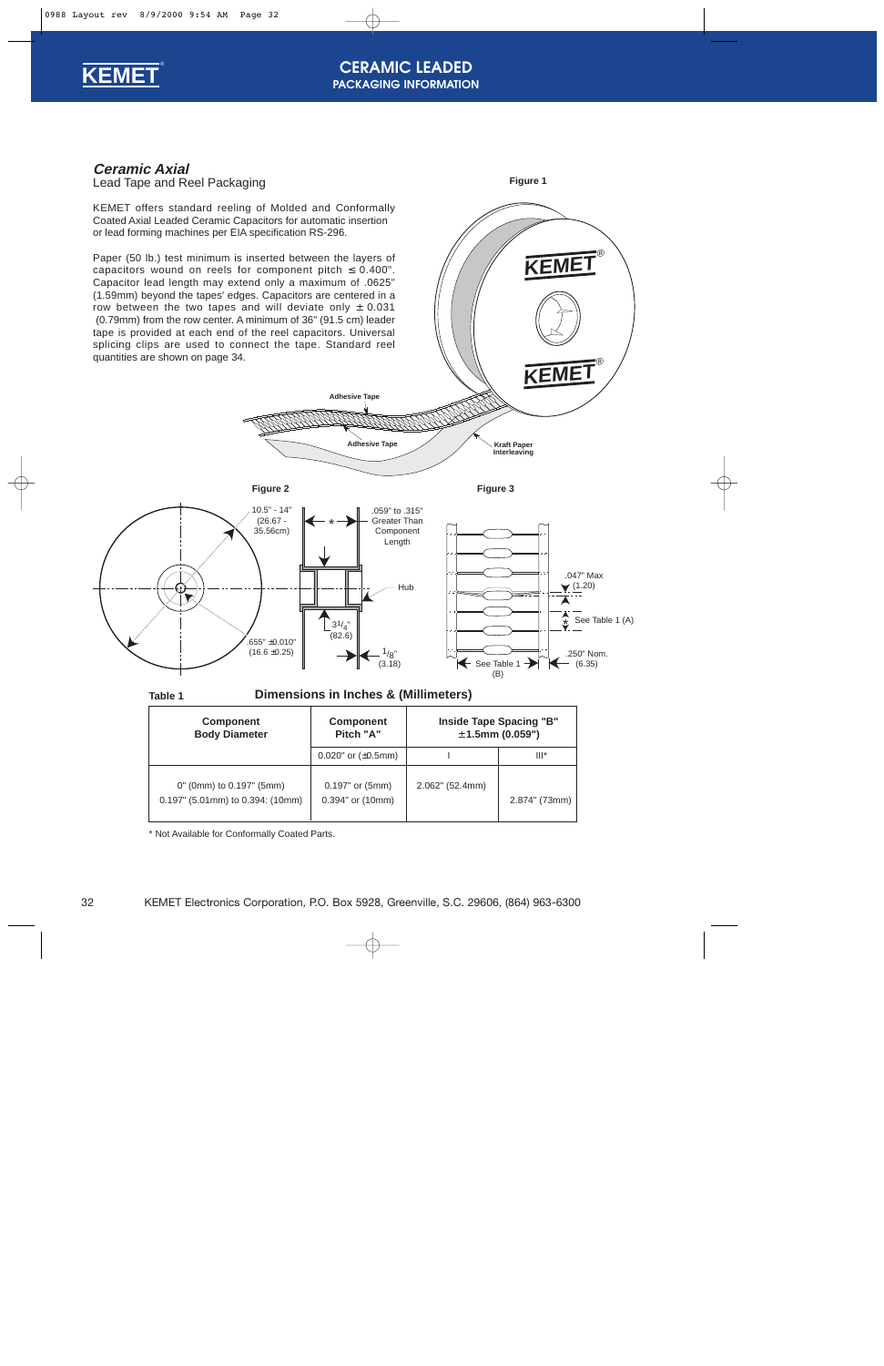# CERAMIC LEADED

## PACKAGING INFORMATION

### *Ceramic Axial*

Lead Tape and Reel Packaging

KEMET offers standard reeling of Molded and Conformally Coated Axial Leaded Ceramic Capacitors for automatic insertion or lead forming machines per EIA specification RS-296.

Paper (50 lb.) test minimum is inserted between the layers of capacitors wound on reels for component pitch ≤ 0.400". Capacitor lead length may extend only a maximum of .0625" (1.59mm) beyond the tapes' edges. Capacitors are centered in a row between the two tapes and will deviate only ± 0.031 (0.79mm) from the row center. A minimum of 36" (91.5 cm) leader tape is provided at each end of the reel capacitors. Universal splicing clips are used to connect the tape. Standard reel quantities are shown on page 34.

Figure 1

Adhesive Tape

Adhesive Tape

Kraft Paper Interleaving

Figure 2

10.5" - 14" (26.67 - 35.56cm)

.655" ±0.010" (16.6 ±0.25)

.059" to .315" Greater Than Component Length

Hub

3 1/4" (82.6)

1/8" (3.18)

Figure 3

.047" Max (1.20)

See Table 1 (A)

.250" Nom. (6.35)

See Table 1 (B)

Table 1 **Dimensions in Inches & (Millimeters)**

| Component Body Diameter | Component Pitch "A" | Inside Tape Spacing "B" ±1.5mm (0.059") | |
|---|---|---|---|
| | 0.020" or (±0.5mm) | I | III* |
| 0" (0mm) to 0.197" (5mm)<br>0.197" (5.01mm) to 0.394: (10mm) | 0.197" or (5mm)<br>0.394" or (10mm) | 2.062" (52.4mm) | 2.874" (73mm) |

\* Not Available for Conformally Coated Parts.

KEMET Electronics Corporation, P.O. Box 5928, Greenville, S.C. 29606, (864) 963-6300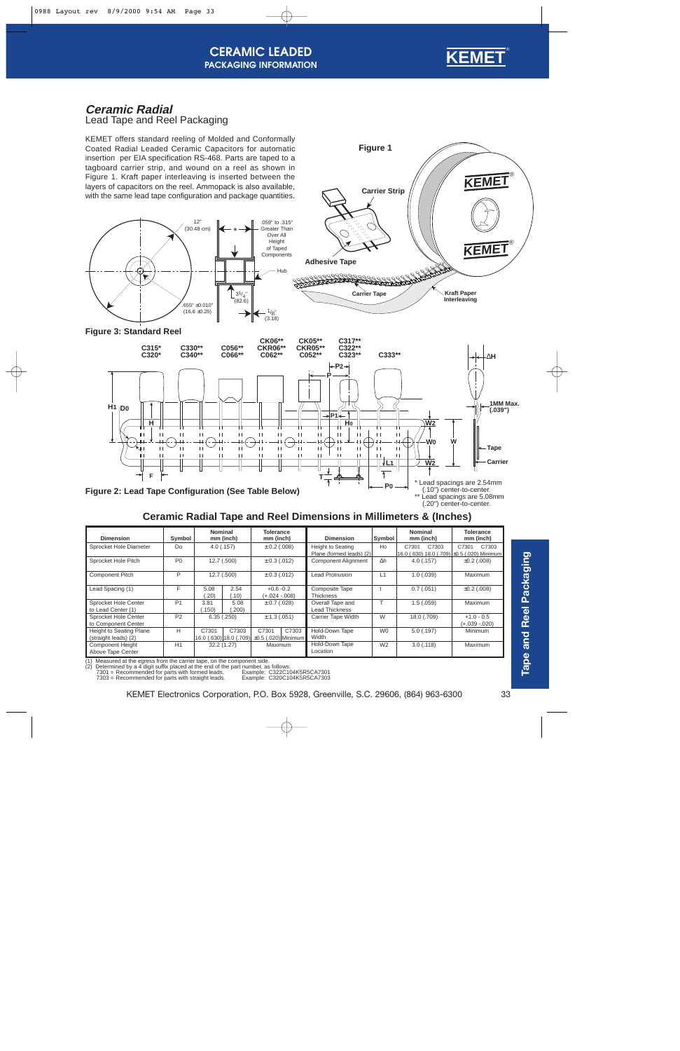# CERAMIC LEADED
## PACKAGING INFORMATION

### *Ceramic Radial*
Lead Tape and Reel Packaging

KEMET offers standard reeling of Molded and Conformally Coated Radial Leaded Ceramic Capacitors for automatic insertion per EIA specification RS-468. Parts are taped to a tagboard carrier strip, and wound on a reel as shown in Figure 1. Kraft paper interleaving is inserted between the layers of capacitors on the reel. Ammopack is also available, with the same lead tape configuration and package quantities.

Figure 1

Carrier Strip

Adhesive Tape

Carrier Tape

Kraft Paper Interleaving

12" (30.48 cm)

.059" to .315" Greater Than Over All Height of Taped Components

Hub

3 1/4" (82.6)

.655" ±0.010" (16.6 ±0.25)

1/8" (3.18)

Figure 3: Standard Reel

C315* C320* | C330** C340** | C056** C066** | CK06** CKR06** C062** | CK05** CKR05** C052** | C317** C322** C323** | C333**

Figure 2: Lead Tape Configuration (See Table Below)

\* Lead spacings are 2.54mm (.10") center-to-center.
\*\* Lead spacings are 5.08mm (.20") center-to-center.

1MM Max. (.039")

Tape

Carrier

## Ceramic Radial Tape and Reel Dimensions in Millimeters & (Inches)

| Dimension | Symbol | Nominal mm (inch) | Tolerance mm (inch) | Dimension | Symbol | Nominal mm (inch) | Tolerance mm (inch) |
|---|---|---|---|---|---|---|---|
| Sprocket Hole Diameter | Do | 4.0 (.157) | ±0.2 (.008) | Height to Seating Plane (formed leads) (2) | H0 | C7301: 16.0 (.630); C7303: 18.0 (.709) | C7301: ±0.5 (.020); C7303: Minimum |
| Sprocket Hole Pitch | P0 | 12.7 (.500) | ±0.3 (.012) | Component Alignment | Δh | 4.0 (.157) | ±0.2 (.008) |
| Component Pitch | P | 12.7 (.500) | ±0.3 (.012) | Lead Protrusion | L1 | 1.0 (.039) | Maximum |
| Lead Spacing (1) | F | 5.08 (.20); 2.54 (.10) | +0.6 -0.2 (+.024 -.008) | Composite Tape Thickness | t | 0.7 (.051) | ±0.2 (.008) |
| Sprocket Hole Center to Lead Center (1) | P1 | 3.81 (.150); 5.08 (.200) | ±0.7 (.028) | Overall Tape and Lead Thickness | T | 1.5 (.059) | Maximum |
| Sprocket Hole Center to Component Center | P2 | 6.35 (.250) | ±1.3 (.051) | Carrier Tape Width | W | 18.0 (.709) | +1.0 - 0.5 (+.039 -.020) |
| Height to Seating Plane (straight leads) (2) | H | C7301: 16.0 (.630); C7303: 18.0 (.709) | C7301: ±0.5 (.020); C7303: Minimum | Hold-Down Tape Width | W0 | 5.0 (.197) | Minimum |
| Component Height Above Tape Center | H1 | 32.2 (1.27) | Maximum | Hold-Down Tape Location | W2 | 3.0 (.118) | Maximum |

(1) Measured at the egress from the carrier tape, on the component side.
(2) Determined by a 4 digit suffix placed at the end of the part number, as follows:
7301 = Recommended for parts with formed leads. Example: C322C104K5R5CA7301
7303 = Recommended for parts with straight leads. Example: C320C104K5R5CA7303

KEMET Electronics Corporation, P.O. Box 5928, Greenville, S.C. 29606, (864) 963-6300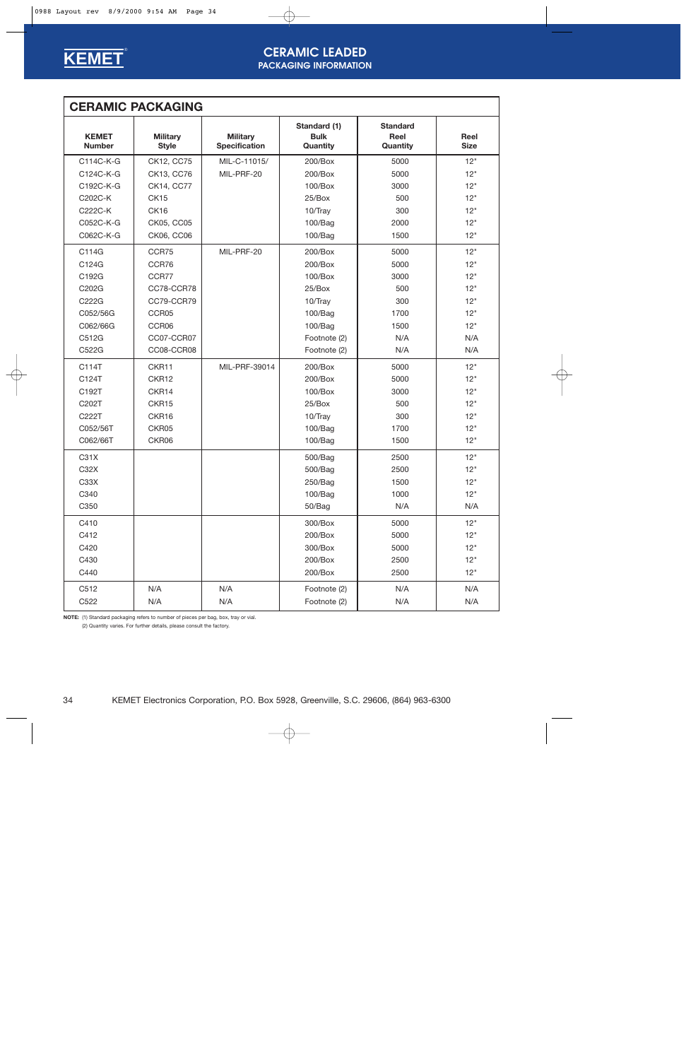# CERAMIC LEADED
## PACKAGING INFORMATION

### CERAMIC PACKAGING

| KEMET Number | Military Style | Military Specification | Standard (1) Bulk Quantity | Standard Reel Quantity | Reel Size |
|---|---|---|---|---|---|
| C114C-K-G | CK12, CC75 | MIL-C-11015/ | 200/Box | 5000 | 12" |
| C124C-K-G | CK13, CC76 | MIL-PRF-20 | 200/Box | 5000 | 12" |
| C192C-K-G | CK14, CC77 | | 100/Box | 3000 | 12" |
| C202C-K | CK15 | | 25/Box | 500 | 12" |
| C222C-K | CK16 | | 10/Tray | 300 | 12" |
| C052C-K-G | CK05, CC05 | | 100/Bag | 2000 | 12" |
| C062C-K-G | CK06, CC06 | | 100/Bag | 1500 | 12" |
| C114G | CCR75 | MIL-PRF-20 | 200/Box | 5000 | 12" |
| C124G | CCR76 | | 200/Box | 5000 | 12" |
| C192G | CCR77 | | 100/Box | 3000 | 12" |
| C202G | CC78-CCR78 | | 25/Box | 500 | 12" |
| C222G | CC79-CCR79 | | 10/Tray | 300 | 12" |
| C052/56G | CCR05 | | 100/Bag | 1700 | 12" |
| C062/66G | CCR06 | | 100/Bag | 1500 | 12" |
| C512G | CC07-CCR07 | | Footnote (2) | N/A | N/A |
| C522G | CC08-CCR08 | | Footnote (2) | N/A | N/A |
| C114T | CKR11 | MIL-PRF-39014 | 200/Box | 5000 | 12" |
| C124T | CKR12 | | 200/Box | 5000 | 12" |
| C192T | CKR14 | | 100/Box | 3000 | 12" |
| C202T | CKR15 | | 25/Box | 500 | 12" |
| C222T | CKR16 | | 10/Tray | 300 | 12" |
| C052/56T | CKR05 | | 100/Bag | 1700 | 12" |
| C062/66T | CKR06 | | 100/Bag | 1500 | 12" |
| C31X | | | 500/Bag | 2500 | 12" |
| C32X | | | 500/Bag | 2500 | 12" |
| C33X | | | 250/Bag | 1500 | 12" |
| C340 | | | 100/Bag | 1000 | 12" |
| C350 | | | 50/Bag | N/A | N/A |
| C410 | | | 300/Box | 5000 | 12" |
| C412 | | | 200/Box | 5000 | 12" |
| C420 | | | 300/Box | 5000 | 12" |
| C430 | | | 200/Box | 2500 | 12" |
| C440 | | | 200/Box | 2500 | 12" |
| C512 | N/A | N/A | Footnote (2) | N/A | N/A |
| C522 | N/A | N/A | Footnote (2) | N/A | N/A |

**NOTE:** (1) Standard packaging refers to number of pieces per bag, box, tray or vial.
(2) Quantity varies. For further details, please consult the factory.

KEMET Electronics Corporation, P.O. Box 5928, Greenville, S.C. 29606, (864) 963-6300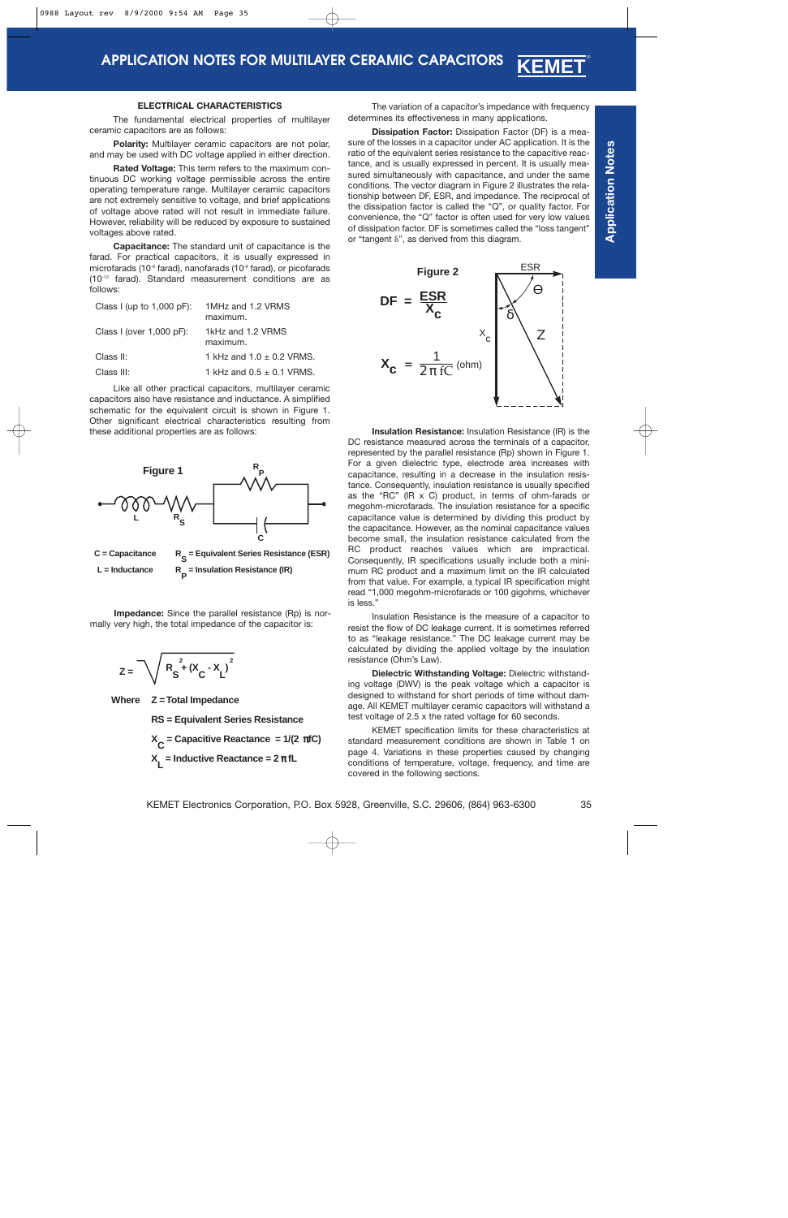# APPLICATION NOTES FOR MULTILAYER CERAMIC CAPACITORS

## ELECTRICAL CHARACTERISTICS

The fundamental electrical properties of multilayer ceramic capacitors are as follows:

**Polarity:** Multilayer ceramic capacitors are not polar, and may be used with DC voltage applied in either direction.

**Rated Voltage:** This term refers to the maximum continuous DC working voltage permissible across the entire operating temperature range. Multilayer ceramic capacitors are not extremely sensitive to voltage, and brief applications of voltage above rated will not result in immediate failure. However, reliability will be reduced by exposure to sustained voltages above rated.

**Capacitance:** The standard unit of capacitance is the farad. For practical capacitors, it is usually expressed in microfarads ($10^{-6}$ farad), nanofarads ($10^{-9}$ farad), or picofarads ($10^{-12}$ farad). Standard measurement conditions are as follows:

| | |
|---|---|
| Class I (up to 1,000 pF): | 1MHz and 1.2 VRMS maximum. |
| Class I (over 1,000 pF): | 1kHz and 1.2 VRMS maximum. |
| Class II: | 1 kHz and 1.0 ± 0.2 VRMS. |
| Class III: | 1 kHz and 0.5 ± 0.1 VRMS. |

Like all other practical capacitors, multilayer ceramic capacitors also have resistance and inductance. A simplified schematic for the equivalent circuit is shown in Figure 1. Other significant electrical characteristics resulting from these additional properties are as follows:

**Figure 1**

C = Capacitance
L = Inductance
$R_S$ = Equivalent Series Resistance (ESR)
$R_P$ = Insulation Resistance (IR)

**Impedance:** Since the parallel resistance (Rp) is normally very high, the total impedance of the capacitor is:

$$Z = \sqrt{R_S^2 + (X_C - X_L)^2}$$

Where Z = Total Impedance

RS = Equivalent Series Resistance

$X_C$ = Capacitive Reactance = $1/(2\pi fC)$

$X_L$ = Inductive Reactance = $2\pi fL$

The variation of a capacitor's impedance with frequency determines its effectiveness in many applications.

**Dissipation Factor:** Dissipation Factor (DF) is a measure of the losses in a capacitor under AC application. It is the ratio of the equivalent series resistance to the capacitive reactance, and is usually expressed in percent. It is usually measured simultaneously with capacitance, and under the same conditions. The vector diagram in Figure 2 illustrates the relationship between DF, ESR, and impedance. The reciprocal of the dissipation factor is called the "Q", or quality factor. For convenience, the "Q" factor is often used for very low values of dissipation factor. DF is sometimes called the "loss tangent" or "tangent δ", as derived from this diagram.

**Figure 2**

$$DF = \frac{ESR}{X_C}$$

$$X_C = \frac{1}{2\pi fC} \text{ (ohm)}$$

**Insulation Resistance:** Insulation Resistance (IR) is the DC resistance measured across the terminals of a capacitor, represented by the parallel resistance (Rp) shown in Figure 1. For a given dielectric type, electrode area increases with capacitance, resulting in a decrease in the insulation resistance. Consequently, insulation resistance is usually specified as the "RC" (IR x C) product, in terms of ohm-farads or megohm-microfarads. The insulation resistance for a specific capacitance value is determined by dividing this product by the capacitance. However, as the nominal capacitance values become small, the insulation resistance calculated from the RC product reaches values which are impractical. Consequently, IR specifications usually include both a minimum RC product and a maximum limit on the IR calculated from that value. For example, a typical IR specification might read "1,000 megohm-microfarads or 100 gigohms, whichever is less."

Insulation Resistance is the measure of a capacitor to resist the flow of DC leakage current. It is sometimes referred to as "leakage resistance." The DC leakage current may be calculated by dividing the applied voltage by the insulation resistance (Ohm's Law).

**Dielectric Withstanding Voltage:** Dielectric withstanding voltage (DWV) is the peak voltage which a capacitor is designed to withstand for short periods of time without damage. All KEMET multilayer ceramic capacitors will withstand a test voltage of 2.5 x the rated voltage for 60 seconds.

KEMET specification limits for these characteristics at standard measurement conditions are shown in Table 1 on page 4. Variations in these properties caused by changing conditions of temperature, voltage, frequency, and time are covered in the following sections.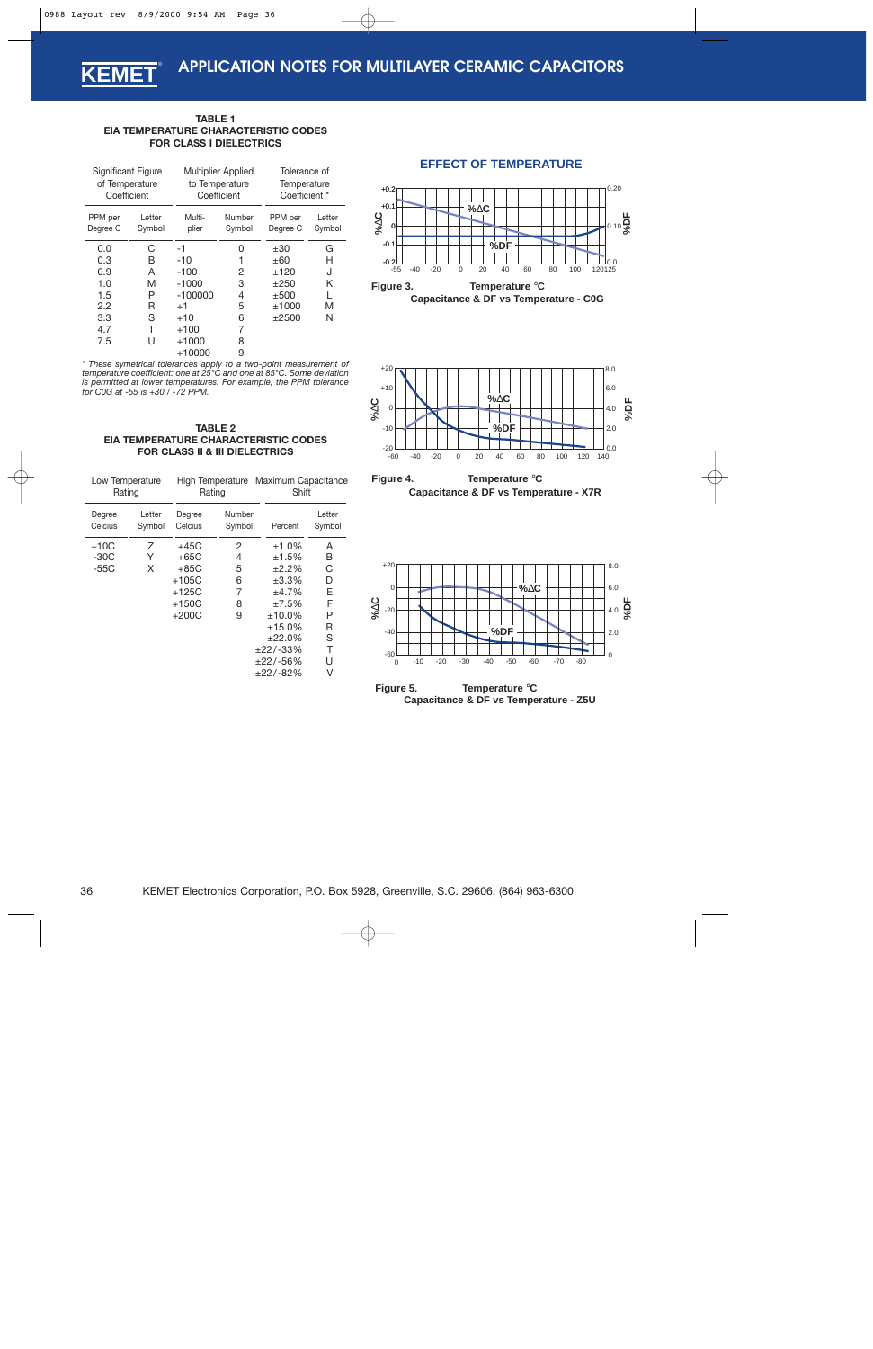# APPLICATION NOTES FOR MULTILAYER CERAMIC CAPACITORS

**TABLE 1**
**EIA TEMPERATURE CHARACTERISTIC CODES FOR CLASS I DIELECTRICS**

| Significant Figure of Temperature Coefficient | | Multiplier Applied to Temperature Coefficient | | Tolerance of Temperature Coefficient * | |
|---|---|---|---|---|---|
| PPM per Degree C | Letter Symbol | Multi-plier | Number Symbol | PPM per Degree C | Letter Symbol |
| 0.0 | C | -1 | 0 | ±30 | G |
| 0.3 | B | -10 | 1 | ±60 | H |
| 0.9 | A | -100 | 2 | ±120 | J |
| 1.0 | M | -1000 | 3 | ±250 | K |
| 1.5 | P | -100000 | 4 | ±500 | L |
| 2.2 | R | +1 | 5 | ±1000 | M |
| 3.3 | S | +10 | 6 | ±2500 | N |
| 4.7 | T | +100 | 7 | | |
| 7.5 | U | +1000 | 8 | | |
| | | +10000 | 9 | | |

*\* These symetrical tolerances apply to a two-point measurement of temperature coefficient: one at 25°C and one at 85°C. Some deviation is permitted at lower temperatures. For example, the PPM tolerance for C0G at -55 is +30 / -72 PPM.*

**TABLE 2**
**EIA TEMPERATURE CHARACTERISTIC CODES FOR CLASS II & III DIELECTRICS**

| Low Temperature Rating | | High Temperature Rating | | Maximum Capacitance Shift | |
|---|---|---|---|---|---|
| Degree Celcius | Letter Symbol | Degree Celcius | Number Symbol | Percent | Letter Symbol |
| +10C | Z | +45C | 2 | ±1.0% | A |
| -30C | Y | +65C | 4 | ±1.5% | B |
| -55C | X | +85C | 5 | ±2.2% | C |
| | | +105C | 6 | ±3.3% | D |
| | | +125C | 7 | ±4.7% | E |
| | | +150C | 8 | ±7.5% | F |
| | | +200C | 9 | ±10.0% | P |
| | | | | ±15.0% | R |
| | | | | ±22.0% | S |
| | | | | ±22/-33% | T |
| | | | | ±22/-56% | U |
| | | | | ±22/-82% | V |

## EFFECT OF TEMPERATURE

**Figure 3.** Temperature °C
**Capacitance & DF vs Temperature - C0G**

**Figure 4.** Temperature °C
**Capacitance & DF vs Temperature - X7R**

**Figure 5.** Temperature °C
**Capacitance & DF vs Temperature - Z5U**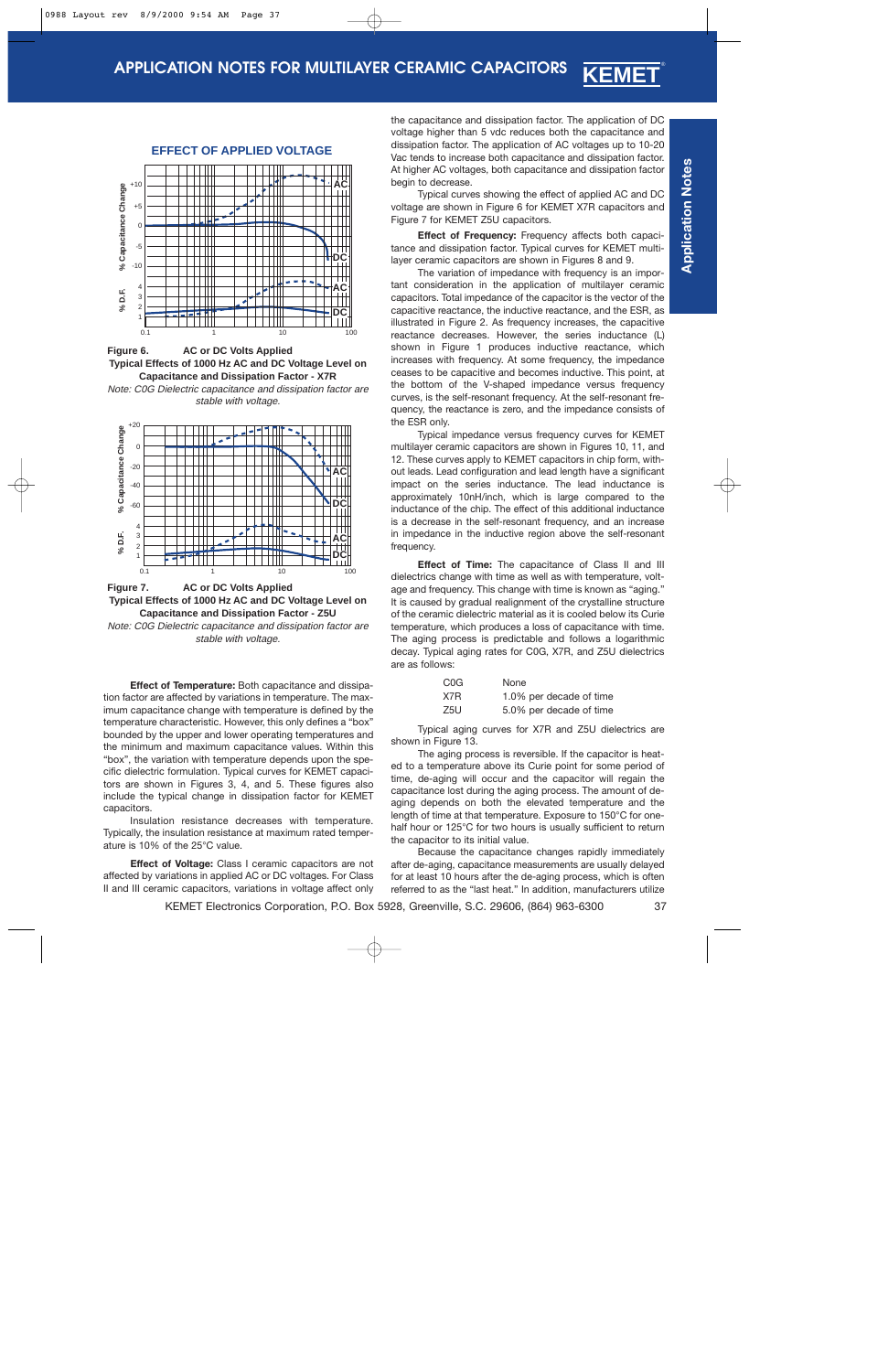## EFFECT OF APPLIED VOLTAGE

**Figure 6.** AC or DC Volts Applied
**Typical Effects of 1000 Hz AC and DC Voltage Level on Capacitance and Dissipation Factor - X7R**
*Note: C0G Dielectric capacitance and dissipation factor are stable with voltage.*

**Figure 7.** AC or DC Volts Applied
**Typical Effects of 1000 Hz AC and DC Voltage Level on Capacitance and Dissipation Factor - Z5U**
*Note: C0G Dielectric capacitance and dissipation factor are stable with voltage.*

**Effect of Temperature:** Both capacitance and dissipation factor are affected by variations in temperature. The maximum capacitance change with temperature is defined by the temperature characteristic. However, this only defines a "box" bounded by the upper and lower operating temperatures and the minimum and maximum capacitance values. Within this "box", the variation with temperature depends upon the specific dielectric formulation. Typical curves for KEMET capacitors are shown in Figures 3, 4, and 5. These figures also include the typical change in dissipation factor for KEMET capacitors.

Insulation resistance decreases with temperature. Typically, the insulation resistance at maximum rated temperature is 10% of the 25°C value.

**Effect of Voltage:** Class I ceramic capacitors are not affected by variations in applied AC or DC voltages. For Class II and III ceramic capacitors, variations in voltage affect only the capacitance and dissipation factor. The application of DC voltage higher than 5 vdc reduces both the capacitance and dissipation factor. The application of AC voltages up to 10-20 Vac tends to increase both capacitance and dissipation factor. At higher AC voltages, both capacitance and dissipation factor begin to decrease.

Typical curves showing the effect of applied AC and DC voltage are shown in Figure 6 for KEMET X7R capacitors and Figure 7 for KEMET Z5U capacitors.

**Effect of Frequency:** Frequency affects both capacitance and dissipation factor. Typical curves for KEMET multilayer ceramic capacitors are shown in Figures 8 and 9.

The variation of impedance with frequency is an important consideration in the application of multilayer ceramic capacitors. Total impedance of the capacitor is the vector of the capacitive reactance, the inductive reactance, and the ESR, as illustrated in Figure 2. As frequency increases, the capacitive reactance decreases. However, the series inductance (L) shown in Figure 1 produces inductive reactance, which increases with frequency. At some frequency, the impedance ceases to be capacitive and becomes inductive. This point, at the bottom of the V-shaped impedance versus frequency curves, is the self-resonant frequency. At the self-resonant frequency, the reactance is zero, and the impedance consists of the ESR only.

Typical impedance versus frequency curves for KEMET multilayer ceramic capacitors are shown in Figures 10, 11, and 12. These curves apply to KEMET capacitors in chip form, without leads. Lead configuration and lead length have a significant impact on the series inductance. The lead inductance is approximately 10nH/inch, which is large compared to the inductance of the chip. The effect of this additional inductance is a decrease in the self-resonant frequency, and an increase in impedance in the inductive region above the self-resonant frequency.

**Effect of Time:** The capacitance of Class II and III dielectrics change with time as well as with temperature, voltage and frequency. This change with time is known as "aging." It is caused by gradual realignment of the crystalline structure of the ceramic dielectric material as it is cooled below its Curie temperature, which produces a loss of capacitance with time. The aging process is predictable and follows a logarithmic decay. Typical aging rates for C0G, X7R, and Z5U dielectrics are as follows:

| | |
|---|---|
| C0G | None |
| X7R | 1.0% per decade of time |
| Z5U | 5.0% per decade of time |

Typical aging curves for X7R and Z5U dielectrics are shown in Figure 13.

The aging process is reversible. If the capacitor is heated to a temperature above its Curie point for some period of time, de-aging will occur and the capacitor will regain the capacitance lost during the aging process. The amount of de-aging depends on both the elevated temperature and the length of time at that temperature. Exposure to 150°C for one-half hour or 125°C for two hours is usually sufficient to return the capacitor to its initial value.

Because the capacitance changes rapidly immediately after de-aging, capacitance measurements are usually delayed for at least 10 hours after the de-aging process, which is often referred to as the "last heat." In addition, manufacturers utilize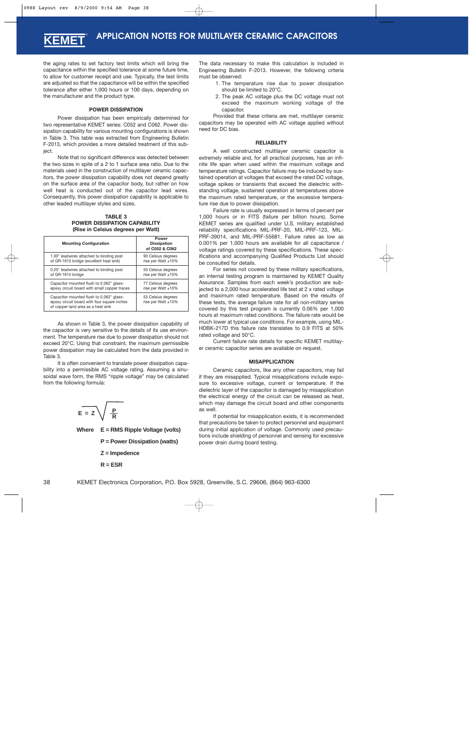the aging rates to set factory test limits which will bring the capacitance within the specified tolerance at some future time, to allow for customer receipt and use. Typically, the test limits are adjusted so that the capacitance will be within the specified tolerance after either 1,000 hours or 100 days, depending on the manufacturer and the product type.

### POWER DISSIPATION

Power dissipation has been empirically determined for two representative KEMET series: C052 and C062. Power dissipation capability for various mounting configurations is shown in Table 3. This table was extracted from Engineering Bulletin F-2013, which provides a more detailed treatment of this subject.

Note that no significant difference was detected between the two sizes in spite of a 2 to 1 surface area ratio. Due to the materials used in the construction of multilayer ceramic capacitors, the power dissipation capability does not depend greatly on the surface area of the capacitor body, but rather on how well heat is conducted out of the capacitor lead wires. Consequently, this power dissipation capability is applicable to other leaded multilayer styles and sizes.

**TABLE 3**
**POWER DISSIPATION CAPABILITY**
**(Rise in Celsius degrees per Watt)**

| Mounting Configuration | Power Dissipation of C052 & C062 |
|---|---|
| 1.00" leadwires attached to binding post of GR-1615 bridge (excellent heat sink) | 90 Celsius degrees rise per Watt ±10% |
| 0.25" leadwires attached to binding post of GR-1615 bridge | 55 Celsius degrees rise per Watt ±10% |
| Capacitor mounted flush to 0.062" glass-epoxy circuit board with small copper traces | 77 Celsius degrees rise per Watt ±10% |
| Capacitor mounted flush to 0.062" glass-epoxy circuit board with four square inches of copper land area as a heat sink | 53 Celsius degrees rise per Watt ±10% |

As shown in Table 3, the power dissipation capability of the capacitor is very sensitive to the details of its use environment. The temperature rise due to power dissipation should not exceed 20°C. Using that constraint, the maximum permissible power dissipation may be calculated from the data provided in Table 3.

It is often convenient to translate power dissipation capability into a permissible AC voltage rating. Assuming a sinusoidal wave form, the RMS "ripple voltage" may be calculated from the following formula:

$$E = Z\sqrt{\frac{P}{R}}$$

**Where E = RMS Ripple Voltage (volts)**

**P = Power Dissipation (watts)**

**Z = Impedence**

**R = ESR**

The data necessary to make this calculation is included in Engineering Bulletin F-2013. However, the following criteria must be observed:

1. The temperature rise due to power dissipation should be limited to 20°C.
2. The peak AC voltage plus the DC voltage must not exceed the maximum working voltage of the capacitor.

Provided that these criteria are met, multilayer ceramic capacitors may be operated with AC voltage applied without need for DC bias.

### RELIABILITY

A well constructed multilayer ceramic capacitor is extremely reliable and, for all practical purposes, has an infinite life span when used within the maximum voltage and temperature ratings. Capacitor failure may be induced by sustained operation at voltages that exceed the rated DC voltage, voltage spikes or transients that exceed the dielectric withstanding voltage, sustained operation at temperatures above the maximum rated temperature, or the excessive temperature rise due to power dissipation.

Failure rate is usually expressed in terms of percent per 1,000 hours or in FITS (failure per billion hours). Some KEMET series are qualified under U.S. military established reliability specifications MIL-PRF-20, MIL-PRF-123, MIL-PRF-39014, and MIL-PRF-55681. Failure rates as low as 0.001% per 1,000 hours are available for all capacitance / voltage ratings covered by these specifications. These specifications and accompanying Qualified Products List should be consulted for details.

For series not covered by these military specifications, an internal testing program is maintained by KEMET Quality Assurance. Samples from each week's production are subjected to a 2,000 hour accelerated life test at 2 x rated voltage and maximum rated temperature. Based on the results of these tests, the average failure rate for all non-military series covered by this test program is currently 0.06% per 1,000 hours at maximum rated conditions. The failure rate would be much lower at typical use conditions. For example, using MIL-HDBK-217D this failure rate translates to 0.9 FITS at 50% rated voltage and 50°C.

Current failure rate details for specific KEMET multilayer ceramic capacitor series are available on request.

### MISAPPLICATION

Ceramic capacitors, like any other capacitors, may fail if they are misapplied. Typical misapplications include exposure to excessive voltage, current or temperature. If the dielectric layer of the capacitor is damaged by misapplication the electrical energy of the circuit can be released as heat, which may damage the circuit board and other components as well.

If potential for misapplication exists, it is recommended that precautions be taken to protect personnel and equipment during initial application of voltage. Commonly used precautions include shielding of personnel and sensing for excessive power drain during board testing.

KEMET Electronics Corporation, P.O. Box 5928, Greenville, S.C. 29606, (864) 963-6300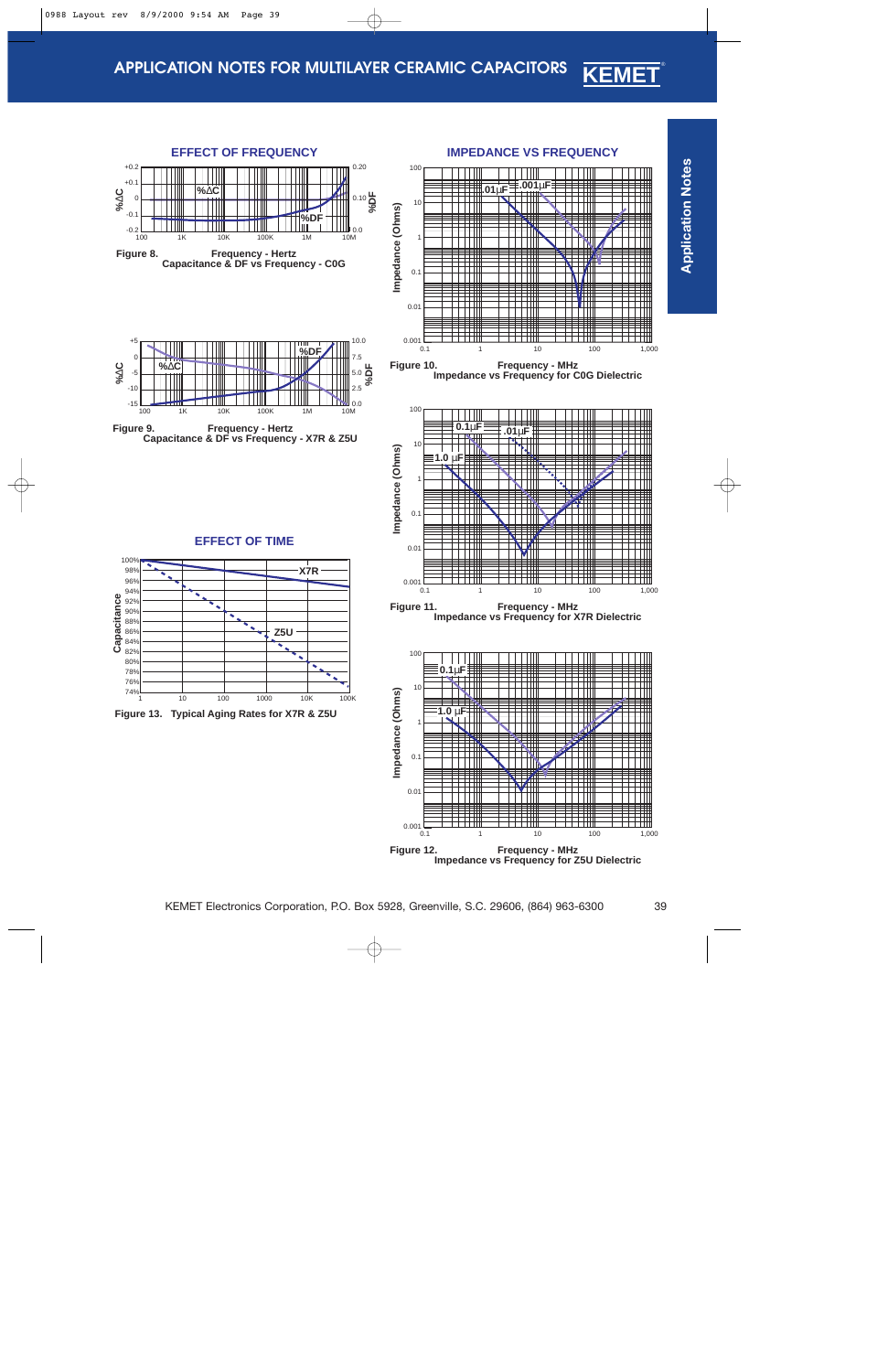# APPLICATION NOTES FOR MULTILAYER CERAMIC CAPACITORS

## EFFECT OF FREQUENCY

**Figure 8.** Frequency - Hertz
Capacitance & DF vs Frequency - C0G

**Figure 9.** Frequency - Hertz
Capacitance & DF vs Frequency - X7R & Z5U

## EFFECT OF TIME

**Figure 13.** Typical Aging Rates for X7R & Z5U

## IMPEDANCE VS FREQUENCY

**Figure 10.** Frequency - MHz
Impedance vs Frequency for C0G Dielectric

**Figure 11.** Frequency - MHz
Impedance vs Frequency for X7R Dielectric

**Figure 12.** Frequency - MHz
Impedance vs Frequency for Z5U Dielectric

KEMET Electronics Corporation, P.O. Box 5928, Greenville, S.C. 29606, (864) 963-6300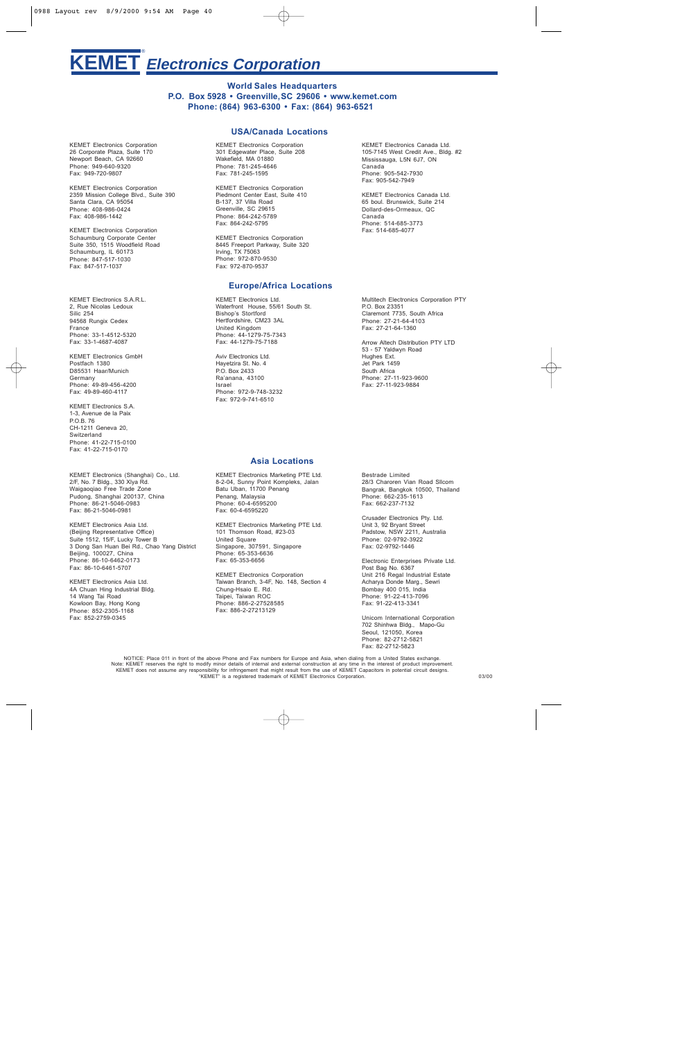# KEMET® *Electronics Corporation*

**World Sales Headquarters**
**P.O. Box 5928 • Greenville, SC 29606 • www.kemet.com**
**Phone: (864) 963-6300 • Fax: (864) 963-6521**

## USA/Canada Locations

KEMET Electronics Corporation
26 Corporate Plaza, Suite 170
Newport Beach, CA 92660
Phone: 949-640-9320
Fax: 949-720-9807

KEMET Electronics Corporation
2359 Mission College Blvd., Suite 390
Santa Clara, CA 95054
Phone: 408-986-0424
Fax: 408-986-1442

KEMET Electronics Corporation
Schaumburg Corporate Center
Suite 350, 1515 Woodfield Road
Schaumburg, IL 60173
Phone: 847-517-1030
Fax: 847-517-1037

KEMET Electronics Corporation
301 Edgewater Place, Suite 208
Wakefield, MA 01880
Phone: 781-245-4646
Fax: 781-245-1595

KEMET Electronics Corporation
Piedmont Center East, Suite 410
B-137, 37 Villa Road
Greenville, SC 29615
Phone: 864-242-5789
Fax: 864-242-5795

KEMET Electronics Corporation
8445 Freeport Parkway, Suite 320
Irving, TX 75063
Phone: 972-870-9530
Fax: 972-870-9537

KEMET Electronics Canada Ltd.
105-7145 West Credit Ave., Bldg. #2
Mississauga, L5N 6J7, ON
Canada
Phone: 905-542-7930
Fax: 905-542-7949

KEMET Electronics Canada Ltd.
65 boul. Brunswick, Suite 214
Dollard-des-Ormeaux, QC
Canada
Phone: 514-685-3773
Fax: 514-685-4077

## Europe/Africa Locations

KEMET Electronics S.A.R.L.
2, Rue Nicolas Ledoux
Silic 254
94568 Rungix Cedex
France
Phone: 33-1-4512-5320
Fax: 33-1-4687-4087

KEMET Electronics GmbH
Postfach 1380
D85531 Haar/Munich
Germany
Phone: 49-89-456-4200
Fax: 49-89-460-4117

KEMET Electronics S.A.
1-3, Avenue de la Paix
P.O.B. 76
CH-1211 Geneva 20,
Switzerland
Phone: 41-22-715-0100
Fax: 41-22-715-0170

KEMET Electronics Ltd.
Waterfront House, 55/61 South St.
Bishop's Stortford
Hertfordshire, CM23 3AL
United Kingdom
Phone: 44-1279-75-7343
Fax: 44-1279-75-7188

Aviv Electronics Ltd.
Hayetzira St. No. 4
P.O. Box 2433
Ra'anana, 43100
Israel
Phone: 972-9-748-3232
Fax: 972-9-741-6510

Multitech Electronics Corporation PTY
P.O. Box 23351
Claremont 7735, South Africa
Phone: 27-21-64-4103
Fax: 27-21-64-1360

Arrow Altech Distribution PTY LTD
53 - 57 Yaldwyn Road
Hughes Ext.
Jet Park 1459
South Africa
Phone: 27-11-923-9600
Fax: 27-11-923-9884

## Asia Locations

KEMET Electronics (Shanghai) Co., Ltd.
2/F, No. 7 Bldg., 330 Xlya Rd.
Waigaoqiao Free Trade Zone
Pudong, Shanghai 200137, China
Phone: 86-21-5046-0983
Fax: 86-21-5046-0981

KEMET Electronics Asia Ltd.
(Beijing Representative Office)
Suite 1512, 15/F, Lucky Tower B
3 Dong San Huan Bei Rd., Chao Yang District
Beijing, 100027, China
Phone: 86-10-6462-0173
Fax: 86-10-6461-5707

KEMET Electronics Asia Ltd.
4A Chuan Hing Industrial Bldg.
14 Wang Tai Road
Kowloon Bay, Hong Kong
Phone: 852-2305-1168
Fax: 852-2759-0345

KEMET Electronics Marketing PTE Ltd.
8-2-04, Sunny Point Kompleks, Jalan
Batu Uban, 11700 Penang
Penang, Malaysia
Phone: 60-4-6595200
Fax: 60-4-6595220

KEMET Electronics Marketing PTE Ltd.
101 Thomson Road, #23-03
United Square
Singapore, 307591, Singapore
Phone: 65-353-6636
Fax: 65-353-6656

KEMET Electronics Corporation
Taiwan Branch, 3-4F, No. 148, Section 4
Chung-Hsaio E. Rd.
Taipei, Taiwan ROC
Phone: 886-2-27528585
Fax: 886-2-27213129

Bestrade Limited
28/3 Charoren Vian Road Sllcom
Bangrak, Bangkok 10500, Thailand
Phone: 662-235-1613
Fax: 662-237-7132

Crusader Electronics Pty. Ltd.
Unit 3, 92 Bryant Street
Padstow, NSW 2211, Australia
Phone: 02-9792-3922
Fax: 02-9792-1446

Electronic Enterprises Private Ltd.
Post Bag No. 6367
Unit 216 Regal Industrial Estate
Acharya Donde Marg., Sewri
Bombay 400 015, India
Phone: 91-22-413-7096
Fax: 91-22-413-3341

Unicom International Corporation
702 Shinhwa Bldg., Mapo-Gu
Seoul, 121050, Korea
Phone: 82-2712-5821
Fax: 82-2712-5823

NOTICE: Place 011 in front of the above Phone and Fax numbers for Europe and Asia, when dialing from a United States exchange.
Note: KEMET reserves the right to modify minor details of internal and external construction at any time in the interest of product improvement.
KEMET does not assume any responsibility for infringement that might result from the use of KEMET Capacitors in potential circuit designs.
"KEMET" is a registered trademark of KEMET Electronics Corporation.

03/00